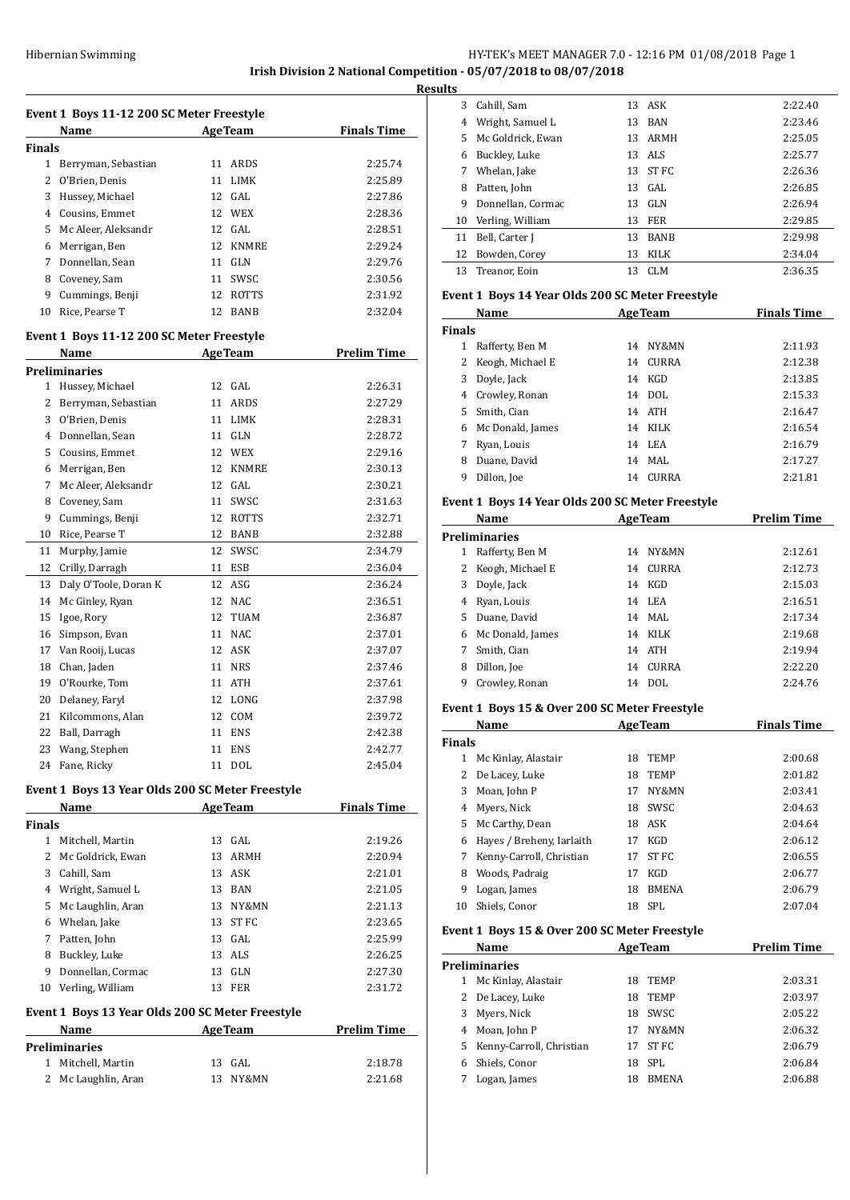**Irish Division 2 National Competition - 05/07/2018 to 08/07/2018**

**Results**

### Event 1 Boys 11-12 200 SC Meter Freestyle

| | Name | Age | Team | Finals Time |
|---|---|---|---|---|
| **Finals** | | | | |
| 1 | Berryman, Sebastian | 11 | ARDS | 2:25.74 |
| 2 | O'Brien, Denis | 11 | LIMK | 2:25.89 |
| 3 | Hussey, Michael | 12 | GAL | 2:27.86 |
| 4 | Cousins, Emmet | 12 | WEX | 2:28.36 |
| 5 | Mc Aleer, Aleksandr | 12 | GAL | 2:28.51 |
| 6 | Merrigan, Ben | 12 | KNMRE | 2:29.24 |
| 7 | Donnellan, Sean | 11 | GLN | 2:29.76 |
| 8 | Coveney, Sam | 11 | SWSC | 2:30.56 |
| 9 | Cummings, Benji | 12 | ROTTS | 2:31.92 |
| 10 | Rice, Pearse T | 12 | BANB | 2:32.04 |

### Event 1 Boys 11-12 200 SC Meter Freestyle

| | Name | Age | Team | Prelim Time |
|---|---|---|---|---|
| **Preliminaries** | | | | |
| 1 | Hussey, Michael | 12 | GAL | 2:26.31 |
| 2 | Berryman, Sebastian | 11 | ARDS | 2:27.29 |
| 3 | O'Brien, Denis | 11 | LIMK | 2:28.31 |
| 4 | Donnellan, Sean | 11 | GLN | 2:28.72 |
| 5 | Cousins, Emmet | 12 | WEX | 2:29.16 |
| 6 | Merrigan, Ben | 12 | KNMRE | 2:30.13 |
| 7 | Mc Aleer, Aleksandr | 12 | GAL | 2:30.21 |
| 8 | Coveney, Sam | 11 | SWSC | 2:31.63 |
| 9 | Cummings, Benji | 12 | ROTTS | 2:32.71 |
| 10 | Rice, Pearse T | 12 | BANB | 2:32.88 |
| 11 | Murphy, Jamie | 12 | SWSC | 2:34.79 |
| 12 | Crilly, Darragh | 11 | ESB | 2:36.04 |
| 13 | Daly O'Toole, Doran K | 12 | ASG | 2:36.24 |
| 14 | Mc Ginley, Ryan | 12 | NAC | 2:36.51 |
| 15 | Igoe, Rory | 12 | TUAM | 2:36.87 |
| 16 | Simpson, Evan | 11 | NAC | 2:37.01 |
| 17 | Van Rooij, Lucas | 12 | ASK | 2:37.07 |
| 18 | Chan, Jaden | 11 | NRS | 2:37.46 |
| 19 | O'Rourke, Tom | 11 | ATH | 2:37.61 |
| 20 | Delaney, Faryl | 12 | LONG | 2:37.98 |
| 21 | Kilcommons, Alan | 12 | COM | 2:39.72 |
| 22 | Ball, Darragh | 11 | ENS | 2:42.38 |
| 23 | Wang, Stephen | 11 | ENS | 2:42.77 |
| 24 | Fane, Ricky | 11 | DOL | 2:45.04 |

### Event 1 Boys 13 Year Olds 200 SC Meter Freestyle

| | Name | Age | Team | Finals Time |
|---|---|---|---|---|
| **Finals** | | | | |
| 1 | Mitchell, Martin | 13 | GAL | 2:19.26 |
| 2 | Mc Goldrick, Ewan | 13 | ARMH | 2:20.94 |
| 3 | Cahill, Sam | 13 | ASK | 2:21.01 |
| 4 | Wright, Samuel L | 13 | BAN | 2:21.05 |
| 5 | Mc Laughlin, Aran | 13 | NY&MN | 2:21.13 |
| 6 | Whelan, Jake | 13 | ST FC | 2:23.65 |
| 7 | Patten, John | 13 | GAL | 2:25.99 |
| 8 | Buckley, Luke | 13 | ALS | 2:26.25 |
| 9 | Donnellan, Cormac | 13 | GLN | 2:27.30 |
| 10 | Verling, William | 13 | FER | 2:31.72 |

### Event 1 Boys 13 Year Olds 200 SC Meter Freestyle

| | Name | Age | Team | Prelim Time |
|---|---|---|---|---|
| **Preliminaries** | | | | |
| 1 | Mitchell, Martin | 13 | GAL | 2:18.78 |
| 2 | Mc Laughlin, Aran | 13 | NY&MN | 2:21.68 |
| 3 | Cahill, Sam | 13 | ASK | 2:22.40 |
| 4 | Wright, Samuel L | 13 | BAN | 2:23.46 |
| 5 | Mc Goldrick, Ewan | 13 | ARMH | 2:25.05 |
| 6 | Buckley, Luke | 13 | ALS | 2:25.77 |
| 7 | Whelan, Jake | 13 | ST FC | 2:26.36 |
| 8 | Patten, John | 13 | GAL | 2:26.85 |
| 9 | Donnellan, Cormac | 13 | GLN | 2:26.94 |
| 10 | Verling, William | 13 | FER | 2:29.85 |
| 11 | Bell, Carter J | 13 | BANB | 2:29.98 |
| 12 | Bowden, Corey | 13 | KILK | 2:34.04 |
| 13 | Treanor, Eoin | 13 | CLM | 2:36.35 |

### Event 1 Boys 14 Year Olds 200 SC Meter Freestyle

| | Name | Age | Team | Finals Time |
|---|---|---|---|---|
| **Finals** | | | | |
| 1 | Rafferty, Ben M | 14 | NY&MN | 2:11.93 |
| 2 | Keogh, Michael E | 14 | CURRA | 2:12.38 |
| 3 | Doyle, Jack | 14 | KGD | 2:13.85 |
| 4 | Crowley, Ronan | 14 | DOL | 2:15.33 |
| 5 | Smith, Cian | 14 | ATH | 2:16.47 |
| 6 | Mc Donald, James | 14 | KILK | 2:16.54 |
| 7 | Ryan, Louis | 14 | LEA | 2:16.79 |
| 8 | Duane, David | 14 | MAL | 2:17.27 |
| 9 | Dillon, Joe | 14 | CURRA | 2:21.81 |

### Event 1 Boys 14 Year Olds 200 SC Meter Freestyle

| | Name | Age | Team | Prelim Time |
|---|---|---|---|---|
| **Preliminaries** | | | | |
| 1 | Rafferty, Ben M | 14 | NY&MN | 2:12.61 |
| 2 | Keogh, Michael E | 14 | CURRA | 2:12.73 |
| 3 | Doyle, Jack | 14 | KGD | 2:15.03 |
| 4 | Ryan, Louis | 14 | LEA | 2:16.51 |
| 5 | Duane, David | 14 | MAL | 2:17.34 |
| 6 | Mc Donald, James | 14 | KILK | 2:19.68 |
| 7 | Smith, Cian | 14 | ATH | 2:19.94 |
| 8 | Dillon, Joe | 14 | CURRA | 2:22.20 |
| 9 | Crowley, Ronan | 14 | DOL | 2:24.76 |

### Event 1 Boys 15 & Over 200 SC Meter Freestyle

| | Name | Age | Team | Finals Time |
|---|---|---|---|---|
| **Finals** | | | | |
| 1 | Mc Kinlay, Alastair | 18 | TEMP | 2:00.68 |
| 2 | De Lacey, Luke | 18 | TEMP | 2:01.82 |
| 3 | Moan, John P | 17 | NY&MN | 2:03.41 |
| 4 | Myers, Nick | 18 | SWSC | 2:04.63 |
| 5 | Mc Carthy, Dean | 18 | ASK | 2:04.64 |
| 6 | Hayes / Breheny, Iarlaith | 17 | KGD | 2:06.12 |
| 7 | Kenny-Carroll, Christian | 17 | ST FC | 2:06.55 |
| 8 | Woods, Padraig | 17 | KGD | 2:06.77 |
| 9 | Logan, James | 18 | BMENA | 2:06.79 |
| 10 | Shiels, Conor | 18 | SPL | 2:07.04 |

### Event 1 Boys 15 & Over 200 SC Meter Freestyle

| | Name | Age | Team | Prelim Time |
|---|---|---|---|---|
| **Preliminaries** | | | | |
| 1 | Mc Kinlay, Alastair | 18 | TEMP | 2:03.31 |
| 2 | De Lacey, Luke | 18 | TEMP | 2:03.97 |
| 3 | Myers, Nick | 18 | SWSC | 2:05.22 |
| 4 | Moan, John P | 17 | NY&MN | 2:06.32 |
| 5 | Kenny-Carroll, Christian | 17 | ST FC | 2:06.79 |
| 6 | Shiels, Conor | 18 | SPL | 2:06.84 |
| 7 | Logan, James | 18 | BMENA | 2:06.88 |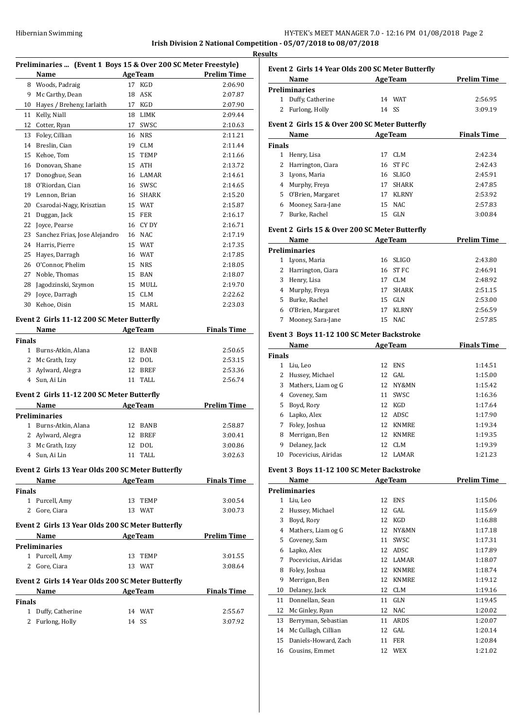**Irish Division 2 National Competition - 05/07/2018 to 08/07/2018**

**Results**

### Preliminaries ... (Event 1 Boys 15 & Over 200 SC Meter Freestyle)

| | Name | Age | Team | Prelim Time |
|---|---|---|---|---|
| 8 | Woods, Padraig | 17 | KGD | 2:06.90 |
| 9 | Mc Carthy, Dean | 18 | ASK | 2:07.87 |
| 10 | Hayes / Breheny, Iarlaith | 17 | KGD | 2:07.90 |
| 11 | Kelly, Niall | 18 | LIMK | 2:09.44 |
| 12 | Cotter, Ryan | 17 | SWSC | 2:10.63 |
| 13 | Foley, Cillian | 16 | NRS | 2:11.21 |
| 14 | Breslin, Cian | 19 | CLM | 2:11.44 |
| 15 | Kehoe, Tom | 15 | TEMP | 2:11.66 |
| 16 | Donovan, Shane | 15 | ATH | 2:13.72 |
| 17 | Donoghue, Sean | 16 | LAMAR | 2:14.61 |
| 18 | O'Riordan, Cian | 16 | SWSC | 2:14.65 |
| 19 | Lennon, Brian | 16 | SHARK | 2:15.20 |
| 20 | Csarodai-Nagy, Krisztian | 15 | WAT | 2:15.87 |
| 21 | Duggan, Jack | 15 | FER | 2:16.17 |
| 22 | Joyce, Pearse | 16 | CY DY | 2:16.71 |
| 23 | Sanchez Frias, Jose Alejandro | 16 | NAC | 2:17.19 |
| 24 | Harris, Pierre | 15 | WAT | 2:17.35 |
| 25 | Hayes, Darragh | 16 | WAT | 2:17.85 |
| 26 | O'Connor, Phelim | 15 | NRS | 2:18.05 |
| 27 | Noble, Thomas | 15 | BAN | 2:18.07 |
| 28 | Jagodzinski, Szymon | 15 | MULL | 2:19.70 |
| 29 | Joyce, Darragh | 15 | CLM | 2:22.62 |
| 30 | Kehoe, Oisin | 15 | MARL | 2:23.03 |

### Event 2 Girls 11-12 200 SC Meter Butterfly

**Finals**

| | Name | Age | Team | Finals Time |
|---|---|---|---|---|
| 1 | Burns-Atkin, Alana | 12 | BANB | 2:50.65 |
| 2 | Mc Grath, Izzy | 12 | DOL | 2:53.15 |
| 3 | Aylward, Alegra | 12 | BREF | 2:53.36 |
| 4 | Sun, Ai Lin | 11 | TALL | 2:56.74 |

### Event 2 Girls 11-12 200 SC Meter Butterfly

**Preliminaries**

| | Name | Age | Team | Prelim Time |
|---|---|---|---|---|
| 1 | Burns-Atkin, Alana | 12 | BANB | 2:58.87 |
| 2 | Aylward, Alegra | 12 | BREF | 3:00.41 |
| 3 | Mc Grath, Izzy | 12 | DOL | 3:00.86 |
| 4 | Sun, Ai Lin | 11 | TALL | 3:02.63 |

### Event 2 Girls 13 Year Olds 200 SC Meter Butterfly

**Finals**

| | Name | Age | Team | Finals Time |
|---|---|---|---|---|
| 1 | Purcell, Amy | 13 | TEMP | 3:00.54 |
| 2 | Gore, Ciara | 13 | WAT | 3:00.73 |

### Event 2 Girls 13 Year Olds 200 SC Meter Butterfly

**Preliminaries**

| | Name | Age | Team | Prelim Time |
|---|---|---|---|---|
| 1 | Purcell, Amy | 13 | TEMP | 3:01.55 |
| 2 | Gore, Ciara | 13 | WAT | 3:08.64 |

### Event 2 Girls 14 Year Olds 200 SC Meter Butterfly

**Finals**

| | Name | Age | Team | Finals Time |
|---|---|---|---|---|
| 1 | Duffy, Catherine | 14 | WAT | 2:55.67 |
| 2 | Furlong, Holly | 14 | SS | 3:07.92 |

### Event 2 Girls 14 Year Olds 200 SC Meter Butterfly

**Preliminaries**

| | Name | Age | Team | Prelim Time |
|---|---|---|---|---|
| 1 | Duffy, Catherine | 14 | WAT | 2:56.95 |
| 2 | Furlong, Holly | 14 | SS | 3:09.19 |

### Event 2 Girls 15 & Over 200 SC Meter Butterfly

**Finals**

| | Name | Age | Team | Finals Time |
|---|---|---|---|---|
| 1 | Henry, Lisa | 17 | CLM | 2:42.34 |
| 2 | Harrington, Ciara | 16 | ST FC | 2:42.43 |
| 3 | Lyons, Maria | 16 | SLIGO | 2:45.91 |
| 4 | Murphy, Freya | 17 | SHARK | 2:47.85 |
| 5 | O'Brien, Margaret | 17 | KLRNY | 2:53.92 |
| 6 | Mooney, Sara-Jane | 15 | NAC | 2:57.83 |
| 7 | Burke, Rachel | 15 | GLN | 3:00.84 |

### Event 2 Girls 15 & Over 200 SC Meter Butterfly

**Preliminaries**

| | Name | Age | Team | Prelim Time |
|---|---|---|---|---|
| 1 | Lyons, Maria | 16 | SLIGO | 2:43.80 |
| 2 | Harrington, Ciara | 16 | ST FC | 2:46.91 |
| 3 | Henry, Lisa | 17 | CLM | 2:48.92 |
| 4 | Murphy, Freya | 17 | SHARK | 2:51.15 |
| 5 | Burke, Rachel | 15 | GLN | 2:53.00 |
| 6 | O'Brien, Margaret | 17 | KLRNY | 2:56.59 |
| 7 | Mooney, Sara-Jane | 15 | NAC | 2:57.85 |

### Event 3 Boys 11-12 100 SC Meter Backstroke

**Finals**

| | Name | Age | Team | Finals Time |
|---|---|---|---|---|
| 1 | Liu, Leo | 12 | ENS | 1:14.51 |
| 2 | Hussey, Michael | 12 | GAL | 1:15.00 |
| 3 | Mathers, Liam og G | 12 | NY&MN | 1:15.42 |
| 4 | Coveney, Sam | 11 | SWSC | 1:16.36 |
| 5 | Boyd, Rory | 12 | KGD | 1:17.64 |
| 6 | Lapko, Alex | 12 | ADSC | 1:17.90 |
| 7 | Foley, Joshua | 12 | KNMRE | 1:19.34 |
| 8 | Merrigan, Ben | 12 | KNMRE | 1:19.35 |
| 9 | Delaney, Jack | 12 | CLM | 1:19.39 |
| 10 | Pocevicius, Airidas | 12 | LAMAR | 1:21.23 |

### Event 3 Boys 11-12 100 SC Meter Backstroke

**Preliminaries**

| | Name | Age | Team | Prelim Time |
|---|---|---|---|---|
| 1 | Liu, Leo | 12 | ENS | 1:15.06 |
| 2 | Hussey, Michael | 12 | GAL | 1:15.69 |
| 3 | Boyd, Rory | 12 | KGD | 1:16.88 |
| 4 | Mathers, Liam og G | 12 | NY&MN | 1:17.18 |
| 5 | Coveney, Sam | 11 | SWSC | 1:17.31 |
| 6 | Lapko, Alex | 12 | ADSC | 1:17.89 |
| 7 | Pocevicius, Airidas | 12 | LAMAR | 1:18.07 |
| 8 | Foley, Joshua | 12 | KNMRE | 1:18.74 |
| 9 | Merrigan, Ben | 12 | KNMRE | 1:19.12 |
| 10 | Delaney, Jack | 12 | CLM | 1:19.16 |
| 11 | Donnellan, Sean | 11 | GLN | 1:19.45 |
| 12 | Mc Ginley, Ryan | 12 | NAC | 1:20.02 |
| 13 | Berryman, Sebastian | 11 | ARDS | 1:20.07 |
| 14 | Mc Cullagh, Cillian | 12 | GAL | 1:20.14 |
| 15 | Daniels-Howard, Zach | 11 | FER | 1:20.84 |
| 16 | Cousins, Emmet | 12 | WEX | 1:21.02 |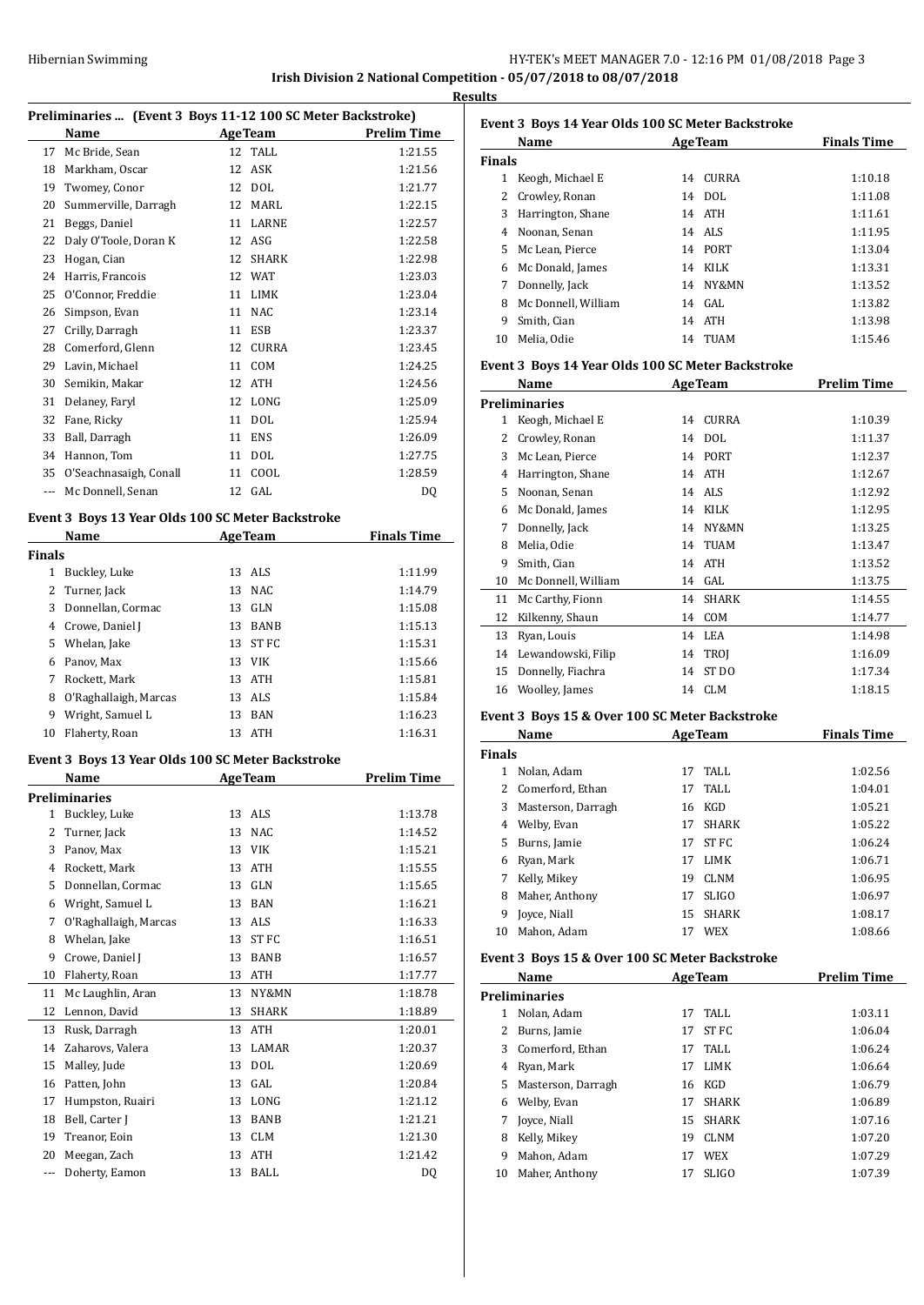**Irish Division 2 National Competition - 05/07/2018 to 08/07/2018**

**Results**

### Preliminaries ... (Event 3 Boys 11-12 100 SC Meter Backstroke)

| | Name | Age | Team | Prelim Time |
|---|---|---|---|---|
| 17 | Mc Bride, Sean | 12 | TALL | 1:21.55 |
| 18 | Markham, Oscar | 12 | ASK | 1:21.56 |
| 19 | Twomey, Conor | 12 | DOL | 1:21.77 |
| 20 | Summerville, Darragh | 12 | MARL | 1:22.15 |
| 21 | Beggs, Daniel | 11 | LARNE | 1:22.57 |
| 22 | Daly O'Toole, Doran K | 12 | ASG | 1:22.58 |
| 23 | Hogan, Cian | 12 | SHARK | 1:22.98 |
| 24 | Harris, Francois | 12 | WAT | 1:23.03 |
| 25 | O'Connor, Freddie | 11 | LIMK | 1:23.04 |
| 26 | Simpson, Evan | 11 | NAC | 1:23.14 |
| 27 | Crilly, Darragh | 11 | ESB | 1:23.37 |
| 28 | Comerford, Glenn | 12 | CURRA | 1:23.45 |
| 29 | Lavin, Michael | 11 | COM | 1:24.25 |
| 30 | Semikin, Makar | 12 | ATH | 1:24.56 |
| 31 | Delaney, Faryl | 12 | LONG | 1:25.09 |
| 32 | Fane, Ricky | 11 | DOL | 1:25.94 |
| 33 | Ball, Darragh | 11 | ENS | 1:26.09 |
| 34 | Hannon, Tom | 11 | DOL | 1:27.75 |
| 35 | O'Seachnasaigh, Conall | 11 | COOL | 1:28.59 |
| --- | Mc Donnell, Senan | 12 | GAL | DQ |

### Event 3 Boys 13 Year Olds 100 SC Meter Backstroke

| | Name | Age | Team | Finals Time |
|---|---|---|---|---|
| **Finals** | | | | |
| 1 | Buckley, Luke | 13 | ALS | 1:11.99 |
| 2 | Turner, Jack | 13 | NAC | 1:14.79 |
| 3 | Donnellan, Cormac | 13 | GLN | 1:15.08 |
| 4 | Crowe, Daniel J | 13 | BANB | 1:15.13 |
| 5 | Whelan, Jake | 13 | ST FC | 1:15.31 |
| 6 | Panov, Max | 13 | VIK | 1:15.66 |
| 7 | Rockett, Mark | 13 | ATH | 1:15.81 |
| 8 | O'Raghallaigh, Marcas | 13 | ALS | 1:15.84 |
| 9 | Wright, Samuel L | 13 | BAN | 1:16.23 |
| 10 | Flaherty, Roan | 13 | ATH | 1:16.31 |

### Event 3 Boys 13 Year Olds 100 SC Meter Backstroke

| | Name | Age | Team | Prelim Time |
|---|---|---|---|---|
| **Preliminaries** | | | | |
| 1 | Buckley, Luke | 13 | ALS | 1:13.78 |
| 2 | Turner, Jack | 13 | NAC | 1:14.52 |
| 3 | Panov, Max | 13 | VIK | 1:15.21 |
| 4 | Rockett, Mark | 13 | ATH | 1:15.55 |
| 5 | Donnellan, Cormac | 13 | GLN | 1:15.65 |
| 6 | Wright, Samuel L | 13 | BAN | 1:16.21 |
| 7 | O'Raghallaigh, Marcas | 13 | ALS | 1:16.33 |
| 8 | Whelan, Jake | 13 | ST FC | 1:16.51 |
| 9 | Crowe, Daniel J | 13 | BANB | 1:16.57 |
| 10 | Flaherty, Roan | 13 | ATH | 1:17.77 |
| 11 | Mc Laughlin, Aran | 13 | NY&MN | 1:18.78 |
| 12 | Lennon, David | 13 | SHARK | 1:18.89 |
| 13 | Rusk, Darragh | 13 | ATH | 1:20.01 |
| 14 | Zaharovs, Valera | 13 | LAMAR | 1:20.37 |
| 15 | Malley, Jude | 13 | DOL | 1:20.69 |
| 16 | Patten, John | 13 | GAL | 1:20.84 |
| 17 | Humpston, Ruairi | 13 | LONG | 1:21.12 |
| 18 | Bell, Carter J | 13 | BANB | 1:21.21 |
| 19 | Treanor, Eoin | 13 | CLM | 1:21.30 |
| 20 | Meegan, Zach | 13 | ATH | 1:21.42 |
| --- | Doherty, Eamon | 13 | BALL | DQ |

### Event 3 Boys 14 Year Olds 100 SC Meter Backstroke

| | Name | Age | Team | Finals Time |
|---|---|---|---|---|
| **Finals** | | | | |
| 1 | Keogh, Michael E | 14 | CURRA | 1:10.18 |
| 2 | Crowley, Ronan | 14 | DOL | 1:11.08 |
| 3 | Harrington, Shane | 14 | ATH | 1:11.61 |
| 4 | Noonan, Senan | 14 | ALS | 1:11.95 |
| 5 | Mc Lean, Pierce | 14 | PORT | 1:13.04 |
| 6 | Mc Donald, James | 14 | KILK | 1:13.31 |
| 7 | Donnelly, Jack | 14 | NY&MN | 1:13.52 |
| 8 | Mc Donnell, William | 14 | GAL | 1:13.82 |
| 9 | Smith, Cian | 14 | ATH | 1:13.98 |
| 10 | Melia, Odie | 14 | TUAM | 1:15.46 |

### Event 3 Boys 14 Year Olds 100 SC Meter Backstroke

| | Name | Age | Team | Prelim Time |
|---|---|---|---|---|
| **Preliminaries** | | | | |
| 1 | Keogh, Michael E | 14 | CURRA | 1:10.39 |
| 2 | Crowley, Ronan | 14 | DOL | 1:11.37 |
| 3 | Mc Lean, Pierce | 14 | PORT | 1:12.37 |
| 4 | Harrington, Shane | 14 | ATH | 1:12.67 |
| 5 | Noonan, Senan | 14 | ALS | 1:12.92 |
| 6 | Mc Donald, James | 14 | KILK | 1:12.95 |
| 7 | Donnelly, Jack | 14 | NY&MN | 1:13.25 |
| 8 | Melia, Odie | 14 | TUAM | 1:13.47 |
| 9 | Smith, Cian | 14 | ATH | 1:13.52 |
| 10 | Mc Donnell, William | 14 | GAL | 1:13.75 |
| 11 | Mc Carthy, Fionn | 14 | SHARK | 1:14.55 |
| 12 | Kilkenny, Shaun | 14 | COM | 1:14.77 |
| 13 | Ryan, Louis | 14 | LEA | 1:14.98 |
| 14 | Lewandowski, Filip | 14 | TROJ | 1:16.09 |
| 15 | Donnelly, Fiachra | 14 | ST DO | 1:17.34 |
| 16 | Woolley, James | 14 | CLM | 1:18.15 |

### Event 3 Boys 15 & Over 100 SC Meter Backstroke

| | Name | Age | Team | Finals Time |
|---|---|---|---|---|
| **Finals** | | | | |
| 1 | Nolan, Adam | 17 | TALL | 1:02.56 |
| 2 | Comerford, Ethan | 17 | TALL | 1:04.01 |
| 3 | Masterson, Darragh | 16 | KGD | 1:05.21 |
| 4 | Welby, Evan | 17 | SHARK | 1:05.22 |
| 5 | Burns, Jamie | 17 | ST FC | 1:06.24 |
| 6 | Ryan, Mark | 17 | LIMK | 1:06.71 |
| 7 | Kelly, Mikey | 19 | CLNM | 1:06.95 |
| 8 | Maher, Anthony | 17 | SLIGO | 1:06.97 |
| 9 | Joyce, Niall | 15 | SHARK | 1:08.17 |
| 10 | Mahon, Adam | 17 | WEX | 1:08.66 |

### Event 3 Boys 15 & Over 100 SC Meter Backstroke

| | Name | Age | Team | Prelim Time |
|---|---|---|---|---|
| **Preliminaries** | | | | |
| 1 | Nolan, Adam | 17 | TALL | 1:03.11 |
| 2 | Burns, Jamie | 17 | ST FC | 1:06.04 |
| 3 | Comerford, Ethan | 17 | TALL | 1:06.24 |
| 4 | Ryan, Mark | 17 | LIMK | 1:06.64 |
| 5 | Masterson, Darragh | 16 | KGD | 1:06.79 |
| 6 | Welby, Evan | 17 | SHARK | 1:06.89 |
| 7 | Joyce, Niall | 15 | SHARK | 1:07.16 |
| 8 | Kelly, Mikey | 19 | CLNM | 1:07.20 |
| 9 | Mahon, Adam | 17 | WEX | 1:07.29 |
| 10 | Maher, Anthony | 17 | SLIGO | 1:07.39 |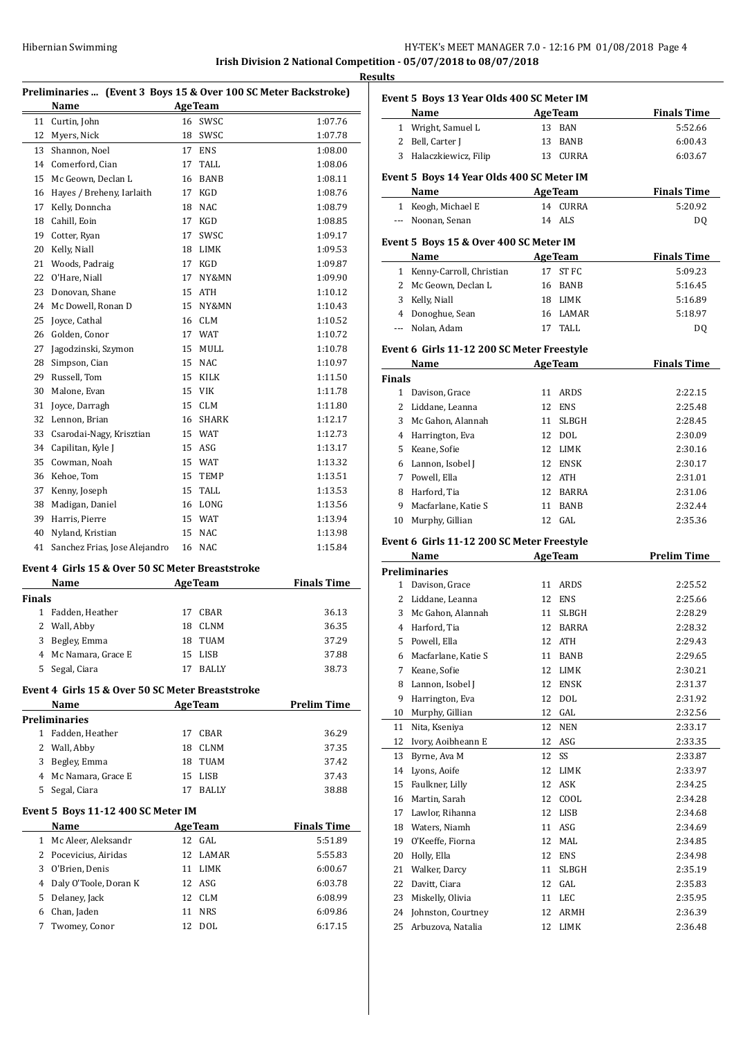**Irish Division 2 National Competition - 05/07/2018 to 08/07/2018**

**Results**

### Preliminaries ... (Event 3 Boys 15 & Over 100 SC Meter Backstroke)

| | Name | Age | Team | |
|---|---|---|---|---|
| 11 | Curtin, John | 16 | SWSC | 1:07.76 |
| 12 | Myers, Nick | 18 | SWSC | 1:07.78 |
| 13 | Shannon, Noel | 17 | ENS | 1:08.00 |
| 14 | Comerford, Cian | 17 | TALL | 1:08.06 |
| 15 | Mc Geown, Declan L | 16 | BANB | 1:08.11 |
| 16 | Hayes / Breheny, Iarlaith | 17 | KGD | 1:08.76 |
| 17 | Kelly, Donncha | 18 | NAC | 1:08.79 |
| 18 | Cahill, Eoin | 17 | KGD | 1:08.85 |
| 19 | Cotter, Ryan | 17 | SWSC | 1:09.17 |
| 20 | Kelly, Niall | 18 | LIMK | 1:09.53 |
| 21 | Woods, Padraig | 17 | KGD | 1:09.87 |
| 22 | O'Hare, Niall | 17 | NY&MN | 1:09.90 |
| 23 | Donovan, Shane | 15 | ATH | 1:10.12 |
| 24 | Mc Dowell, Ronan D | 15 | NY&MN | 1:10.43 |
| 25 | Joyce, Cathal | 16 | CLM | 1:10.52 |
| 26 | Golden, Conor | 17 | WAT | 1:10.72 |
| 27 | Jagodzinski, Szymon | 15 | MULL | 1:10.78 |
| 28 | Simpson, Cian | 15 | NAC | 1:10.97 |
| 29 | Russell, Tom | 15 | KILK | 1:11.50 |
| 30 | Malone, Evan | 15 | VIK | 1:11.78 |
| 31 | Joyce, Darragh | 15 | CLM | 1:11.80 |
| 32 | Lennon, Brian | 16 | SHARK | 1:12.17 |
| 33 | Csarodai-Nagy, Krisztian | 15 | WAT | 1:12.73 |
| 34 | Capilitan, Kyle J | 15 | ASG | 1:13.17 |
| 35 | Cowman, Noah | 15 | WAT | 1:13.32 |
| 36 | Kehoe, Tom | 15 | TEMP | 1:13.51 |
| 37 | Kenny, Joseph | 15 | TALL | 1:13.53 |
| 38 | Madigan, Daniel | 16 | LONG | 1:13.56 |
| 39 | Harris, Pierre | 15 | WAT | 1:13.94 |
| 40 | Nyland, Kristian | 15 | NAC | 1:13.98 |
| 41 | Sanchez Frias, Jose Alejandro | 16 | NAC | 1:15.84 |

### Event 4 Girls 15 & Over 50 SC Meter Breaststroke

| | Name | Age | Team | Finals Time |
|---|---|---|---|---|
| **Finals** | | | | |
| 1 | Fadden, Heather | 17 | CBAR | 36.13 |
| 2 | Wall, Abby | 18 | CLNM | 36.35 |
| 3 | Begley, Emma | 18 | TUAM | 37.29 |
| 4 | Mc Namara, Grace E | 15 | LISB | 37.88 |
| 5 | Segal, Ciara | 17 | BALLY | 38.73 |

### Event 4 Girls 15 & Over 50 SC Meter Breaststroke

| | Name | Age | Team | Prelim Time |
|---|---|---|---|---|
| **Preliminaries** | | | | |
| 1 | Fadden, Heather | 17 | CBAR | 36.29 |
| 2 | Wall, Abby | 18 | CLNM | 37.35 |
| 3 | Begley, Emma | 18 | TUAM | 37.42 |
| 4 | Mc Namara, Grace E | 15 | LISB | 37.43 |
| 5 | Segal, Ciara | 17 | BALLY | 38.88 |

### Event 5 Boys 11-12 400 SC Meter IM

| | Name | Age | Team | Finals Time |
|---|---|---|---|---|
| 1 | Mc Aleer, Aleksandr | 12 | GAL | 5:51.89 |
| 2 | Pocevicius, Airidas | 12 | LAMAR | 5:55.83 |
| 3 | O'Brien, Denis | 11 | LIMK | 6:00.67 |
| 4 | Daly O'Toole, Doran K | 12 | ASG | 6:03.78 |
| 5 | Delaney, Jack | 12 | CLM | 6:08.99 |
| 6 | Chan, Jaden | 11 | NRS | 6:09.86 |
| 7 | Twomey, Conor | 12 | DOL | 6:17.15 |

### Event 5 Boys 13 Year Olds 400 SC Meter IM

| | Name | Age | Team | Finals Time |
|---|---|---|---|---|
| 1 | Wright, Samuel L | 13 | BAN | 5:52.66 |
| 2 | Bell, Carter J | 13 | BANB | 6:00.43 |
| 3 | Halaczkiewicz, Filip | 13 | CURRA | 6:03.67 |

### Event 5 Boys 14 Year Olds 400 SC Meter IM

| | Name | Age | Team | Finals Time |
|---|---|---|---|---|
| 1 | Keogh, Michael E | 14 | CURRA | 5:20.92 |
| --- | Noonan, Senan | 14 | ALS | DQ |

### Event 5 Boys 15 & Over 400 SC Meter IM

| | Name | Age | Team | Finals Time |
|---|---|---|---|---|
| 1 | Kenny-Carroll, Christian | 17 | ST FC | 5:09.23 |
| 2 | Mc Geown, Declan L | 16 | BANB | 5:16.45 |
| 3 | Kelly, Niall | 18 | LIMK | 5:16.89 |
| 4 | Donoghue, Sean | 16 | LAMAR | 5:18.97 |
| --- | Nolan, Adam | 17 | TALL | DQ |

### Event 6 Girls 11-12 200 SC Meter Freestyle

| | Name | Age | Team | Finals Time |
|---|---|---|---|---|
| **Finals** | | | | |
| 1 | Davison, Grace | 11 | ARDS | 2:22.15 |
| 2 | Liddane, Leanna | 12 | ENS | 2:25.48 |
| 3 | Mc Gahon, Alannah | 11 | SLBGH | 2:28.45 |
| 4 | Harrington, Eva | 12 | DOL | 2:30.09 |
| 5 | Keane, Sofie | 12 | LIMK | 2:30.16 |
| 6 | Lannon, Isobel J | 12 | ENSK | 2:30.17 |
| 7 | Powell, Ella | 12 | ATH | 2:31.01 |
| 8 | Harford, Tia | 12 | BARRA | 2:31.06 |
| 9 | Macfarlane, Katie S | 11 | BANB | 2:32.44 |
| 10 | Murphy, Gillian | 12 | GAL | 2:35.36 |

### Event 6 Girls 11-12 200 SC Meter Freestyle

| | Name | Age | Team | Prelim Time |
|---|---|---|---|---|
| **Preliminaries** | | | | |
| 1 | Davison, Grace | 11 | ARDS | 2:25.52 |
| 2 | Liddane, Leanna | 12 | ENS | 2:25.66 |
| 3 | Mc Gahon, Alannah | 11 | SLBGH | 2:28.29 |
| 4 | Harford, Tia | 12 | BARRA | 2:28.32 |
| 5 | Powell, Ella | 12 | ATH | 2:29.43 |
| 6 | Macfarlane, Katie S | 11 | BANB | 2:29.65 |
| 7 | Keane, Sofie | 12 | LIMK | 2:30.21 |
| 8 | Lannon, Isobel J | 12 | ENSK | 2:31.37 |
| 9 | Harrington, Eva | 12 | DOL | 2:31.92 |
| 10 | Murphy, Gillian | 12 | GAL | 2:32.56 |
| 11 | Nita, Kseniya | 12 | NEN | 2:33.17 |
| 12 | Ivory, Aoibheann E | 12 | ASG | 2:33.35 |
| 13 | Byrne, Ava M | 12 | SS | 2:33.87 |
| 14 | Lyons, Aoife | 12 | LIMK | 2:33.97 |
| 15 | Faulkner, Lilly | 12 | ASK | 2:34.25 |
| 16 | Martin, Sarah | 12 | COOL | 2:34.28 |
| 17 | Lawlor, Rihanna | 12 | LISB | 2:34.68 |
| 18 | Waters, Niamh | 11 | ASG | 2:34.69 |
| 19 | O'Keeffe, Fiorna | 12 | MAL | 2:34.85 |
| 20 | Holly, Ella | 12 | ENS | 2:34.98 |
| 21 | Walker, Darcy | 11 | SLBGH | 2:35.19 |
| 22 | Davitt, Ciara | 12 | GAL | 2:35.83 |
| 23 | Miskelly, Olivia | 11 | LEC | 2:35.95 |
| 24 | Johnston, Courtney | 12 | ARMH | 2:36.39 |
| 25 | Arbuzova, Natalia | 12 | LIMK | 2:36.48 |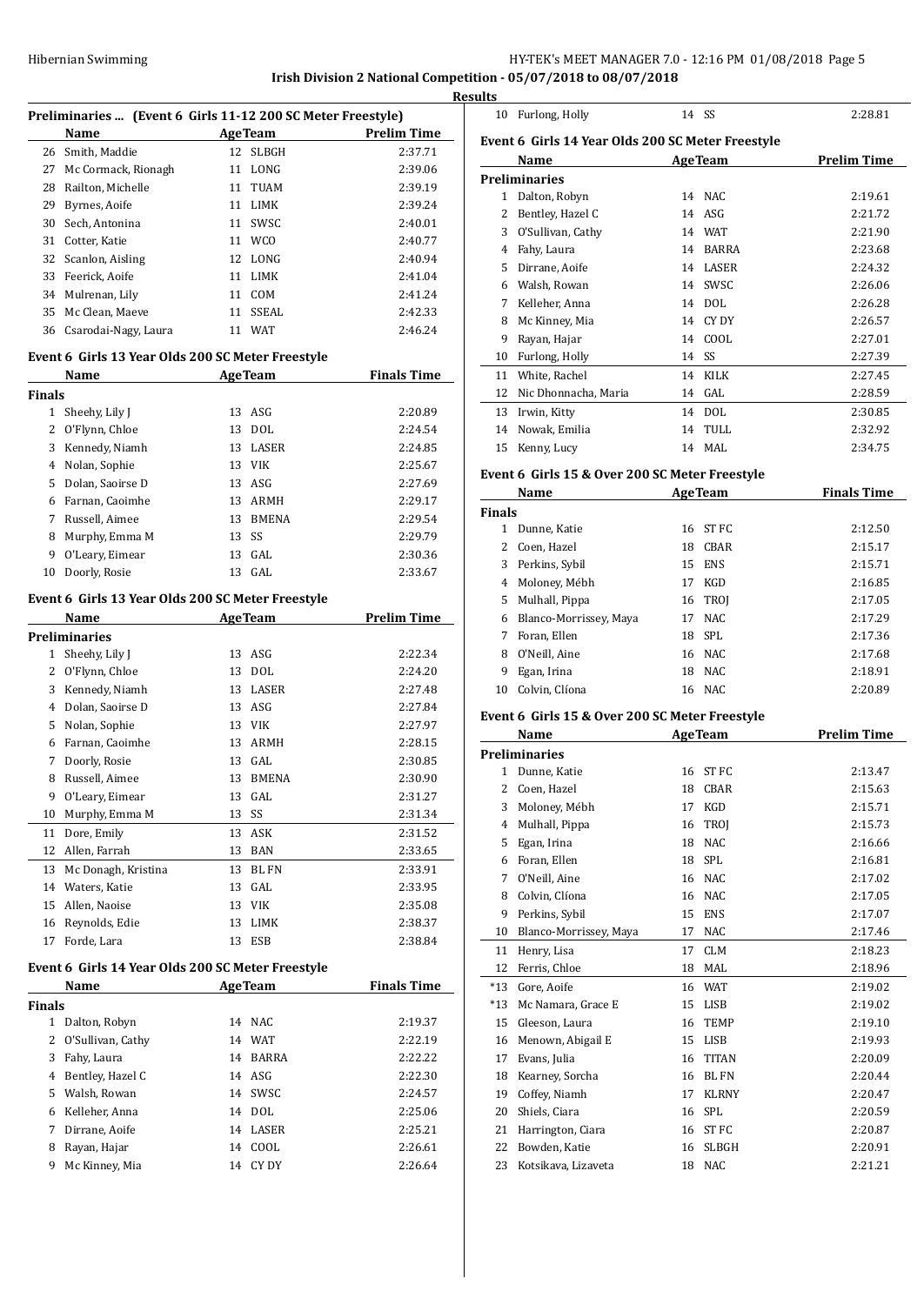Irish Division 2 National Competition - 05/07/2018 to 08/07/2018

Results

### Preliminaries ... (Event 6 Girls 11-12 200 SC Meter Freestyle)

| | Name | Age | Team | Prelim Time |
|---|---|---|---|---|
| 26 | Smith, Maddie | 12 | SLBGH | 2:37.71 |
| 27 | Mc Cormack, Rionagh | 11 | LONG | 2:39.06 |
| 28 | Railton, Michelle | 11 | TUAM | 2:39.19 |
| 29 | Byrnes, Aoife | 11 | LIMK | 2:39.24 |
| 30 | Sech, Antonina | 11 | SWSC | 2:40.01 |
| 31 | Cotter, Katie | 11 | WCO | 2:40.77 |
| 32 | Scanlon, Aisling | 12 | LONG | 2:40.94 |
| 33 | Feerick, Aoife | 11 | LIMK | 2:41.04 |
| 34 | Mulrenan, Lily | 11 | COM | 2:41.24 |
| 35 | Mc Clean, Maeve | 11 | SSEAL | 2:42.33 |
| 36 | Csarodai-Nagy, Laura | 11 | WAT | 2:46.24 |

### Event 6 Girls 13 Year Olds 200 SC Meter Freestyle

| | Name | Age | Team | Finals Time |
|---|---|---|---|---|
| **Finals** | | | | |
| 1 | Sheehy, Lily J | 13 | ASG | 2:20.89 |
| 2 | O'Flynn, Chloe | 13 | DOL | 2:24.54 |
| 3 | Kennedy, Niamh | 13 | LASER | 2:24.85 |
| 4 | Nolan, Sophie | 13 | VIK | 2:25.67 |
| 5 | Dolan, Saoirse D | 13 | ASG | 2:27.69 |
| 6 | Farnan, Caoimhe | 13 | ARMH | 2:29.17 |
| 7 | Russell, Aimee | 13 | BMENA | 2:29.54 |
| 8 | Murphy, Emma M | 13 | SS | 2:29.79 |
| 9 | O'Leary, Eimear | 13 | GAL | 2:30.36 |
| 10 | Doorly, Rosie | 13 | GAL | 2:33.67 |

### Event 6 Girls 13 Year Olds 200 SC Meter Freestyle

| | Name | Age | Team | Prelim Time |
|---|---|---|---|---|
| **Preliminaries** | | | | |
| 1 | Sheehy, Lily J | 13 | ASG | 2:22.34 |
| 2 | O'Flynn, Chloe | 13 | DOL | 2:24.20 |
| 3 | Kennedy, Niamh | 13 | LASER | 2:27.48 |
| 4 | Dolan, Saoirse D | 13 | ASG | 2:27.84 |
| 5 | Nolan, Sophie | 13 | VIK | 2:27.97 |
| 6 | Farnan, Caoimhe | 13 | ARMH | 2:28.15 |
| 7 | Doorly, Rosie | 13 | GAL | 2:30.85 |
| 8 | Russell, Aimee | 13 | BMENA | 2:30.90 |
| 9 | O'Leary, Eimear | 13 | GAL | 2:31.27 |
| 10 | Murphy, Emma M | 13 | SS | 2:31.34 |
| 11 | Dore, Emily | 13 | ASK | 2:31.52 |
| 12 | Allen, Farrah | 13 | BAN | 2:33.65 |
| 13 | Mc Donagh, Kristina | 13 | BL FN | 2:33.91 |
| 14 | Waters, Katie | 13 | GAL | 2:33.95 |
| 15 | Allen, Naoise | 13 | VIK | 2:35.08 |
| 16 | Reynolds, Edie | 13 | LIMK | 2:38.37 |
| 17 | Forde, Lara | 13 | ESB | 2:38.84 |

### Event 6 Girls 14 Year Olds 200 SC Meter Freestyle

| | Name | Age | Team | Finals Time |
|---|---|---|---|---|
| **Finals** | | | | |
| 1 | Dalton, Robyn | 14 | NAC | 2:19.37 |
| 2 | O'Sullivan, Cathy | 14 | WAT | 2:22.19 |
| 3 | Fahy, Laura | 14 | BARRA | 2:22.22 |
| 4 | Bentley, Hazel C | 14 | ASG | 2:22.30 |
| 5 | Walsh, Rowan | 14 | SWSC | 2:24.57 |
| 6 | Kelleher, Anna | 14 | DOL | 2:25.06 |
| 7 | Dirrane, Aoife | 14 | LASER | 2:25.21 |
| 8 | Rayan, Hajar | 14 | COOL | 2:26.61 |
| 9 | Mc Kinney, Mia | 14 | CY DY | 2:26.64 |
| 10 | Furlong, Holly | 14 | SS | 2:28.81 |

### Event 6 Girls 14 Year Olds 200 SC Meter Freestyle

| | Name | Age | Team | Prelim Time |
|---|---|---|---|---|
| **Preliminaries** | | | | |
| 1 | Dalton, Robyn | 14 | NAC | 2:19.61 |
| 2 | Bentley, Hazel C | 14 | ASG | 2:21.72 |
| 3 | O'Sullivan, Cathy | 14 | WAT | 2:21.90 |
| 4 | Fahy, Laura | 14 | BARRA | 2:23.68 |
| 5 | Dirrane, Aoife | 14 | LASER | 2:24.32 |
| 6 | Walsh, Rowan | 14 | SWSC | 2:26.06 |
| 7 | Kelleher, Anna | 14 | DOL | 2:26.28 |
| 8 | Mc Kinney, Mia | 14 | CY DY | 2:26.57 |
| 9 | Rayan, Hajar | 14 | COOL | 2:27.01 |
| 10 | Furlong, Holly | 14 | SS | 2:27.39 |
| 11 | White, Rachel | 14 | KILK | 2:27.45 |
| 12 | Nic Dhonnacha, Maria | 14 | GAL | 2:28.59 |
| 13 | Irwin, Kitty | 14 | DOL | 2:30.85 |
| 14 | Nowak, Emilia | 14 | TULL | 2:32.92 |
| 15 | Kenny, Lucy | 14 | MAL | 2:34.75 |

### Event 6 Girls 15 & Over 200 SC Meter Freestyle

| | Name | Age | Team | Finals Time |
|---|---|---|---|---|
| **Finals** | | | | |
| 1 | Dunne, Katie | 16 | ST FC | 2:12.50 |
| 2 | Coen, Hazel | 18 | CBAR | 2:15.17 |
| 3 | Perkins, Sybil | 15 | ENS | 2:15.71 |
| 4 | Moloney, Mébh | 17 | KGD | 2:16.85 |
| 5 | Mulhall, Pippa | 16 | TROJ | 2:17.05 |
| 6 | Blanco-Morrissey, Maya | 17 | NAC | 2:17.29 |
| 7 | Foran, Ellen | 18 | SPL | 2:17.36 |
| 8 | O'Neill, Aine | 16 | NAC | 2:17.68 |
| 9 | Egan, Irina | 18 | NAC | 2:18.91 |
| 10 | Colvin, Clíona | 16 | NAC | 2:20.89 |

### Event 6 Girls 15 & Over 200 SC Meter Freestyle

| | Name | Age | Team | Prelim Time |
|---|---|---|---|---|
| **Preliminaries** | | | | |
| 1 | Dunne, Katie | 16 | ST FC | 2:13.47 |
| 2 | Coen, Hazel | 18 | CBAR | 2:15.63 |
| 3 | Moloney, Mébh | 17 | KGD | 2:15.71 |
| 4 | Mulhall, Pippa | 16 | TROJ | 2:15.73 |
| 5 | Egan, Irina | 18 | NAC | 2:16.66 |
| 6 | Foran, Ellen | 18 | SPL | 2:16.81 |
| 7 | O'Neill, Aine | 16 | NAC | 2:17.02 |
| 8 | Colvin, Clíona | 16 | NAC | 2:17.05 |
| 9 | Perkins, Sybil | 15 | ENS | 2:17.07 |
| 10 | Blanco-Morrissey, Maya | 17 | NAC | 2:17.46 |
| 11 | Henry, Lisa | 17 | CLM | 2:18.23 |
| 12 | Ferris, Chloe | 18 | MAL | 2:18.96 |
| *13 | Gore, Aoife | 16 | WAT | 2:19.02 |
| *13 | Mc Namara, Grace E | 15 | LISB | 2:19.02 |
| 15 | Gleeson, Laura | 16 | TEMP | 2:19.10 |
| 16 | Menown, Abigail E | 15 | LISB | 2:19.93 |
| 17 | Evans, Julia | 16 | TITAN | 2:20.09 |
| 18 | Kearney, Sorcha | 16 | BL FN | 2:20.44 |
| 19 | Coffey, Niamh | 17 | KLRNY | 2:20.47 |
| 20 | Shiels, Ciara | 16 | SPL | 2:20.59 |
| 21 | Harrington, Ciara | 16 | ST FC | 2:20.87 |
| 22 | Bowden, Katie | 16 | SLBGH | 2:20.91 |
| 23 | Kotsikava, Lizaveta | 18 | NAC | 2:21.21 |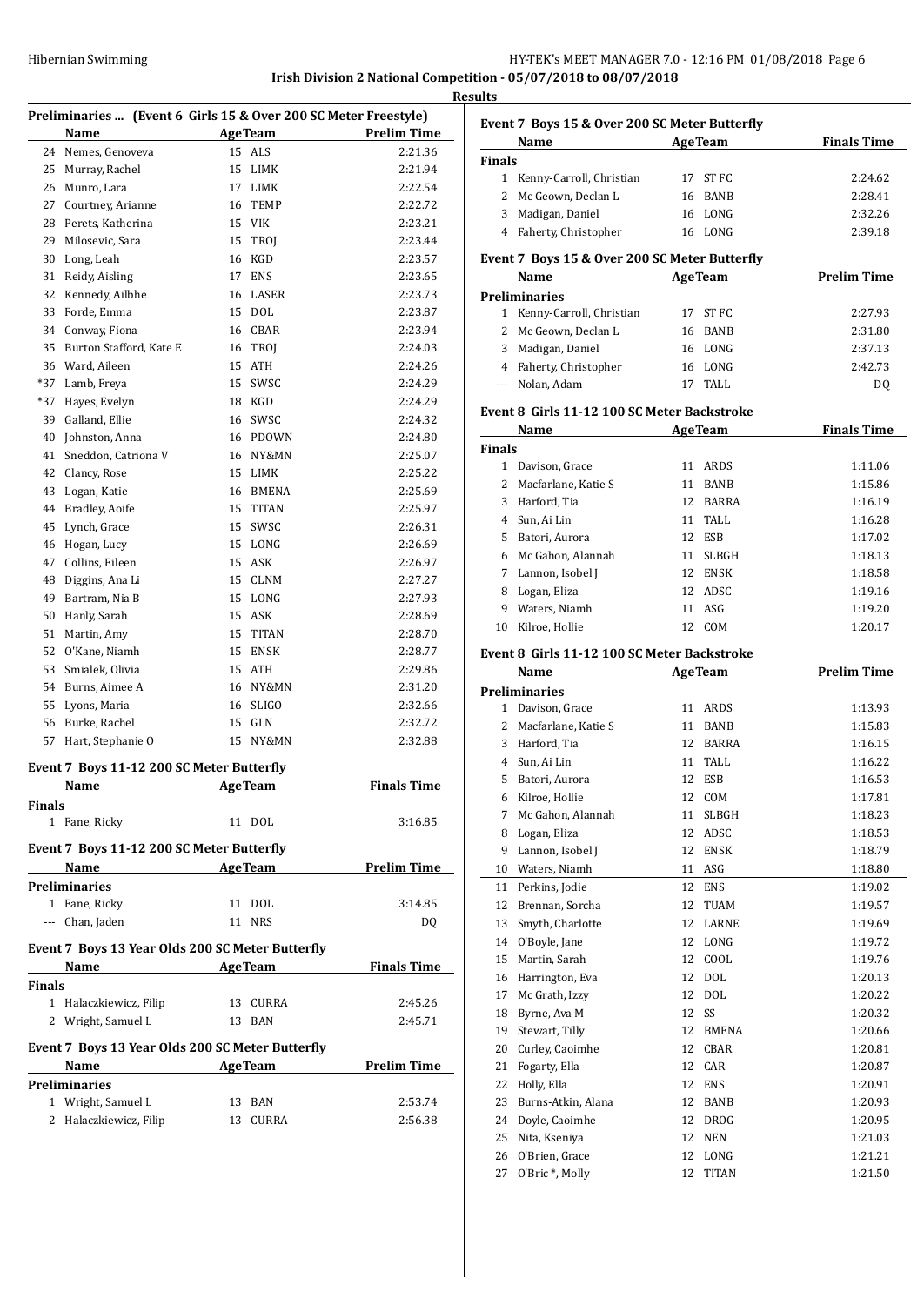## Irish Division 2 National Competition - 05/07/2018 to 08/07/2018

**Results**

### Preliminaries ... (Event 6 Girls 15 & Over 200 SC Meter Freestyle)

| | Name | Age | Team | Prelim Time |
|---|---|---|---|---|
| 24 | Nemes, Genoveva | 15 | ALS | 2:21.36 |
| 25 | Murray, Rachel | 15 | LIMK | 2:21.94 |
| 26 | Munro, Lara | 17 | LIMK | 2:22.54 |
| 27 | Courtney, Arianne | 16 | TEMP | 2:22.72 |
| 28 | Perets, Katherina | 15 | VIK | 2:23.21 |
| 29 | Milosevic, Sara | 15 | TROJ | 2:23.44 |
| 30 | Long, Leah | 16 | KGD | 2:23.57 |
| 31 | Reidy, Aisling | 17 | ENS | 2:23.65 |
| 32 | Kennedy, Ailbhe | 16 | LASER | 2:23.73 |
| 33 | Forde, Emma | 15 | DOL | 2:23.87 |
| 34 | Conway, Fiona | 16 | CBAR | 2:23.94 |
| 35 | Burton Stafford, Kate E | 16 | TROJ | 2:24.03 |
| 36 | Ward, Aileen | 15 | ATH | 2:24.26 |
| *37 | Lamb, Freya | 15 | SWSC | 2:24.29 |
| *37 | Hayes, Evelyn | 18 | KGD | 2:24.29 |
| 39 | Galland, Ellie | 16 | SWSC | 2:24.32 |
| 40 | Johnston, Anna | 16 | PDOWN | 2:24.80 |
| 41 | Sneddon, Catriona V | 16 | NY&MN | 2:25.07 |
| 42 | Clancy, Rose | 15 | LIMK | 2:25.22 |
| 43 | Logan, Katie | 16 | BMENA | 2:25.69 |
| 44 | Bradley, Aoife | 15 | TITAN | 2:25.97 |
| 45 | Lynch, Grace | 15 | SWSC | 2:26.31 |
| 46 | Hogan, Lucy | 15 | LONG | 2:26.69 |
| 47 | Collins, Eileen | 15 | ASK | 2:26.97 |
| 48 | Diggins, Ana Li | 15 | CLNM | 2:27.27 |
| 49 | Bartram, Nia B | 15 | LONG | 2:27.93 |
| 50 | Hanly, Sarah | 15 | ASK | 2:28.69 |
| 51 | Martin, Amy | 15 | TITAN | 2:28.70 |
| 52 | O'Kane, Niamh | 15 | ENSK | 2:28.77 |
| 53 | Smialek, Olivia | 15 | ATH | 2:29.86 |
| 54 | Burns, Aimee A | 16 | NY&MN | 2:31.20 |
| 55 | Lyons, Maria | 16 | SLIGO | 2:32.66 |
| 56 | Burke, Rachel | 15 | GLN | 2:32.72 |
| 57 | Hart, Stephanie O | 15 | NY&MN | 2:32.88 |

### Event 7 Boys 11-12 200 SC Meter Butterfly

| | Name | Age | Team | Finals Time |
|---|---|---|---|---|
| **Finals** | | | | |
| 1 | Fane, Ricky | 11 | DOL | 3:16.85 |

### Event 7 Boys 11-12 200 SC Meter Butterfly

| | Name | Age | Team | Prelim Time |
|---|---|---|---|---|
| **Preliminaries** | | | | |
| 1 | Fane, Ricky | 11 | DOL | 3:14.85 |
| --- | Chan, Jaden | 11 | NRS | DQ |

### Event 7 Boys 13 Year Olds 200 SC Meter Butterfly

| | Name | Age | Team | Finals Time |
|---|---|---|---|---|
| **Finals** | | | | |
| 1 | Halaczkiewicz, Filip | 13 | CURRA | 2:45.26 |
| 2 | Wright, Samuel L | 13 | BAN | 2:45.71 |

### Event 7 Boys 13 Year Olds 200 SC Meter Butterfly

| | Name | Age | Team | Prelim Time |
|---|---|---|---|---|
| **Preliminaries** | | | | |
| 1 | Wright, Samuel L | 13 | BAN | 2:53.74 |
| 2 | Halaczkiewicz, Filip | 13 | CURRA | 2:56.38 |

### Event 7 Boys 15 & Over 200 SC Meter Butterfly

| | Name | Age | Team | Finals Time |
|---|---|---|---|---|
| **Finals** | | | | |
| 1 | Kenny-Carroll, Christian | 17 | ST FC | 2:24.62 |
| 2 | Mc Geown, Declan L | 16 | BANB | 2:28.41 |
| 3 | Madigan, Daniel | 16 | LONG | 2:32.26 |
| 4 | Faherty, Christopher | 16 | LONG | 2:39.18 |

### Event 7 Boys 15 & Over 200 SC Meter Butterfly

| | Name | Age | Team | Prelim Time |
|---|---|---|---|---|
| **Preliminaries** | | | | |
| 1 | Kenny-Carroll, Christian | 17 | ST FC | 2:27.93 |
| 2 | Mc Geown, Declan L | 16 | BANB | 2:31.80 |
| 3 | Madigan, Daniel | 16 | LONG | 2:37.13 |
| 4 | Faherty, Christopher | 16 | LONG | 2:42.73 |
| --- | Nolan, Adam | 17 | TALL | DQ |

### Event 8 Girls 11-12 100 SC Meter Backstroke

| | Name | Age | Team | Finals Time |
|---|---|---|---|---|
| **Finals** | | | | |
| 1 | Davison, Grace | 11 | ARDS | 1:11.06 |
| 2 | Macfarlane, Katie S | 11 | BANB | 1:15.86 |
| 3 | Harford, Tia | 12 | BARRA | 1:16.19 |
| 4 | Sun, Ai Lin | 11 | TALL | 1:16.28 |
| 5 | Batori, Aurora | 12 | ESB | 1:17.02 |
| 6 | Mc Gahon, Alannah | 11 | SLBGH | 1:18.13 |
| 7 | Lannon, Isobel J | 12 | ENSK | 1:18.58 |
| 8 | Logan, Eliza | 12 | ADSC | 1:19.16 |
| 9 | Waters, Niamh | 11 | ASG | 1:19.20 |
| 10 | Kilroe, Hollie | 12 | COM | 1:20.17 |

### Event 8 Girls 11-12 100 SC Meter Backstroke

| | Name | Age | Team | Prelim Time |
|---|---|---|---|---|
| **Preliminaries** | | | | |
| 1 | Davison, Grace | 11 | ARDS | 1:13.93 |
| 2 | Macfarlane, Katie S | 11 | BANB | 1:15.83 |
| 3 | Harford, Tia | 12 | BARRA | 1:16.15 |
| 4 | Sun, Ai Lin | 11 | TALL | 1:16.22 |
| 5 | Batori, Aurora | 12 | ESB | 1:16.53 |
| 6 | Kilroe, Hollie | 12 | COM | 1:17.81 |
| 7 | Mc Gahon, Alannah | 11 | SLBGH | 1:18.23 |
| 8 | Logan, Eliza | 12 | ADSC | 1:18.53 |
| 9 | Lannon, Isobel J | 12 | ENSK | 1:18.79 |
| 10 | Waters, Niamh | 11 | ASG | 1:18.80 |
| 11 | Perkins, Jodie | 12 | ENS | 1:19.02 |
| 12 | Brennan, Sorcha | 12 | TUAM | 1:19.57 |
| 13 | Smyth, Charlotte | 12 | LARNE | 1:19.69 |
| 14 | O'Boyle, Jane | 12 | LONG | 1:19.72 |
| 15 | Martin, Sarah | 12 | COOL | 1:19.76 |
| 16 | Harrington, Eva | 12 | DOL | 1:20.13 |
| 17 | Mc Grath, Izzy | 12 | DOL | 1:20.22 |
| 18 | Byrne, Ava M | 12 | SS | 1:20.32 |
| 19 | Stewart, Tilly | 12 | BMENA | 1:20.66 |
| 20 | Curley, Caoimhe | 12 | CBAR | 1:20.81 |
| 21 | Fogarty, Ella | 12 | CAR | 1:20.87 |
| 22 | Holly, Ella | 12 | ENS | 1:20.91 |
| 23 | Burns-Atkin, Alana | 12 | BANB | 1:20.93 |
| 24 | Doyle, Caoimhe | 12 | DROG | 1:20.95 |
| 25 | Nita, Kseniya | 12 | NEN | 1:21.03 |
| 26 | O'Brien, Grace | 12 | LONG | 1:21.21 |
| 27 | O'Bric *, Molly | 12 | TITAN | 1:21.50 |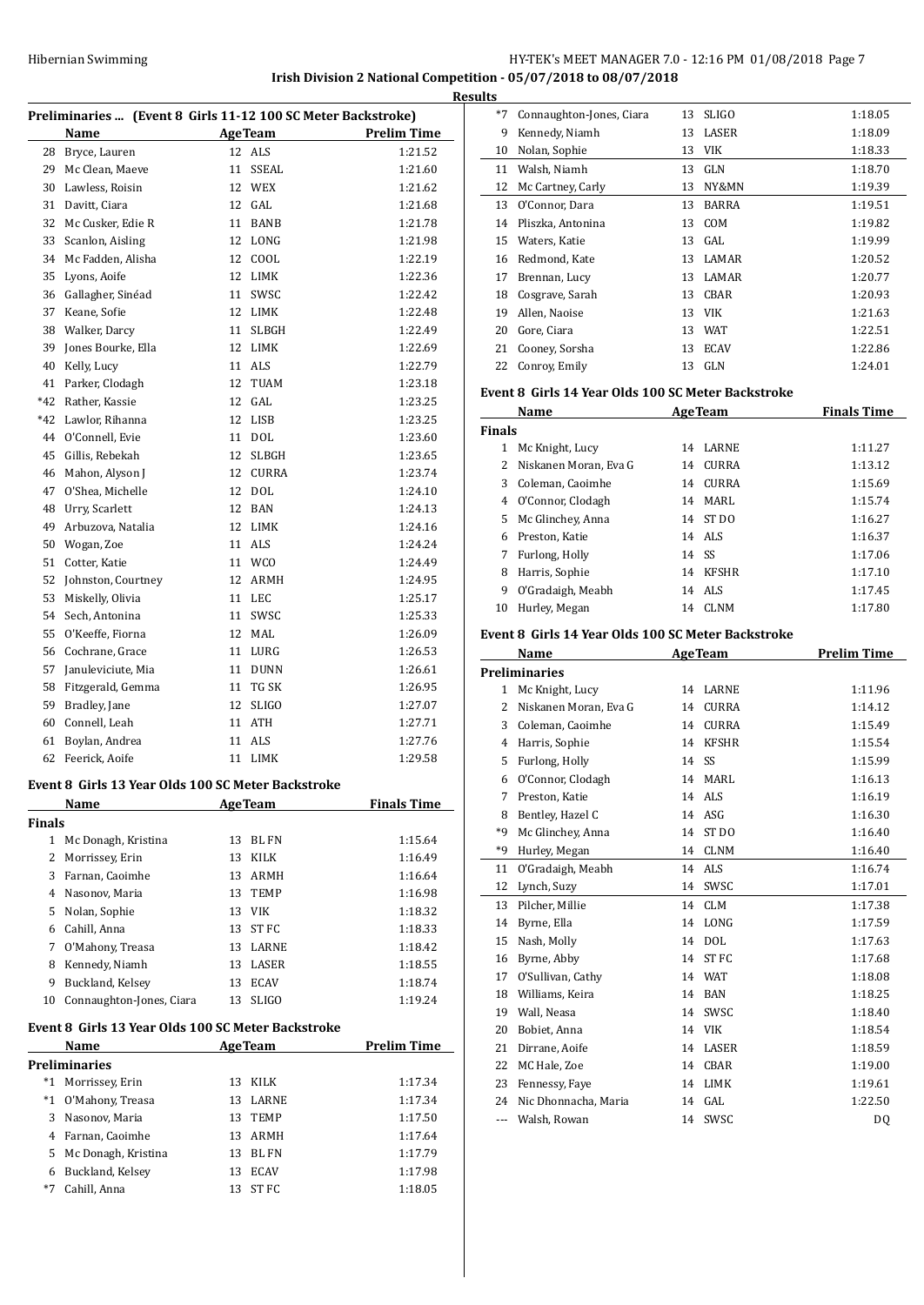**Irish Division 2 National Competition - 05/07/2018 to 08/07/2018**

**Results**

### Preliminaries ... (Event 8 Girls 11-12 100 SC Meter Backstroke)

| | Name | Age | Team | Prelim Time |
|---|---|---|---|---|
| 28 | Bryce, Lauren | 12 | ALS | 1:21.52 |
| 29 | Mc Clean, Maeve | 11 | SSEAL | 1:21.60 |
| 30 | Lawless, Roisin | 12 | WEX | 1:21.62 |
| 31 | Davitt, Ciara | 12 | GAL | 1:21.68 |
| 32 | Mc Cusker, Edie R | 11 | BANB | 1:21.78 |
| 33 | Scanlon, Aisling | 12 | LONG | 1:21.98 |
| 34 | Mc Fadden, Alisha | 12 | COOL | 1:22.19 |
| 35 | Lyons, Aoife | 12 | LIMK | 1:22.36 |
| 36 | Gallagher, Sinéad | 11 | SWSC | 1:22.42 |
| 37 | Keane, Sofie | 12 | LIMK | 1:22.48 |
| 38 | Walker, Darcy | 11 | SLBGH | 1:22.49 |
| 39 | Jones Bourke, Ella | 12 | LIMK | 1:22.69 |
| 40 | Kelly, Lucy | 11 | ALS | 1:22.79 |
| 41 | Parker, Clodagh | 12 | TUAM | 1:23.18 |
| *42 | Rather, Kassie | 12 | GAL | 1:23.25 |
| *42 | Lawlor, Rihanna | 12 | LISB | 1:23.25 |
| 44 | O'Connell, Evie | 11 | DOL | 1:23.60 |
| 45 | Gillis, Rebekah | 12 | SLBGH | 1:23.65 |
| 46 | Mahon, Alyson J | 12 | CURRA | 1:23.74 |
| 47 | O'Shea, Michelle | 12 | DOL | 1:24.10 |
| 48 | Urry, Scarlett | 12 | BAN | 1:24.13 |
| 49 | Arbuzova, Natalia | 12 | LIMK | 1:24.16 |
| 50 | Wogan, Zoe | 11 | ALS | 1:24.24 |
| 51 | Cotter, Katie | 11 | WCO | 1:24.49 |
| 52 | Johnston, Courtney | 12 | ARMH | 1:24.95 |
| 53 | Miskelly, Olivia | 11 | LEC | 1:25.17 |
| 54 | Sech, Antonina | 11 | SWSC | 1:25.33 |
| 55 | O'Keeffe, Fiorna | 12 | MAL | 1:26.09 |
| 56 | Cochrane, Grace | 11 | LURG | 1:26.53 |
| 57 | Januleviciute, Mia | 11 | DUNN | 1:26.61 |
| 58 | Fitzgerald, Gemma | 11 | TG SK | 1:26.95 |
| 59 | Bradley, Jane | 12 | SLIGO | 1:27.07 |
| 60 | Connell, Leah | 11 | ATH | 1:27.71 |
| 61 | Boylan, Andrea | 11 | ALS | 1:27.76 |
| 62 | Feerick, Aoife | 11 | LIMK | 1:29.58 |

### Event 8 Girls 13 Year Olds 100 SC Meter Backstroke

| | Name | Age | Team | Finals Time |
|---|---|---|---|---|
| **Finals** | | | | |
| 1 | Mc Donagh, Kristina | 13 | BL FN | 1:15.64 |
| 2 | Morrissey, Erin | 13 | KILK | 1:16.49 |
| 3 | Farnan, Caoimhe | 13 | ARMH | 1:16.64 |
| 4 | Nasonov, Maria | 13 | TEMP | 1:16.98 |
| 5 | Nolan, Sophie | 13 | VIK | 1:18.32 |
| 6 | Cahill, Anna | 13 | ST FC | 1:18.33 |
| 7 | O'Mahony, Treasa | 13 | LARNE | 1:18.42 |
| 8 | Kennedy, Niamh | 13 | LASER | 1:18.55 |
| 9 | Buckland, Kelsey | 13 | ECAV | 1:18.74 |
| 10 | Connaughton-Jones, Ciara | 13 | SLIGO | 1:19.24 |

### Event 8 Girls 13 Year Olds 100 SC Meter Backstroke

| | Name | Age | Team | Prelim Time |
|---|---|---|---|---|
| **Preliminaries** | | | | |
| *1 | Morrissey, Erin | 13 | KILK | 1:17.34 |
| *1 | O'Mahony, Treasa | 13 | LARNE | 1:17.34 |
| 3 | Nasonov, Maria | 13 | TEMP | 1:17.50 |
| 4 | Farnan, Caoimhe | 13 | ARMH | 1:17.64 |
| 5 | Mc Donagh, Kristina | 13 | BL FN | 1:17.79 |
| 6 | Buckland, Kelsey | 13 | ECAV | 1:17.98 |
| *7 | Cahill, Anna | 13 | ST FC | 1:18.05 |
| *7 | Connaughton-Jones, Ciara | 13 | SLIGO | 1:18.05 |
| 9 | Kennedy, Niamh | 13 | LASER | 1:18.09 |
| 10 | Nolan, Sophie | 13 | VIK | 1:18.33 |
| 11 | Walsh, Niamh | 13 | GLN | 1:18.70 |
| 12 | Mc Cartney, Carly | 13 | NY&MN | 1:19.39 |
| 13 | O'Connor, Dara | 13 | BARRA | 1:19.51 |
| 14 | Pliszka, Antonina | 13 | COM | 1:19.82 |
| 15 | Waters, Katie | 13 | GAL | 1:19.99 |
| 16 | Redmond, Kate | 13 | LAMAR | 1:20.52 |
| 17 | Brennan, Lucy | 13 | LAMAR | 1:20.77 |
| 18 | Cosgrave, Sarah | 13 | CBAR | 1:20.93 |
| 19 | Allen, Naoise | 13 | VIK | 1:21.63 |
| 20 | Gore, Ciara | 13 | WAT | 1:22.51 |
| 21 | Cooney, Sorsha | 13 | ECAV | 1:22.86 |
| 22 | Conroy, Emily | 13 | GLN | 1:24.01 |

### Event 8 Girls 14 Year Olds 100 SC Meter Backstroke

| | Name | Age | Team | Finals Time |
|---|---|---|---|---|
| **Finals** | | | | |
| 1 | Mc Knight, Lucy | 14 | LARNE | 1:11.27 |
| 2 | Niskanen Moran, Eva G | 14 | CURRA | 1:13.12 |
| 3 | Coleman, Caoimhe | 14 | CURRA | 1:15.69 |
| 4 | O'Connor, Clodagh | 14 | MARL | 1:15.74 |
| 5 | Mc Glinchey, Anna | 14 | ST DO | 1:16.27 |
| 6 | Preston, Katie | 14 | ALS | 1:16.37 |
| 7 | Furlong, Holly | 14 | SS | 1:17.06 |
| 8 | Harris, Sophie | 14 | KFSHR | 1:17.10 |
| 9 | O'Gradaigh, Meabh | 14 | ALS | 1:17.45 |
| 10 | Hurley, Megan | 14 | CLNM | 1:17.80 |

### Event 8 Girls 14 Year Olds 100 SC Meter Backstroke

| | Name | Age | Team | Prelim Time |
|---|---|---|---|---|
| **Preliminaries** | | | | |
| 1 | Mc Knight, Lucy | 14 | LARNE | 1:11.96 |
| 2 | Niskanen Moran, Eva G | 14 | CURRA | 1:14.12 |
| 3 | Coleman, Caoimhe | 14 | CURRA | 1:15.49 |
| 4 | Harris, Sophie | 14 | KFSHR | 1:15.54 |
| 5 | Furlong, Holly | 14 | SS | 1:15.99 |
| 6 | O'Connor, Clodagh | 14 | MARL | 1:16.13 |
| 7 | Preston, Katie | 14 | ALS | 1:16.19 |
| 8 | Bentley, Hazel C | 14 | ASG | 1:16.30 |
| *9 | Mc Glinchey, Anna | 14 | ST DO | 1:16.40 |
| *9 | Hurley, Megan | 14 | CLNM | 1:16.40 |
| 11 | O'Gradaigh, Meabh | 14 | ALS | 1:16.74 |
| 12 | Lynch, Suzy | 14 | SWSC | 1:17.01 |
| 13 | Pilcher, Millie | 14 | CLM | 1:17.38 |
| 14 | Byrne, Ella | 14 | LONG | 1:17.59 |
| 15 | Nash, Molly | 14 | DOL | 1:17.63 |
| 16 | Byrne, Abby | 14 | ST FC | 1:17.68 |
| 17 | O'Sullivan, Cathy | 14 | WAT | 1:18.08 |
| 18 | Williams, Keira | 14 | BAN | 1:18.25 |
| 19 | Wall, Neasa | 14 | SWSC | 1:18.40 |
| 20 | Bobiet, Anna | 14 | VIK | 1:18.54 |
| 21 | Dirrane, Aoife | 14 | LASER | 1:18.59 |
| 22 | MC Hale, Zoe | 14 | CBAR | 1:19.00 |
| 23 | Fennessy, Faye | 14 | LIMK | 1:19.61 |
| 24 | Nic Dhonnacha, Maria | 14 | GAL | 1:22.50 |
| --- | Walsh, Rowan | 14 | SWSC | DQ |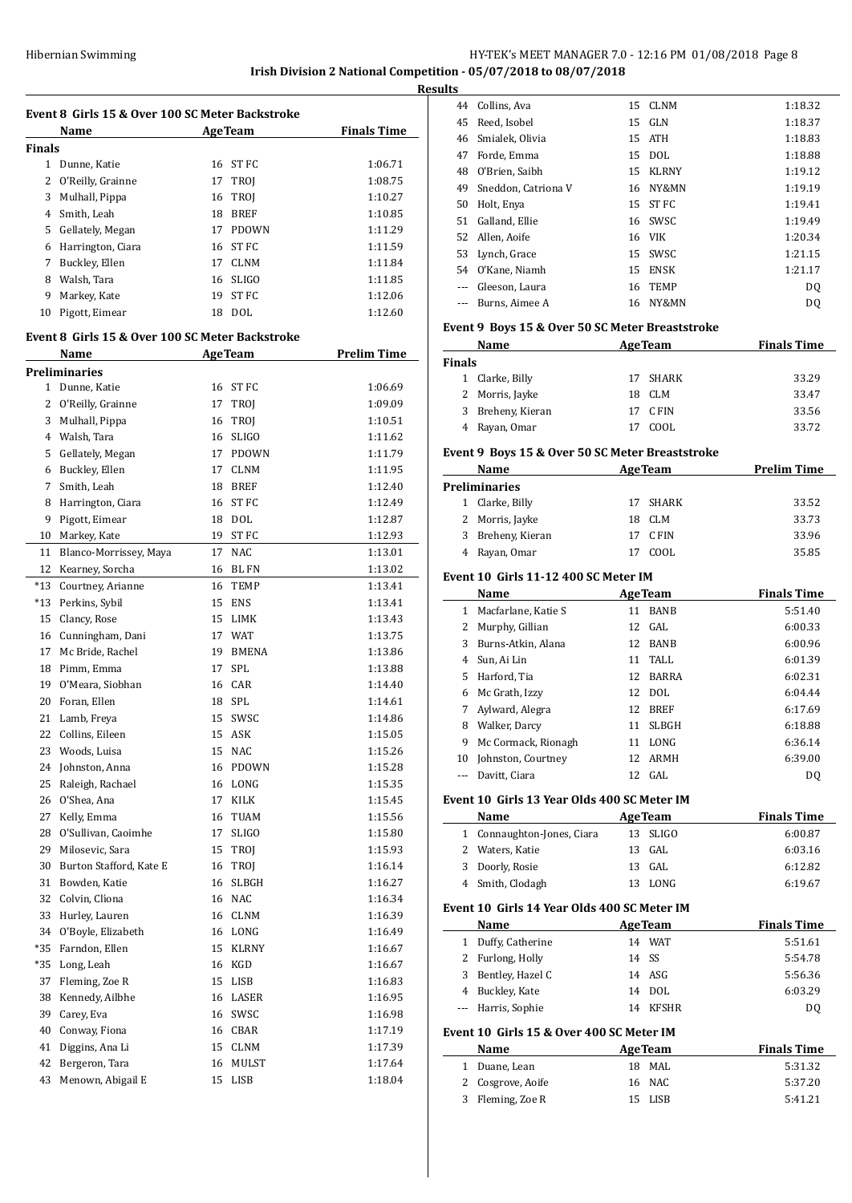## Irish Division 2 National Competition - 05/07/2018 to 08/07/2018

### Results

#### Event 8 Girls 15 & Over 100 SC Meter Backstroke

| | Name | Age | Team | Finals Time |
|---|---|---|---|---|
| **Finals** | | | | |
| 1 | Dunne, Katie | 16 | ST FC | 1:06.71 |
| 2 | O'Reilly, Grainne | 17 | TROJ | 1:08.75 |
| 3 | Mulhall, Pippa | 16 | TROJ | 1:10.27 |
| 4 | Smith, Leah | 18 | BREF | 1:10.85 |
| 5 | Gellately, Megan | 17 | PDOWN | 1:11.29 |
| 6 | Harrington, Ciara | 16 | ST FC | 1:11.59 |
| 7 | Buckley, Ellen | 17 | CLNM | 1:11.84 |
| 8 | Walsh, Tara | 16 | SLIGO | 1:11.85 |
| 9 | Markey, Kate | 19 | ST FC | 1:12.06 |
| 10 | Pigott, Eimear | 18 | DOL | 1:12.60 |

#### Event 8 Girls 15 & Over 100 SC Meter Backstroke

| | Name | Age | Team | Prelim Time |
|---|---|---|---|---|
| **Preliminaries** | | | | |
| 1 | Dunne, Katie | 16 | ST FC | 1:06.69 |
| 2 | O'Reilly, Grainne | 17 | TROJ | 1:09.09 |
| 3 | Mulhall, Pippa | 16 | TROJ | 1:10.51 |
| 4 | Walsh, Tara | 16 | SLIGO | 1:11.62 |
| 5 | Gellately, Megan | 17 | PDOWN | 1:11.79 |
| 6 | Buckley, Ellen | 17 | CLNM | 1:11.95 |
| 7 | Smith, Leah | 18 | BREF | 1:12.40 |
| 8 | Harrington, Ciara | 16 | ST FC | 1:12.49 |
| 9 | Pigott, Eimear | 18 | DOL | 1:12.87 |
| 10 | Markey, Kate | 19 | ST FC | 1:12.93 |
| 11 | Blanco-Morrissey, Maya | 17 | NAC | 1:13.01 |
| 12 | Kearney, Sorcha | 16 | BL FN | 1:13.02 |
| *13 | Courtney, Arianne | 16 | TEMP | 1:13.41 |
| *13 | Perkins, Sybil | 15 | ENS | 1:13.41 |
| 15 | Clancy, Rose | 15 | LIMK | 1:13.43 |
| 16 | Cunningham, Dani | 17 | WAT | 1:13.75 |
| 17 | Mc Bride, Rachel | 19 | BMENA | 1:13.86 |
| 18 | Pimm, Emma | 17 | SPL | 1:13.88 |
| 19 | O'Meara, Siobhan | 16 | CAR | 1:14.40 |
| 20 | Foran, Ellen | 18 | SPL | 1:14.61 |
| 21 | Lamb, Freya | 15 | SWSC | 1:14.86 |
| 22 | Collins, Eileen | 15 | ASK | 1:15.05 |
| 23 | Woods, Luisa | 15 | NAC | 1:15.26 |
| 24 | Johnston, Anna | 16 | PDOWN | 1:15.28 |
| 25 | Raleigh, Rachael | 16 | LONG | 1:15.35 |
| 26 | O'Shea, Ana | 17 | KILK | 1:15.45 |
| 27 | Kelly, Emma | 16 | TUAM | 1:15.56 |
| 28 | O'Sullivan, Caoimhe | 17 | SLIGO | 1:15.80 |
| 29 | Milosevic, Sara | 15 | TROJ | 1:15.93 |
| 30 | Burton Stafford, Kate E | 16 | TROJ | 1:16.14 |
| 31 | Bowden, Katie | 16 | SLBGH | 1:16.27 |
| 32 | Colvin, Clíona | 16 | NAC | 1:16.34 |
| 33 | Hurley, Lauren | 16 | CLNM | 1:16.39 |
| 34 | O'Boyle, Elizabeth | 16 | LONG | 1:16.49 |
| *35 | Farndon, Ellen | 15 | KLRNY | 1:16.67 |
| *35 | Long, Leah | 16 | KGD | 1:16.67 |
| 37 | Fleming, Zoe R | 15 | LISB | 1:16.83 |
| 38 | Kennedy, Ailbhe | 16 | LASER | 1:16.95 |
| 39 | Carey, Eva | 16 | SWSC | 1:16.98 |
| 40 | Conway, Fiona | 16 | CBAR | 1:17.19 |
| 41 | Diggins, Ana Li | 15 | CLNM | 1:17.39 |
| 42 | Bergeron, Tara | 16 | MULST | 1:17.64 |
| 43 | Menown, Abigail E | 15 | LISB | 1:18.04 |
| 44 | Collins, Ava | 15 | CLNM | 1:18.32 |
| 45 | Reed, Isobel | 15 | GLN | 1:18.37 |
| 46 | Smialek, Olivia | 15 | ATH | 1:18.83 |
| 47 | Forde, Emma | 15 | DOL | 1:18.88 |
| 48 | O'Brien, Saibh | 15 | KLRNY | 1:19.12 |
| 49 | Sneddon, Catriona V | 16 | NY&MN | 1:19.19 |
| 50 | Holt, Enya | 15 | ST FC | 1:19.41 |
| 51 | Galland, Ellie | 16 | SWSC | 1:19.49 |
| 52 | Allen, Aoife | 16 | VIK | 1:20.34 |
| 53 | Lynch, Grace | 15 | SWSC | 1:21.15 |
| 54 | O'Kane, Niamh | 15 | ENSK | 1:21.17 |
| --- | Gleeson, Laura | 16 | TEMP | DQ |
| --- | Burns, Aimee A | 16 | NY&MN | DQ |

#### Event 9 Boys 15 & Over 50 SC Meter Breaststroke

| | Name | Age | Team | Finals Time |
|---|---|---|---|---|
| **Finals** | | | | |
| 1 | Clarke, Billy | 17 | SHARK | 33.29 |
| 2 | Morris, Jayke | 18 | CLM | 33.47 |
| 3 | Breheny, Kieran | 17 | C FIN | 33.56 |
| 4 | Rayan, Omar | 17 | COOL | 33.72 |

#### Event 9 Boys 15 & Over 50 SC Meter Breaststroke

| | Name | Age | Team | Prelim Time |
|---|---|---|---|---|
| **Preliminaries** | | | | |
| 1 | Clarke, Billy | 17 | SHARK | 33.52 |
| 2 | Morris, Jayke | 18 | CLM | 33.73 |
| 3 | Breheny, Kieran | 17 | C FIN | 33.96 |
| 4 | Rayan, Omar | 17 | COOL | 35.85 |

#### Event 10 Girls 11-12 400 SC Meter IM

| | Name | Age | Team | Finals Time |
|---|---|---|---|---|
| 1 | Macfarlane, Katie S | 11 | BANB | 5:51.40 |
| 2 | Murphy, Gillian | 12 | GAL | 6:00.33 |
| 3 | Burns-Atkin, Alana | 12 | BANB | 6:00.96 |
| 4 | Sun, Ai Lin | 11 | TALL | 6:01.39 |
| 5 | Harford, Tia | 12 | BARRA | 6:02.31 |
| 6 | Mc Grath, Izzy | 12 | DOL | 6:04.44 |
| 7 | Aylward, Alegra | 12 | BREF | 6:17.69 |
| 8 | Walker, Darcy | 11 | SLBGH | 6:18.88 |
| 9 | Mc Cormack, Rionagh | 11 | LONG | 6:36.14 |
| 10 | Johnston, Courtney | 12 | ARMH | 6:39.00 |
| --- | Davitt, Ciara | 12 | GAL | DQ |

#### Event 10 Girls 13 Year Olds 400 SC Meter IM

| | Name | Age | Team | Finals Time |
|---|---|---|---|---|
| 1 | Connaughton-Jones, Ciara | 13 | SLIGO | 6:00.87 |
| 2 | Waters, Katie | 13 | GAL | 6:03.16 |
| 3 | Doorly, Rosie | 13 | GAL | 6:12.82 |
| 4 | Smith, Clodagh | 13 | LONG | 6:19.67 |

#### Event 10 Girls 14 Year Olds 400 SC Meter IM

| | Name | Age | Team | Finals Time |
|---|---|---|---|---|
| 1 | Duffy, Catherine | 14 | WAT | 5:51.61 |
| 2 | Furlong, Holly | 14 | SS | 5:54.78 |
| 3 | Bentley, Hazel C | 14 | ASG | 5:56.36 |
| 4 | Buckley, Kate | 14 | DOL | 6:03.29 |
| --- | Harris, Sophie | 14 | KFSHR | DQ |

#### Event 10 Girls 15 & Over 400 SC Meter IM

| | Name | Age | Team | Finals Time |
|---|---|---|---|---|
| 1 | Duane, Lean | 18 | MAL | 5:31.32 |
| 2 | Cosgrove, Aoife | 16 | NAC | 5:37.20 |
| 3 | Fleming, Zoe R | 15 | LISB | 5:41.21 |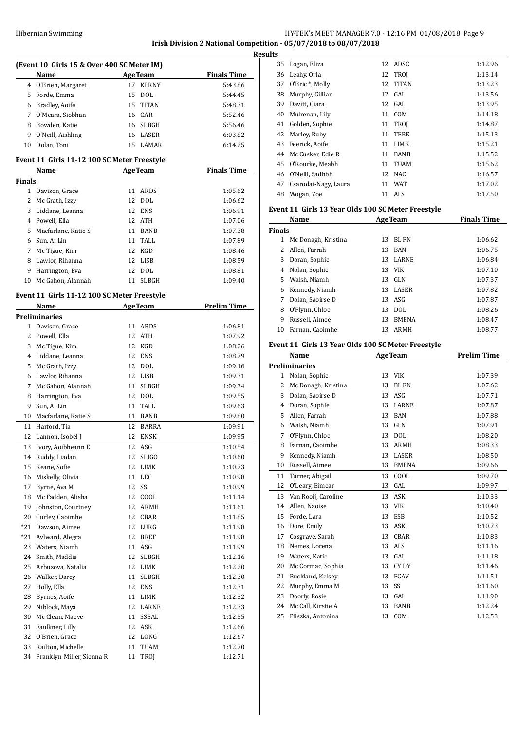**Irish Division 2 National Competition - 05/07/2018 to 08/07/2018**

**Results**

### (Event 10 Girls 15 & Over 400 SC Meter IM)

| | Name | Age | Team | Finals Time |
|---|---|---|---|---|
| 4 | O'Brien, Margaret | 17 | KLRNY | 5:43.86 |
| 5 | Forde, Emma | 15 | DOL | 5:44.45 |
| 6 | Bradley, Aoife | 15 | TITAN | 5:48.31 |
| 7 | O'Meara, Siobhan | 16 | CAR | 5:52.46 |
| 8 | Bowden, Katie | 16 | SLBGH | 5:56.46 |
| 9 | O'Neill, Aishling | 16 | LASER | 6:03.82 |
| 10 | Dolan, Toni | 15 | LAMAR | 6:14.25 |

### Event 11 Girls 11-12 100 SC Meter Freestyle

| | Name | Age | Team | Finals Time |
|---|---|---|---|---|
| **Finals** | | | | |
| 1 | Davison, Grace | 11 | ARDS | 1:05.62 |
| 2 | Mc Grath, Izzy | 12 | DOL | 1:06.62 |
| 3 | Liddane, Leanna | 12 | ENS | 1:06.91 |
| 4 | Powell, Ella | 12 | ATH | 1:07.06 |
| 5 | Macfarlane, Katie S | 11 | BANB | 1:07.38 |
| 6 | Sun, Ai Lin | 11 | TALL | 1:07.89 |
| 7 | Mc Tigue, Kim | 12 | KGD | 1:08.46 |
| 8 | Lawlor, Rihanna | 12 | LISB | 1:08.59 |
| 9 | Harrington, Eva | 12 | DOL | 1:08.81 |
| 10 | Mc Gahon, Alannah | 11 | SLBGH | 1:09.40 |

### Event 11 Girls 11-12 100 SC Meter Freestyle

| | Name | Age | Team | Prelim Time |
|---|---|---|---|---|
| **Preliminaries** | | | | |
| 1 | Davison, Grace | 11 | ARDS | 1:06.81 |
| 2 | Powell, Ella | 12 | ATH | 1:07.92 |
| 3 | Mc Tigue, Kim | 12 | KGD | 1:08.26 |
| 4 | Liddane, Leanna | 12 | ENS | 1:08.79 |
| 5 | Mc Grath, Izzy | 12 | DOL | 1:09.16 |
| 6 | Lawlor, Rihanna | 12 | LISB | 1:09.31 |
| 7 | Mc Gahon, Alannah | 11 | SLBGH | 1:09.34 |
| 8 | Harrington, Eva | 12 | DOL | 1:09.55 |
| 9 | Sun, Ai Lin | 11 | TALL | 1:09.63 |
| 10 | Macfarlane, Katie S | 11 | BANB | 1:09.80 |
| 11 | Harford, Tia | 12 | BARRA | 1:09.91 |
| 12 | Lannon, Isobel J | 12 | ENSK | 1:09.95 |
| 13 | Ivory, Aoibheann E | 12 | ASG | 1:10.54 |
| 14 | Ruddy, Liadan | 12 | SLIGO | 1:10.60 |
| 15 | Keane, Sofie | 12 | LIMK | 1:10.73 |
| 16 | Miskelly, Olivia | 11 | LEC | 1:10.98 |
| 17 | Byrne, Ava M | 12 | SS | 1:10.99 |
| 18 | Mc Fadden, Alisha | 12 | COOL | 1:11.14 |
| 19 | Johnston, Courtney | 12 | ARMH | 1:11.61 |
| 20 | Curley, Caoimhe | 12 | CBAR | 1:11.85 |
| *21 | Dawson, Aimee | 12 | LURG | 1:11.98 |
| *21 | Aylward, Alegra | 12 | BREF | 1:11.98 |
| 23 | Waters, Niamh | 11 | ASG | 1:11.99 |
| 24 | Smith, Maddie | 12 | SLBGH | 1:12.16 |
| 25 | Arbuzova, Natalia | 12 | LIMK | 1:12.20 |
| 26 | Walker, Darcy | 11 | SLBGH | 1:12.30 |
| 27 | Holly, Ella | 12 | ENS | 1:12.31 |
| 28 | Byrnes, Aoife | 11 | LIMK | 1:12.32 |
| 29 | Niblock, Maya | 12 | LARNE | 1:12.33 |
| 30 | Mc Clean, Maeve | 11 | SSEAL | 1:12.55 |
| 31 | Faulkner, Lilly | 12 | ASK | 1:12.66 |
| 32 | O'Brien, Grace | 12 | LONG | 1:12.67 |
| 33 | Railton, Michelle | 11 | TUAM | 1:12.70 |
| 34 | Franklyn-Miller, Sienna R | 11 | TROJ | 1:12.71 |
| 35 | Logan, Eliza | 12 | ADSC | 1:12.96 |
| 36 | Leahy, Orla | 12 | TROJ | 1:13.14 |
| 37 | O'Bric *, Molly | 12 | TITAN | 1:13.23 |
| 38 | Murphy, Gillian | 12 | GAL | 1:13.56 |
| 39 | Davitt, Ciara | 12 | GAL | 1:13.95 |
| 40 | Mulrenan, Lily | 11 | COM | 1:14.18 |
| 41 | Golden, Sophie | 11 | TROJ | 1:14.87 |
| 42 | Marley, Ruby | 11 | TERE | 1:15.13 |
| 43 | Feerick, Aoife | 11 | LIMK | 1:15.21 |
| 44 | Mc Cusker, Edie R | 11 | BANB | 1:15.52 |
| 45 | O'Rourke, Meabh | 11 | TUAM | 1:15.62 |
| 46 | O'Neill, Sadhbh | 12 | NAC | 1:16.57 |
| 47 | Csarodai-Nagy, Laura | 11 | WAT | 1:17.02 |
| 48 | Wogan, Zoe | 11 | ALS | 1:17.50 |

### Event 11 Girls 13 Year Olds 100 SC Meter Freestyle

| | Name | Age | Team | Finals Time |
|---|---|---|---|---|
| **Finals** | | | | |
| 1 | Mc Donagh, Kristina | 13 | BL FN | 1:06.62 |
| 2 | Allen, Farrah | 13 | BAN | 1:06.75 |
| 3 | Doran, Sophie | 13 | LARNE | 1:06.84 |
| 4 | Nolan, Sophie | 13 | VIK | 1:07.10 |
| 5 | Walsh, Niamh | 13 | GLN | 1:07.37 |
| 6 | Kennedy, Niamh | 13 | LASER | 1:07.82 |
| 7 | Dolan, Saoirse D | 13 | ASG | 1:07.87 |
| 8 | O'Flynn, Chloe | 13 | DOL | 1:08.26 |
| 9 | Russell, Aimee | 13 | BMENA | 1:08.47 |
| 10 | Farnan, Caoimhe | 13 | ARMH | 1:08.77 |

### Event 11 Girls 13 Year Olds 100 SC Meter Freestyle

| | Name | Age | Team | Prelim Time |
|---|---|---|---|---|
| **Preliminaries** | | | | |
| 1 | Nolan, Sophie | 13 | VIK | 1:07.39 |
| 2 | Mc Donagh, Kristina | 13 | BL FN | 1:07.62 |
| 3 | Dolan, Saoirse D | 13 | ASG | 1:07.71 |
| 4 | Doran, Sophie | 13 | LARNE | 1:07.87 |
| 5 | Allen, Farrah | 13 | BAN | 1:07.88 |
| 6 | Walsh, Niamh | 13 | GLN | 1:07.91 |
| 7 | O'Flynn, Chloe | 13 | DOL | 1:08.20 |
| 8 | Farnan, Caoimhe | 13 | ARMH | 1:08.33 |
| 9 | Kennedy, Niamh | 13 | LASER | 1:08.50 |
| 10 | Russell, Aimee | 13 | BMENA | 1:09.66 |
| 11 | Turner, Abigail | 13 | COOL | 1:09.70 |
| 12 | O'Leary, Eimear | 13 | GAL | 1:09.97 |
| 13 | Van Rooij, Caroline | 13 | ASK | 1:10.33 |
| 14 | Allen, Naoise | 13 | VIK | 1:10.40 |
| 15 | Forde, Lara | 13 | ESB | 1:10.52 |
| 16 | Dore, Emily | 13 | ASK | 1:10.73 |
| 17 | Cosgrave, Sarah | 13 | CBAR | 1:10.83 |
| 18 | Nemes, Lorena | 13 | ALS | 1:11.16 |
| 19 | Waters, Katie | 13 | GAL | 1:11.18 |
| 20 | Mc Cormac, Sophia | 13 | CY DY | 1:11.46 |
| 21 | Buckland, Kelsey | 13 | ECAV | 1:11.51 |
| 22 | Murphy, Emma M | 13 | SS | 1:11.60 |
| 23 | Doorly, Rosie | 13 | GAL | 1:11.90 |
| 24 | Mc Call, Kirstie A | 13 | BANB | 1:12.24 |
| 25 | Pliszka, Antonina | 13 | COM | 1:12.53 |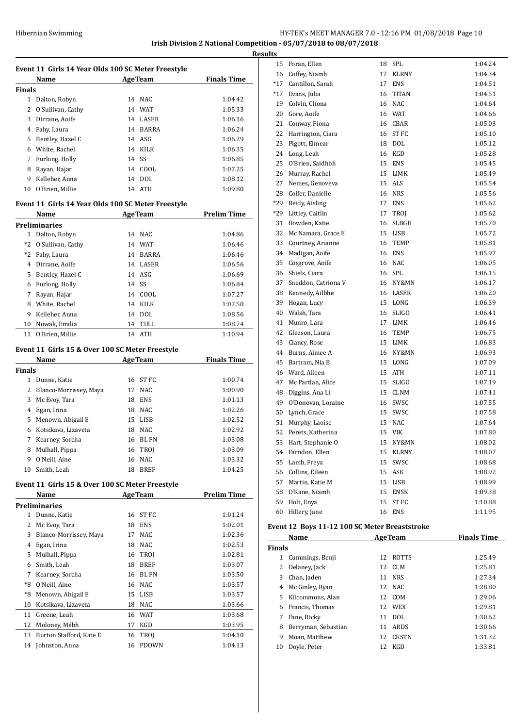**Irish Division 2 National Competition - 05/07/2018 to 08/07/2018**

**Results**

### Event 11 Girls 14 Year Olds 100 SC Meter Freestyle

| | Name | Age | Team | Finals Time |
|---|---|---|---|---|
| **Finals** | | | | |
| 1 | Dalton, Robyn | 14 | NAC | 1:04.42 |
| 2 | O'Sullivan, Cathy | 14 | WAT | 1:05.33 |
| 3 | Dirrane, Aoife | 14 | LASER | 1:06.16 |
| 4 | Fahy, Laura | 14 | BARRA | 1:06.24 |
| 5 | Bentley, Hazel C | 14 | ASG | 1:06.29 |
| 6 | White, Rachel | 14 | KILK | 1:06.35 |
| 7 | Furlong, Holly | 14 | SS | 1:06.85 |
| 8 | Rayan, Hajar | 14 | COOL | 1:07.25 |
| 9 | Kelleher, Anna | 14 | DOL | 1:08.12 |
| 10 | O'Brien, Millie | 14 | ATH | 1:09.80 |

### Event 11 Girls 14 Year Olds 100 SC Meter Freestyle

| | Name | Age | Team | Prelim Time |
|---|---|---|---|---|
| **Preliminaries** | | | | |
| 1 | Dalton, Robyn | 14 | NAC | 1:04.86 |
| *2 | O'Sullivan, Cathy | 14 | WAT | 1:06.46 |
| *2 | Fahy, Laura | 14 | BARRA | 1:06.46 |
| 4 | Dirrane, Aoife | 14 | LASER | 1:06.56 |
| 5 | Bentley, Hazel C | 14 | ASG | 1:06.69 |
| 6 | Furlong, Holly | 14 | SS | 1:06.84 |
| 7 | Rayan, Hajar | 14 | COOL | 1:07.27 |
| 8 | White, Rachel | 14 | KILK | 1:07.50 |
| 9 | Kelleher, Anna | 14 | DOL | 1:08.56 |
| 10 | Nowak, Emilia | 14 | TULL | 1:08.74 |
| 11 | O'Brien, Millie | 14 | ATH | 1:10.94 |

### Event 11 Girls 15 & Over 100 SC Meter Freestyle

| | Name | Age | Team | Finals Time |
|---|---|---|---|---|
| **Finals** | | | | |
| 1 | Dunne, Katie | 16 | ST FC | 1:00.74 |
| 2 | Blanco-Morrissey, Maya | 17 | NAC | 1:00.90 |
| 3 | Mc Evoy, Tara | 18 | ENS | 1:01.13 |
| 4 | Egan, Irina | 18 | NAC | 1:02.26 |
| 5 | Menown, Abigail E | 15 | LISB | 1:02.52 |
| 6 | Kotsikava, Lizaveta | 18 | NAC | 1:02.92 |
| 7 | Kearney, Sorcha | 16 | BL FN | 1:03.08 |
| 8 | Mulhall, Pippa | 16 | TROJ | 1:03.09 |
| 9 | O'Neill, Aine | 16 | NAC | 1:03.32 |
| 10 | Smith, Leah | 18 | BREF | 1:04.25 |

### Event 11 Girls 15 & Over 100 SC Meter Freestyle

| | Name | Age | Team | Prelim Time |
|---|---|---|---|---|
| **Preliminaries** | | | | |
| 1 | Dunne, Katie | 16 | ST FC | 1:01.24 |
| 2 | Mc Evoy, Tara | 18 | ENS | 1:02.01 |
| 3 | Blanco-Morrissey, Maya | 17 | NAC | 1:02.36 |
| 4 | Egan, Irina | 18 | NAC | 1:02.53 |
| 5 | Mulhall, Pippa | 16 | TROJ | 1:02.81 |
| 6 | Smith, Leah | 18 | BREF | 1:03.07 |
| 7 | Kearney, Sorcha | 16 | BL FN | 1:03.50 |
| *8 | O'Neill, Aine | 16 | NAC | 1:03.57 |
| *8 | Menown, Abigail E | 15 | LISB | 1:03.57 |
| 10 | Kotsikava, Lizaveta | 18 | NAC | 1:03.66 |
| 11 | Greene, Leah | 16 | WAT | 1:03.68 |
| 12 | Moloney, Mébh | 17 | KGD | 1:03.95 |
| 13 | Burton Stafford, Kate E | 16 | TROJ | 1:04.10 |
| 14 | Johnston, Anna | 16 | PDOWN | 1:04.13 |
| 15 | Foran, Ellen | 18 | SPL | 1:04.24 |
| 16 | Coffey, Niamh | 17 | KLRNY | 1:04.34 |
| *17 | Cantillon, Sarah | 17 | ENS | 1:04.51 |
| *17 | Evans, Julia | 16 | TITAN | 1:04.51 |
| 19 | Colvin, Clíona | 16 | NAC | 1:04.64 |
| 20 | Gore, Aoife | 16 | WAT | 1:04.66 |
| 21 | Conway, Fiona | 16 | CBAR | 1:05.03 |
| 22 | Harrington, Ciara | 16 | ST FC | 1:05.10 |
| 23 | Pigott, Eimear | 18 | DOL | 1:05.12 |
| 24 | Long, Leah | 16 | KGD | 1:05.28 |
| 25 | O'Brien, Saidhbh | 15 | ENS | 1:05.45 |
| 26 | Murray, Rachel | 15 | LIMK | 1:05.49 |
| 27 | Nemes, Genoveva | 15 | ALS | 1:05.54 |
| 28 | Colfer, Danielle | 16 | NRS | 1:05.56 |
| *29 | Reidy, Aisling | 17 | ENS | 1:05.62 |
| *29 | Littley, Caitlin | 17 | TROJ | 1:05.62 |
| 31 | Bowden, Katie | 16 | SLBGH | 1:05.70 |
| 32 | Mc Namara, Grace E | 15 | LISB | 1:05.72 |
| 33 | Courtney, Arianne | 16 | TEMP | 1:05.81 |
| 34 | Madigan, Aoife | 16 | ENS | 1:05.97 |
| 35 | Cosgrove, Aoife | 16 | NAC | 1:06.05 |
| 36 | Shiels, Ciara | 16 | SPL | 1:06.15 |
| 37 | Sneddon, Catriona V | 16 | NY&MN | 1:06.17 |
| 38 | Kennedy, Ailbhe | 16 | LASER | 1:06.20 |
| 39 | Hogan, Lucy | 15 | LONG | 1:06.39 |
| 40 | Walsh, Tara | 16 | SLIGO | 1:06.41 |
| 41 | Munro, Lara | 17 | LIMK | 1:06.46 |
| 42 | Gleeson, Laura | 16 | TEMP | 1:06.75 |
| 43 | Clancy, Rose | 15 | LIMK | 1:06.83 |
| 44 | Burns, Aimee A | 16 | NY&MN | 1:06.93 |
| 45 | Bartram, Nia B | 15 | LONG | 1:07.09 |
| 46 | Ward, Aileen | 15 | ATH | 1:07.11 |
| 47 | Mc Partlan, Alice | 15 | SLIGO | 1:07.19 |
| 48 | Diggins, Ana Li | 15 | CLNM | 1:07.41 |
| 49 | O'Donovan, Loraine | 16 | SWSC | 1:07.55 |
| 50 | Lynch, Grace | 15 | SWSC | 1:07.58 |
| 51 | Murphy, Laoise | 15 | NAC | 1:07.64 |
| 52 | Perets, Katherina | 15 | VIK | 1:07.80 |
| 53 | Hart, Stephanie O | 15 | NY&MN | 1:08.02 |
| 54 | Farndon, Ellen | 15 | KLRNY | 1:08.07 |
| 55 | Lamb, Freya | 15 | SWSC | 1:08.68 |
| 56 | Collins, Eileen | 15 | ASK | 1:08.92 |
| 57 | Martin, Katie M | 15 | LISB | 1:08.99 |
| 58 | O'Kane, Niamh | 15 | ENSK | 1:09.38 |
| 59 | Holt, Enya | 15 | ST FC | 1:10.88 |
| 60 | Hillery, Jane | 16 | ENS | 1:11.95 |

### Event 12 Boys 11-12 100 SC Meter Breaststroke

| | Name | Age | Team | Finals Time |
|---|---|---|---|---|
| **Finals** | | | | |
| 1 | Cummings, Benji | 12 | ROTTS | 1:25.49 |
| 2 | Delaney, Jack | 12 | CLM | 1:25.81 |
| 3 | Chan, Jaden | 11 | NRS | 1:27.34 |
| 4 | Mc Ginley, Ryan | 12 | NAC | 1:28.80 |
| 5 | Kilcommons, Alan | 12 | COM | 1:29.06 |
| 6 | Francis, Thomas | 12 | WEX | 1:29.81 |
| 7 | Fane, Ricky | 11 | DOL | 1:30.62 |
| 8 | Berryman, Sebastian | 11 | ARDS | 1:30.66 |
| 9 | Moan, Matthew | 12 | CKSTN | 1:31.32 |
| 10 | Doyle, Peter | 12 | KGD | 1:33.81 |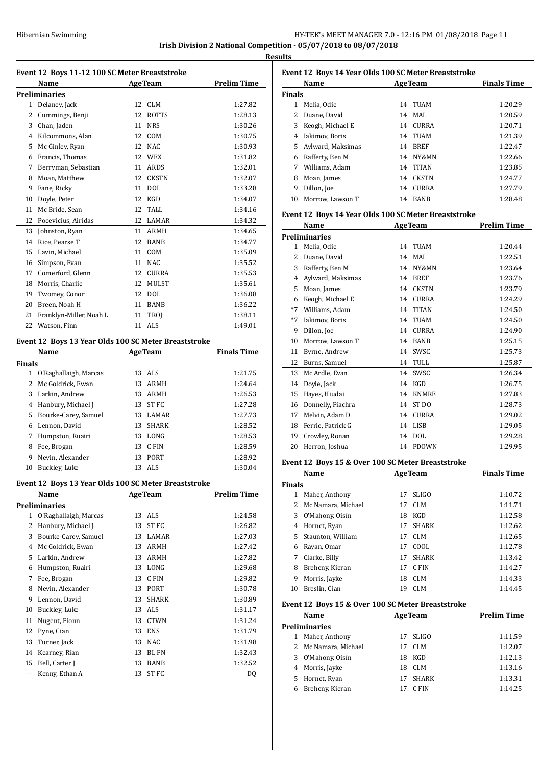**Irish Division 2 National Competition - 05/07/2018 to 08/07/2018**

**Results**

### Event 12 Boys 11-12 100 SC Meter Breaststroke

| | Name | Age | Team | Prelim Time |
|---|---|---|---|---|
| **Preliminaries** | | | | |
| 1 | Delaney, Jack | 12 | CLM | 1:27.82 |
| 2 | Cummings, Benji | 12 | ROTTS | 1:28.13 |
| 3 | Chan, Jaden | 11 | NRS | 1:30.26 |
| 4 | Kilcommons, Alan | 12 | COM | 1:30.75 |
| 5 | Mc Ginley, Ryan | 12 | NAC | 1:30.93 |
| 6 | Francis, Thomas | 12 | WEX | 1:31.82 |
| 7 | Berryman, Sebastian | 11 | ARDS | 1:32.01 |
| 8 | Moan, Matthew | 12 | CKSTN | 1:32.07 |
| 9 | Fane, Ricky | 11 | DOL | 1:33.28 |
| 10 | Doyle, Peter | 12 | KGD | 1:34.07 |
| 11 | Mc Bride, Sean | 12 | TALL | 1:34.16 |
| 12 | Pocevicius, Airidas | 12 | LAMAR | 1:34.32 |
| 13 | Johnston, Ryan | 11 | ARMH | 1:34.65 |
| 14 | Rice, Pearse T | 12 | BANB | 1:34.77 |
| 15 | Lavin, Michael | 11 | COM | 1:35.09 |
| 16 | Simpson, Evan | 11 | NAC | 1:35.52 |
| 17 | Comerford, Glenn | 12 | CURRA | 1:35.53 |
| 18 | Morris, Charlie | 12 | MULST | 1:35.61 |
| 19 | Twomey, Conor | 12 | DOL | 1:36.08 |
| 20 | Breen, Noah H | 11 | BANB | 1:36.22 |
| 21 | Franklyn-Miller, Noah L | 11 | TROJ | 1:38.11 |
| 22 | Watson, Finn | 11 | ALS | 1:49.01 |

### Event 12 Boys 13 Year Olds 100 SC Meter Breaststroke

| | Name | Age | Team | Finals Time |
|---|---|---|---|---|
| **Finals** | | | | |
| 1 | O'Raghallaigh, Marcas | 13 | ALS | 1:21.75 |
| 2 | Mc Goldrick, Ewan | 13 | ARMH | 1:24.64 |
| 3 | Larkin, Andrew | 13 | ARMH | 1:26.53 |
| 4 | Hanbury, Michael J | 13 | ST FC | 1:27.28 |
| 5 | Bourke-Carey, Samuel | 13 | LAMAR | 1:27.73 |
| 6 | Lennon, David | 13 | SHARK | 1:28.52 |
| 7 | Humpston, Ruairi | 13 | LONG | 1:28.53 |
| 8 | Fee, Brogan | 13 | C FIN | 1:28.59 |
| 9 | Nevin, Alexander | 13 | PORT | 1:28.92 |
| 10 | Buckley, Luke | 13 | ALS | 1:30.04 |

### Event 12 Boys 13 Year Olds 100 SC Meter Breaststroke

| | Name | Age | Team | Prelim Time |
|---|---|---|---|---|
| **Preliminaries** | | | | |
| 1 | O'Raghallaigh, Marcas | 13 | ALS | 1:24.58 |
| 2 | Hanbury, Michael J | 13 | ST FC | 1:26.82 |
| 3 | Bourke-Carey, Samuel | 13 | LAMAR | 1:27.03 |
| 4 | Mc Goldrick, Ewan | 13 | ARMH | 1:27.42 |
| 5 | Larkin, Andrew | 13 | ARMH | 1:27.82 |
| 6 | Humpston, Ruairi | 13 | LONG | 1:29.68 |
| 7 | Fee, Brogan | 13 | C FIN | 1:29.82 |
| 8 | Nevin, Alexander | 13 | PORT | 1:30.78 |
| 9 | Lennon, David | 13 | SHARK | 1:30.89 |
| 10 | Buckley, Luke | 13 | ALS | 1:31.17 |
| 11 | Nugent, Fionn | 13 | CTWN | 1:31.24 |
| 12 | Pyne, Cian | 13 | ENS | 1:31.79 |
| 13 | Turner, Jack | 13 | NAC | 1:31.98 |
| 14 | Kearney, Rian | 13 | BL FN | 1:32.43 |
| 15 | Bell, Carter J | 13 | BANB | 1:32.52 |
| --- | Kenny, Ethan A | 13 | ST FC | DQ |

### Event 12 Boys 14 Year Olds 100 SC Meter Breaststroke

| | Name | Age | Team | Finals Time |
|---|---|---|---|---|
| **Finals** | | | | |
| 1 | Melia, Odie | 14 | TUAM | 1:20.29 |
| 2 | Duane, David | 14 | MAL | 1:20.59 |
| 3 | Keogh, Michael E | 14 | CURRA | 1:20.71 |
| 4 | Iakimov, Boris | 14 | TUAM | 1:21.39 |
| 5 | Aylward, Maksimas | 14 | BREF | 1:22.47 |
| 6 | Rafferty, Ben M | 14 | NY&MN | 1:22.66 |
| 7 | Williams, Adam | 14 | TITAN | 1:23.85 |
| 8 | Moan, James | 14 | CKSTN | 1:24.77 |
| 9 | Dillon, Joe | 14 | CURRA | 1:27.79 |
| 10 | Morrow, Lawson T | 14 | BANB | 1:28.48 |

### Event 12 Boys 14 Year Olds 100 SC Meter Breaststroke

| | Name | Age | Team | Prelim Time |
|---|---|---|---|---|
| **Preliminaries** | | | | |
| 1 | Melia, Odie | 14 | TUAM | 1:20.44 |
| 2 | Duane, David | 14 | MAL | 1:22.51 |
| 3 | Rafferty, Ben M | 14 | NY&MN | 1:23.64 |
| 4 | Aylward, Maksimas | 14 | BREF | 1:23.76 |
| 5 | Moan, James | 14 | CKSTN | 1:23.79 |
| 6 | Keogh, Michael E | 14 | CURRA | 1:24.29 |
| *7 | Williams, Adam | 14 | TITAN | 1:24.50 |
| *7 | Iakimov, Boris | 14 | TUAM | 1:24.50 |
| 9 | Dillon, Joe | 14 | CURRA | 1:24.90 |
| 10 | Morrow, Lawson T | 14 | BANB | 1:25.15 |
| 11 | Byrne, Andrew | 14 | SWSC | 1:25.73 |
| 12 | Burns, Samuel | 14 | TULL | 1:25.87 |
| 13 | Mc Ardle, Evan | 14 | SWSC | 1:26.34 |
| 14 | Doyle, Jack | 14 | KGD | 1:26.75 |
| 15 | Hayes, Hiudai | 14 | KNMRE | 1:27.83 |
| 16 | Donnelly, Fiachra | 14 | ST DO | 1:28.73 |
| 17 | Melvin, Adam D | 14 | CURRA | 1:29.02 |
| 18 | Ferrie, Patrick G | 14 | LISB | 1:29.05 |
| 19 | Crowley, Ronan | 14 | DOL | 1:29.28 |
| 20 | Herron, Joshua | 14 | PDOWN | 1:29.95 |

### Event 12 Boys 15 & Over 100 SC Meter Breaststroke

| | Name | Age | Team | Finals Time |
|---|---|---|---|---|
| **Finals** | | | | |
| 1 | Maher, Anthony | 17 | SLIGO | 1:10.72 |
| 2 | Mc Namara, Michael | 17 | CLM | 1:11.71 |
| 3 | O'Mahony, Oisín | 18 | KGD | 1:12.58 |
| 4 | Hornet, Ryan | 17 | SHARK | 1:12.62 |
| 5 | Staunton, William | 17 | CLM | 1:12.65 |
| 6 | Rayan, Omar | 17 | COOL | 1:12.78 |
| 7 | Clarke, Billy | 17 | SHARK | 1:13.42 |
| 8 | Breheny, Kieran | 17 | C FIN | 1:14.27 |
| 9 | Morris, Jayke | 18 | CLM | 1:14.33 |
| 10 | Breslin, Cian | 19 | CLM | 1:14.45 |

### Event 12 Boys 15 & Over 100 SC Meter Breaststroke

| | Name | Age | Team | Prelim Time |
|---|---|---|---|---|
| **Preliminaries** | | | | |
| 1 | Maher, Anthony | 17 | SLIGO | 1:11.59 |
| 2 | Mc Namara, Michael | 17 | CLM | 1:12.07 |
| 3 | O'Mahony, Oisín | 18 | KGD | 1:12.13 |
| 4 | Morris, Jayke | 18 | CLM | 1:13.16 |
| 5 | Hornet, Ryan | 17 | SHARK | 1:13.31 |
| 6 | Breheny, Kieran | 17 | C FIN | 1:14.25 |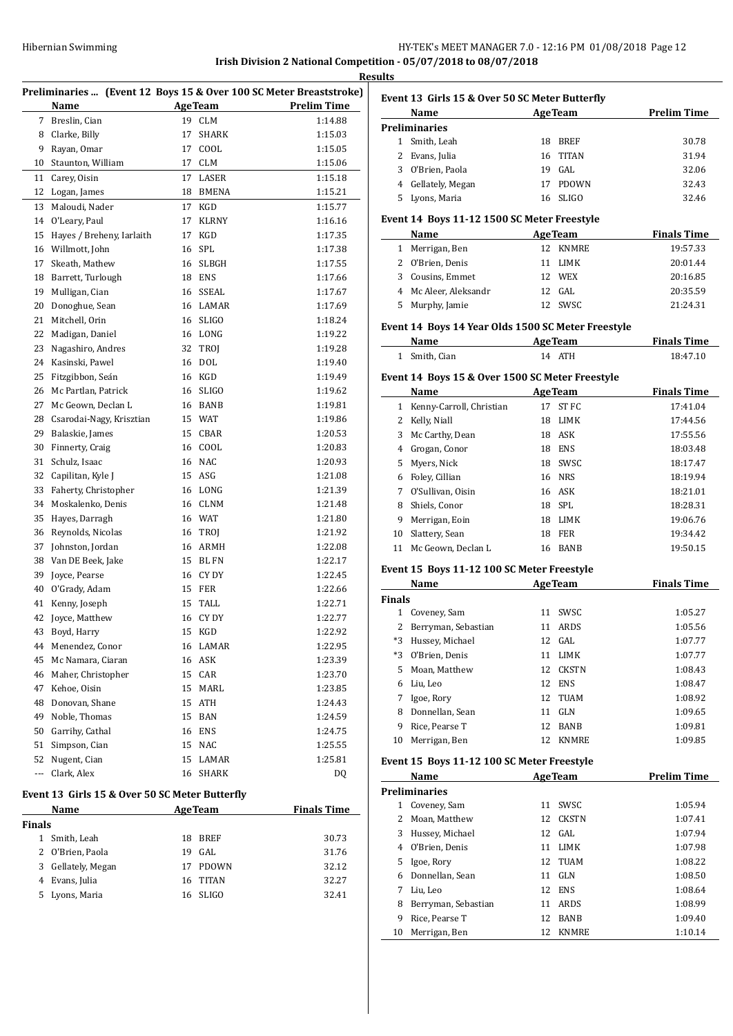Irish Division 2 National Competition - 05/07/2018 to 08/07/2018

**Results**

### Preliminaries ... (Event 12 Boys 15 & Over 100 SC Meter Breaststroke)

| | Name | Age | Team | Prelim Time |
|---|---|---|---|---|
| 7 | Breslin, Cian | 19 | CLM | 1:14.88 |
| 8 | Clarke, Billy | 17 | SHARK | 1:15.03 |
| 9 | Rayan, Omar | 17 | COOL | 1:15.05 |
| 10 | Staunton, William | 17 | CLM | 1:15.06 |
| 11 | Carey, Oisin | 17 | LASER | 1:15.18 |
| 12 | Logan, James | 18 | BMENA | 1:15.21 |
| 13 | Maloudi, Nader | 17 | KGD | 1:15.77 |
| 14 | O'Leary, Paul | 17 | KLRNY | 1:16.16 |
| 15 | Hayes / Breheny, Iarlaith | 17 | KGD | 1:17.35 |
| 16 | Willmott, John | 16 | SPL | 1:17.38 |
| 17 | Skeath, Mathew | 16 | SLBGH | 1:17.55 |
| 18 | Barrett, Turlough | 18 | ENS | 1:17.66 |
| 19 | Mulligan, Cian | 16 | SSEAL | 1:17.67 |
| 20 | Donoghue, Sean | 16 | LAMAR | 1:17.69 |
| 21 | Mitchell, Orin | 16 | SLIGO | 1:18.24 |
| 22 | Madigan, Daniel | 16 | LONG | 1:19.22 |
| 23 | Nagashiro, Andres | 32 | TROJ | 1:19.28 |
| 24 | Kasinski, Pawel | 16 | DOL | 1:19.40 |
| 25 | Fitzgibbon, Seán | 16 | KGD | 1:19.49 |
| 26 | Mc Partlan, Patrick | 16 | SLIGO | 1:19.62 |
| 27 | Mc Geown, Declan L | 16 | BANB | 1:19.81 |
| 28 | Csarodai-Nagy, Krisztian | 15 | WAT | 1:19.86 |
| 29 | Balaskie, James | 15 | CBAR | 1:20.53 |
| 30 | Finnerty, Craig | 16 | COOL | 1:20.83 |
| 31 | Schulz, Isaac | 16 | NAC | 1:20.93 |
| 32 | Capilitan, Kyle J | 15 | ASG | 1:21.08 |
| 33 | Faherty, Christopher | 16 | LONG | 1:21.39 |
| 34 | Moskalenko, Denis | 16 | CLNM | 1:21.48 |
| 35 | Hayes, Darragh | 16 | WAT | 1:21.80 |
| 36 | Reynolds, Nicolas | 16 | TROJ | 1:21.92 |
| 37 | Johnston, Jordan | 16 | ARMH | 1:22.08 |
| 38 | Van DE Beek, Jake | 15 | BLFN | 1:22.17 |
| 39 | Joyce, Pearse | 16 | CYDY | 1:22.45 |
| 40 | O'Grady, Adam | 15 | FER | 1:22.66 |
| 41 | Kenny, Joseph | 15 | TALL | 1:22.71 |
| 42 | Joyce, Matthew | 16 | CYDY | 1:22.77 |
| 43 | Boyd, Harry | 15 | KGD | 1:22.92 |
| 44 | Menendez, Conor | 16 | LAMAR | 1:22.95 |
| 45 | Mc Namara, Ciaran | 16 | ASK | 1:23.39 |
| 46 | Maher, Christopher | 15 | CAR | 1:23.70 |
| 47 | Kehoe, Oisin | 15 | MARL | 1:23.85 |
| 48 | Donovan, Shane | 15 | ATH | 1:24.43 |
| 49 | Noble, Thomas | 15 | BAN | 1:24.59 |
| 50 | Garrihy, Cathal | 16 | ENS | 1:24.75 |
| 51 | Simpson, Cian | 15 | NAC | 1:25.55 |
| 52 | Nugent, Cian | 15 | LAMAR | 1:25.81 |
| --- | Clark, Alex | 16 | SHARK | DQ |

### Event 13 Girls 15 & Over 50 SC Meter Butterfly

| | Name | Age | Team | Finals Time |
|---|---|---|---|---|
| **Finals** | | | | |
| 1 | Smith, Leah | 18 | BREF | 30.73 |
| 2 | O'Brien, Paola | 19 | GAL | 31.76 |
| 3 | Gellately, Megan | 17 | PDOWN | 32.12 |
| 4 | Evans, Julia | 16 | TITAN | 32.27 |
| 5 | Lyons, Maria | 16 | SLIGO | 32.41 |

### Event 13 Girls 15 & Over 50 SC Meter Butterfly

| | Name | Age | Team | Prelim Time |
|---|---|---|---|---|
| **Preliminaries** | | | | |
| 1 | Smith, Leah | 18 | BREF | 30.78 |
| 2 | Evans, Julia | 16 | TITAN | 31.94 |
| 3 | O'Brien, Paola | 19 | GAL | 32.06 |
| 4 | Gellately, Megan | 17 | PDOWN | 32.43 |
| 5 | Lyons, Maria | 16 | SLIGO | 32.46 |

### Event 14 Boys 11-12 1500 SC Meter Freestyle

| | Name | Age | Team | Finals Time |
|---|---|---|---|---|
| 1 | Merrigan, Ben | 12 | KNMRE | 19:57.33 |
| 2 | O'Brien, Denis | 11 | LIMK | 20:01.44 |
| 3 | Cousins, Emmet | 12 | WEX | 20:16.85 |
| 4 | Mc Aleer, Aleksandr | 12 | GAL | 20:35.59 |
| 5 | Murphy, Jamie | 12 | SWSC | 21:24.31 |

### Event 14 Boys 14 Year Olds 1500 SC Meter Freestyle

| | Name | Age | Team | Finals Time |
|---|---|---|---|---|
| 1 | Smith, Cian | 14 | ATH | 18:47.10 |

### Event 14 Boys 15 & Over 1500 SC Meter Freestyle

| | Name | Age | Team | Finals Time |
|---|---|---|---|---|
| 1 | Kenny-Carroll, Christian | 17 | ST FC | 17:41.04 |
| 2 | Kelly, Niall | 18 | LIMK | 17:44.56 |
| 3 | Mc Carthy, Dean | 18 | ASK | 17:55.56 |
| 4 | Grogan, Conor | 18 | ENS | 18:03.48 |
| 5 | Myers, Nick | 18 | SWSC | 18:17.47 |
| 6 | Foley, Cillian | 16 | NRS | 18:19.94 |
| 7 | O'Sullivan, Oisin | 16 | ASK | 18:21.01 |
| 8 | Shiels, Conor | 18 | SPL | 18:28.31 |
| 9 | Merrigan, Eoin | 18 | LIMK | 19:06.76 |
| 10 | Slattery, Sean | 18 | FER | 19:34.42 |
| 11 | Mc Geown, Declan L | 16 | BANB | 19:50.15 |

### Event 15 Boys 11-12 100 SC Meter Freestyle

| | Name | Age | Team | Finals Time |
|---|---|---|---|---|
| **Finals** | | | | |
| 1 | Coveney, Sam | 11 | SWSC | 1:05.27 |
| 2 | Berryman, Sebastian | 11 | ARDS | 1:05.56 |
| *3 | Hussey, Michael | 12 | GAL | 1:07.77 |
| *3 | O'Brien, Denis | 11 | LIMK | 1:07.77 |
| 5 | Moan, Matthew | 12 | CKSTN | 1:08.43 |
| 6 | Liu, Leo | 12 | ENS | 1:08.47 |
| 7 | Igoe, Rory | 12 | TUAM | 1:08.92 |
| 8 | Donnellan, Sean | 11 | GLN | 1:09.65 |
| 9 | Rice, Pearse T | 12 | BANB | 1:09.81 |
| 10 | Merrigan, Ben | 12 | KNMRE | 1:09.85 |

### Event 15 Boys 11-12 100 SC Meter Freestyle

| | Name | Age | Team | Prelim Time |
|---|---|---|---|---|
| **Preliminaries** | | | | |
| 1 | Coveney, Sam | 11 | SWSC | 1:05.94 |
| 2 | Moan, Matthew | 12 | CKSTN | 1:07.41 |
| 3 | Hussey, Michael | 12 | GAL | 1:07.94 |
| 4 | O'Brien, Denis | 11 | LIMK | 1:07.98 |
| 5 | Igoe, Rory | 12 | TUAM | 1:08.22 |
| 6 | Donnellan, Sean | 11 | GLN | 1:08.50 |
| 7 | Liu, Leo | 12 | ENS | 1:08.64 |
| 8 | Berryman, Sebastian | 11 | ARDS | 1:08.99 |
| 9 | Rice, Pearse T | 12 | BANB | 1:09.40 |
| 10 | Merrigan, Ben | 12 | KNMRE | 1:10.14 |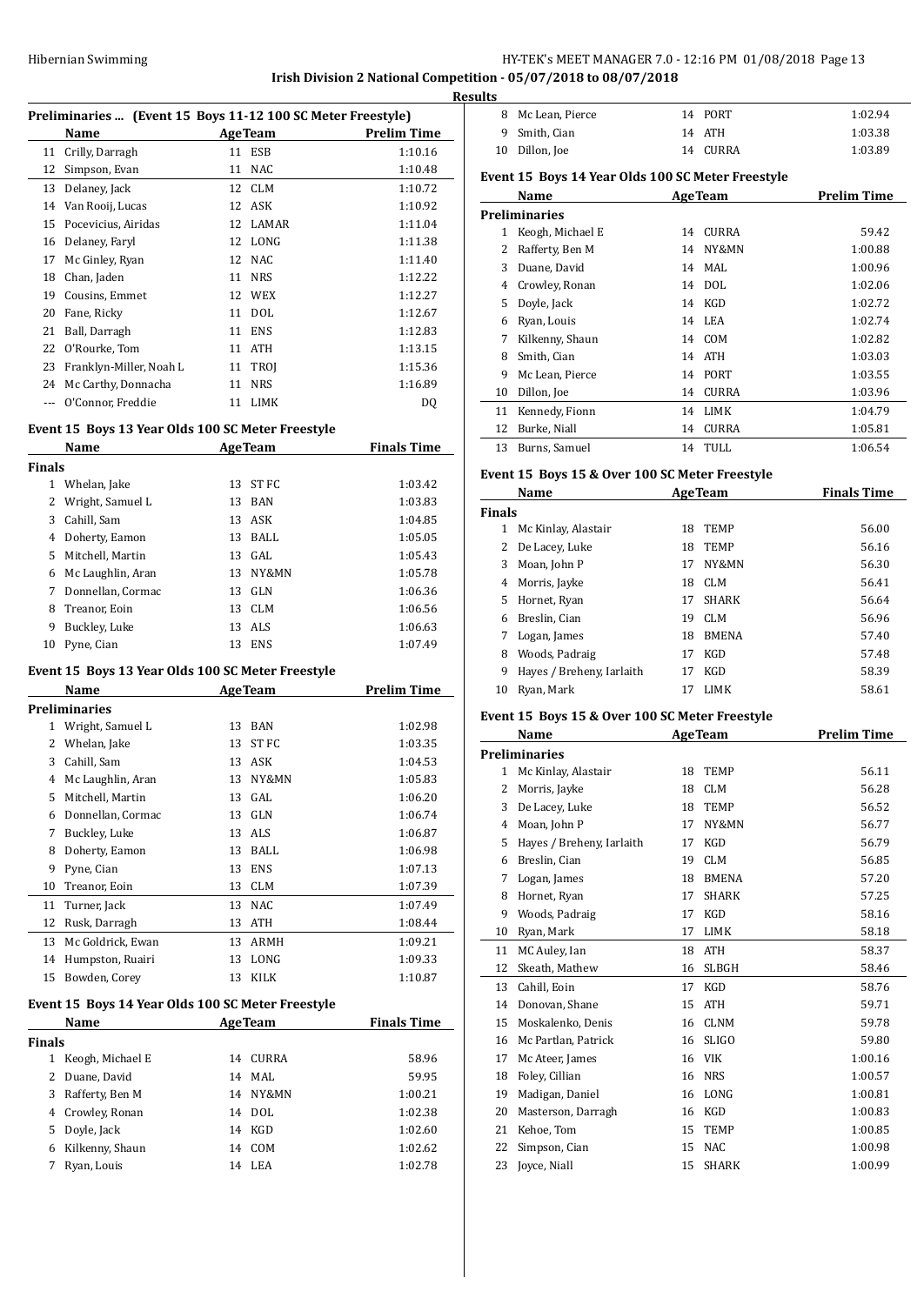**Irish Division 2 National Competition - 05/07/2018 to 08/07/2018**

**Results**

## Preliminaries ... (Event 15 Boys 11-12 100 SC Meter Freestyle)

| | Name | Age | Team | Prelim Time |
|---|---|---|---|---|
| 11 | Crilly, Darragh | 11 | ESB | 1:10.16 |
| 12 | Simpson, Evan | 11 | NAC | 1:10.48 |
| 13 | Delaney, Jack | 12 | CLM | 1:10.72 |
| 14 | Van Rooij, Lucas | 12 | ASK | 1:10.92 |
| 15 | Pocevicius, Airidas | 12 | LAMAR | 1:11.04 |
| 16 | Delaney, Faryl | 12 | LONG | 1:11.38 |
| 17 | Mc Ginley, Ryan | 12 | NAC | 1:11.40 |
| 18 | Chan, Jaden | 11 | NRS | 1:12.22 |
| 19 | Cousins, Emmet | 12 | WEX | 1:12.27 |
| 20 | Fane, Ricky | 11 | DOL | 1:12.67 |
| 21 | Ball, Darragh | 11 | ENS | 1:12.83 |
| 22 | O'Rourke, Tom | 11 | ATH | 1:13.15 |
| 23 | Franklyn-Miller, Noah L | 11 | TROJ | 1:15.36 |
| 24 | Mc Carthy, Donnacha | 11 | NRS | 1:16.89 |
| --- | O'Connor, Freddie | 11 | LIMK | DQ |

## Event 15 Boys 13 Year Olds 100 SC Meter Freestyle

| | Name | Age | Team | Finals Time |
|---|---|---|---|---|
| **Finals** | | | | |
| 1 | Whelan, Jake | 13 | ST FC | 1:03.42 |
| 2 | Wright, Samuel L | 13 | BAN | 1:03.83 |
| 3 | Cahill, Sam | 13 | ASK | 1:04.85 |
| 4 | Doherty, Eamon | 13 | BALL | 1:05.05 |
| 5 | Mitchell, Martin | 13 | GAL | 1:05.43 |
| 6 | Mc Laughlin, Aran | 13 | NY&MN | 1:05.78 |
| 7 | Donnellan, Cormac | 13 | GLN | 1:06.36 |
| 8 | Treanor, Eoin | 13 | CLM | 1:06.56 |
| 9 | Buckley, Luke | 13 | ALS | 1:06.63 |
| 10 | Pyne, Cian | 13 | ENS | 1:07.49 |

## Event 15 Boys 13 Year Olds 100 SC Meter Freestyle

| | Name | Age | Team | Prelim Time |
|---|---|---|---|---|
| **Preliminaries** | | | | |
| 1 | Wright, Samuel L | 13 | BAN | 1:02.98 |
| 2 | Whelan, Jake | 13 | ST FC | 1:03.35 |
| 3 | Cahill, Sam | 13 | ASK | 1:04.53 |
| 4 | Mc Laughlin, Aran | 13 | NY&MN | 1:05.83 |
| 5 | Mitchell, Martin | 13 | GAL | 1:06.20 |
| 6 | Donnellan, Cormac | 13 | GLN | 1:06.74 |
| 7 | Buckley, Luke | 13 | ALS | 1:06.87 |
| 8 | Doherty, Eamon | 13 | BALL | 1:06.98 |
| 9 | Pyne, Cian | 13 | ENS | 1:07.13 |
| 10 | Treanor, Eoin | 13 | CLM | 1:07.39 |
| 11 | Turner, Jack | 13 | NAC | 1:07.49 |
| 12 | Rusk, Darragh | 13 | ATH | 1:08.44 |
| 13 | Mc Goldrick, Ewan | 13 | ARMH | 1:09.21 |
| 14 | Humpston, Ruairi | 13 | LONG | 1:09.33 |
| 15 | Bowden, Corey | 13 | KILK | 1:10.87 |

## Event 15 Boys 14 Year Olds 100 SC Meter Freestyle

| | Name | Age | Team | Finals Time |
|---|---|---|---|---|
| **Finals** | | | | |
| 1 | Keogh, Michael E | 14 | CURRA | 58.96 |
| 2 | Duane, David | 14 | MAL | 59.95 |
| 3 | Rafferty, Ben M | 14 | NY&MN | 1:00.21 |
| 4 | Crowley, Ronan | 14 | DOL | 1:02.38 |
| 5 | Doyle, Jack | 14 | KGD | 1:02.60 |
| 6 | Kilkenny, Shaun | 14 | COM | 1:02.62 |
| 7 | Ryan, Louis | 14 | LEA | 1:02.78 |
| 8 | Mc Lean, Pierce | 14 | PORT | 1:02.94 |
| 9 | Smith, Cian | 14 | ATH | 1:03.38 |
| 10 | Dillon, Joe | 14 | CURRA | 1:03.89 |

## Event 15 Boys 14 Year Olds 100 SC Meter Freestyle

| | Name | Age | Team | Prelim Time |
|---|---|---|---|---|
| **Preliminaries** | | | | |
| 1 | Keogh, Michael E | 14 | CURRA | 59.42 |
| 2 | Rafferty, Ben M | 14 | NY&MN | 1:00.88 |
| 3 | Duane, David | 14 | MAL | 1:00.96 |
| 4 | Crowley, Ronan | 14 | DOL | 1:02.06 |
| 5 | Doyle, Jack | 14 | KGD | 1:02.72 |
| 6 | Ryan, Louis | 14 | LEA | 1:02.74 |
| 7 | Kilkenny, Shaun | 14 | COM | 1:02.82 |
| 8 | Smith, Cian | 14 | ATH | 1:03.03 |
| 9 | Mc Lean, Pierce | 14 | PORT | 1:03.55 |
| 10 | Dillon, Joe | 14 | CURRA | 1:03.96 |
| 11 | Kennedy, Fionn | 14 | LIMK | 1:04.79 |
| 12 | Burke, Niall | 14 | CURRA | 1:05.81 |
| 13 | Burns, Samuel | 14 | TULL | 1:06.54 |

## Event 15 Boys 15 & Over 100 SC Meter Freestyle

| | Name | Age | Team | Finals Time |
|---|---|---|---|---|
| **Finals** | | | | |
| 1 | Mc Kinlay, Alastair | 18 | TEMP | 56.00 |
| 2 | De Lacey, Luke | 18 | TEMP | 56.16 |
| 3 | Moan, John P | 17 | NY&MN | 56.30 |
| 4 | Morris, Jayke | 18 | CLM | 56.41 |
| 5 | Hornet, Ryan | 17 | SHARK | 56.64 |
| 6 | Breslin, Cian | 19 | CLM | 56.96 |
| 7 | Logan, James | 18 | BMENA | 57.40 |
| 8 | Woods, Padraig | 17 | KGD | 57.48 |
| 9 | Hayes / Breheny, Iarlaith | 17 | KGD | 58.39 |
| 10 | Ryan, Mark | 17 | LIMK | 58.61 |

## Event 15 Boys 15 & Over 100 SC Meter Freestyle

| | Name | Age | Team | Prelim Time |
|---|---|---|---|---|
| **Preliminaries** | | | | |
| 1 | Mc Kinlay, Alastair | 18 | TEMP | 56.11 |
| 2 | Morris, Jayke | 18 | CLM | 56.28 |
| 3 | De Lacey, Luke | 18 | TEMP | 56.52 |
| 4 | Moan, John P | 17 | NY&MN | 56.77 |
| 5 | Hayes / Breheny, Iarlaith | 17 | KGD | 56.79 |
| 6 | Breslin, Cian | 19 | CLM | 56.85 |
| 7 | Logan, James | 18 | BMENA | 57.20 |
| 8 | Hornet, Ryan | 17 | SHARK | 57.25 |
| 9 | Woods, Padraig | 17 | KGD | 58.16 |
| 10 | Ryan, Mark | 17 | LIMK | 58.18 |
| 11 | MC Auley, Ian | 18 | ATH | 58.37 |
| 12 | Skeath, Mathew | 16 | SLBGH | 58.46 |
| 13 | Cahill, Eoin | 17 | KGD | 58.76 |
| 14 | Donovan, Shane | 15 | ATH | 59.71 |
| 15 | Moskalenko, Denis | 16 | CLNM | 59.78 |
| 16 | Mc Partlan, Patrick | 16 | SLIGO | 59.80 |
| 17 | Mc Ateer, James | 16 | VIK | 1:00.16 |
| 18 | Foley, Cillian | 16 | NRS | 1:00.57 |
| 19 | Madigan, Daniel | 16 | LONG | 1:00.81 |
| 20 | Masterson, Darragh | 16 | KGD | 1:00.83 |
| 21 | Kehoe, Tom | 15 | TEMP | 1:00.85 |
| 22 | Simpson, Cian | 15 | NAC | 1:00.98 |
| 23 | Joyce, Niall | 15 | SHARK | 1:00.99 |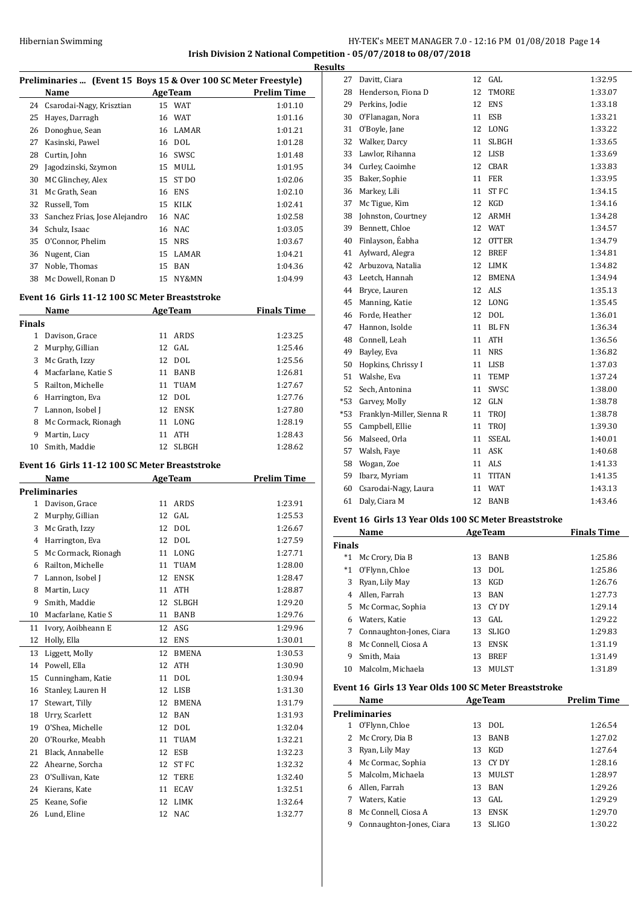**Irish Division 2 National Competition - 05/07/2018 to 08/07/2018**

**Results**

### Preliminaries ... (Event 15 Boys 15 & Over 100 SC Meter Freestyle)

| | Name | Age | Team | Prelim Time |
|---|---|---|---|---|
| 24 | Csarodai-Nagy, Krisztian | 15 | WAT | 1:01.10 |
| 25 | Hayes, Darragh | 16 | WAT | 1:01.16 |
| 26 | Donoghue, Sean | 16 | LAMAR | 1:01.21 |
| 27 | Kasinski, Pawel | 16 | DOL | 1:01.28 |
| 28 | Curtin, John | 16 | SWSC | 1:01.48 |
| 29 | Jagodzinski, Szymon | 15 | MULL | 1:01.95 |
| 30 | MC Glinchey, Alex | 15 | ST DO | 1:02.06 |
| 31 | Mc Grath, Sean | 16 | ENS | 1:02.10 |
| 32 | Russell, Tom | 15 | KILK | 1:02.41 |
| 33 | Sanchez Frias, Jose Alejandro | 16 | NAC | 1:02.58 |
| 34 | Schulz, Isaac | 16 | NAC | 1:03.05 |
| 35 | O'Connor, Phelim | 15 | NRS | 1:03.67 |
| 36 | Nugent, Cian | 15 | LAMAR | 1:04.21 |
| 37 | Noble, Thomas | 15 | BAN | 1:04.36 |
| 38 | Mc Dowell, Ronan D | 15 | NY&MN | 1:04.99 |

### Event 16 Girls 11-12 100 SC Meter Breaststroke

| | Name | Age | Team | Finals Time |
|---|---|---|---|---|
| **Finals** | | | | |
| 1 | Davison, Grace | 11 | ARDS | 1:23.25 |
| 2 | Murphy, Gillian | 12 | GAL | 1:25.46 |
| 3 | Mc Grath, Izzy | 12 | DOL | 1:25.56 |
| 4 | Macfarlane, Katie S | 11 | BANB | 1:26.81 |
| 5 | Railton, Michelle | 11 | TUAM | 1:27.67 |
| 6 | Harrington, Eva | 12 | DOL | 1:27.76 |
| 7 | Lannon, Isobel J | 12 | ENSK | 1:27.80 |
| 8 | Mc Cormack, Rionagh | 11 | LONG | 1:28.19 |
| 9 | Martin, Lucy | 11 | ATH | 1:28.43 |
| 10 | Smith, Maddie | 12 | SLBGH | 1:28.62 |

### Event 16 Girls 11-12 100 SC Meter Breaststroke

| | Name | Age | Team | Prelim Time |
|---|---|---|---|---|
| **Preliminaries** | | | | |
| 1 | Davison, Grace | 11 | ARDS | 1:23.91 |
| 2 | Murphy, Gillian | 12 | GAL | 1:25.53 |
| 3 | Mc Grath, Izzy | 12 | DOL | 1:26.67 |
| 4 | Harrington, Eva | 12 | DOL | 1:27.59 |
| 5 | Mc Cormack, Rionagh | 11 | LONG | 1:27.71 |
| 6 | Railton, Michelle | 11 | TUAM | 1:28.00 |
| 7 | Lannon, Isobel J | 12 | ENSK | 1:28.47 |
| 8 | Martin, Lucy | 11 | ATH | 1:28.87 |
| 9 | Smith, Maddie | 12 | SLBGH | 1:29.20 |
| 10 | Macfarlane, Katie S | 11 | BANB | 1:29.76 |
| 11 | Ivory, Aoibheann E | 12 | ASG | 1:29.96 |
| 12 | Holly, Ella | 12 | ENS | 1:30.01 |
| 13 | Liggett, Molly | 12 | BMENA | 1:30.53 |
| 14 | Powell, Ella | 12 | ATH | 1:30.90 |
| 15 | Cunningham, Katie | 11 | DOL | 1:30.94 |
| 16 | Stanley, Lauren H | 12 | LISB | 1:31.30 |
| 17 | Stewart, Tilly | 12 | BMENA | 1:31.79 |
| 18 | Urry, Scarlett | 12 | BAN | 1:31.93 |
| 19 | O'Shea, Michelle | 12 | DOL | 1:32.04 |
| 20 | O'Rourke, Meabh | 11 | TUAM | 1:32.21 |
| 21 | Black, Annabelle | 12 | ESB | 1:32.23 |
| 22 | Ahearne, Sorcha | 12 | ST FC | 1:32.32 |
| 23 | O'Sullivan, Kate | 12 | TERE | 1:32.40 |
| 24 | Kierans, Kate | 11 | ECAV | 1:32.51 |
| 25 | Keane, Sofie | 12 | LIMK | 1:32.64 |
| 26 | Lund, Eline | 12 | NAC | 1:32.77 |
| 27 | Davitt, Ciara | 12 | GAL | 1:32.95 |
| 28 | Henderson, Fiona D | 12 | TMORE | 1:33.07 |
| 29 | Perkins, Jodie | 12 | ENS | 1:33.18 |
| 30 | O'Flanagan, Nora | 11 | ESB | 1:33.21 |
| 31 | O'Boyle, Jane | 12 | LONG | 1:33.22 |
| 32 | Walker, Darcy | 11 | SLBGH | 1:33.65 |
| 33 | Lawlor, Rihanna | 12 | LISB | 1:33.69 |
| 34 | Curley, Caoimhe | 12 | CBAR | 1:33.83 |
| 35 | Baker, Sophie | 11 | FER | 1:33.95 |
| 36 | Markey, Lili | 11 | ST FC | 1:34.15 |
| 37 | Mc Tigue, Kim | 12 | KGD | 1:34.16 |
| 38 | Johnston, Courtney | 12 | ARMH | 1:34.28 |
| 39 | Bennett, Chloe | 12 | WAT | 1:34.57 |
| 40 | Finlayson, Éabha | 12 | OTTER | 1:34.79 |
| 41 | Aylward, Alegra | 12 | BREF | 1:34.81 |
| 42 | Arbuzova, Natalia | 12 | LIMK | 1:34.82 |
| 43 | Leetch, Hannah | 12 | BMENA | 1:34.94 |
| 44 | Bryce, Lauren | 12 | ALS | 1:35.13 |
| 45 | Manning, Katie | 12 | LONG | 1:35.45 |
| 46 | Forde, Heather | 12 | DOL | 1:36.01 |
| 47 | Hannon, Isolde | 11 | BL FN | 1:36.34 |
| 48 | Connell, Leah | 11 | ATH | 1:36.56 |
| 49 | Bayley, Eva | 11 | NRS | 1:36.82 |
| 50 | Hopkins, Chrissy I | 11 | LISB | 1:37.03 |
| 51 | Walshe, Eva | 11 | TEMP | 1:37.24 |
| 52 | Sech, Antonina | 11 | SWSC | 1:38.00 |
| *53 | Garvey, Molly | 12 | GLN | 1:38.78 |
| *53 | Franklyn-Miller, Sienna R | 11 | TROJ | 1:38.78 |
| 55 | Campbell, Ellie | 11 | TROJ | 1:39.30 |
| 56 | Malseed, Orla | 11 | SSEAL | 1:40.01 |
| 57 | Walsh, Faye | 11 | ASK | 1:40.68 |
| 58 | Wogan, Zoe | 11 | ALS | 1:41.33 |
| 59 | Ibarz, Myriam | 11 | TITAN | 1:41.35 |
| 60 | Csarodai-Nagy, Laura | 11 | WAT | 1:43.13 |
| 61 | Daly, Ciara M | 12 | BANB | 1:43.46 |

### Event 16 Girls 13 Year Olds 100 SC Meter Breaststroke

| | Name | Age | Team | Finals Time |
|---|---|---|---|---|
| **Finals** | | | | |
| *1 | Mc Crory, Dia B | 13 | BANB | 1:25.86 |
| *1 | O'Flynn, Chloe | 13 | DOL | 1:25.86 |
| 3 | Ryan, Lily May | 13 | KGD | 1:26.76 |
| 4 | Allen, Farrah | 13 | BAN | 1:27.73 |
| 5 | Mc Cormac, Sophia | 13 | CY DY | 1:29.14 |
| 6 | Waters, Katie | 13 | GAL | 1:29.22 |
| 7 | Connaughton-Jones, Ciara | 13 | SLIGO | 1:29.83 |
| 8 | Mc Connell, Ciosa A | 13 | ENSK | 1:31.19 |
| 9 | Smith, Maia | 13 | BREF | 1:31.49 |
| 10 | Malcolm, Michaela | 13 | MULST | 1:31.89 |

### Event 16 Girls 13 Year Olds 100 SC Meter Breaststroke

| | Name | Age | Team | Prelim Time |
|---|---|---|---|---|
| **Preliminaries** | | | | |
| 1 | O'Flynn, Chloe | 13 | DOL | 1:26.54 |
| 2 | Mc Crory, Dia B | 13 | BANB | 1:27.02 |
| 3 | Ryan, Lily May | 13 | KGD | 1:27.64 |
| 4 | Mc Cormac, Sophia | 13 | CY DY | 1:28.16 |
| 5 | Malcolm, Michaela | 13 | MULST | 1:28.97 |
| 6 | Allen, Farrah | 13 | BAN | 1:29.26 |
| 7 | Waters, Katie | 13 | GAL | 1:29.29 |
| 8 | Mc Connell, Ciosa A | 13 | ENSK | 1:29.70 |
| 9 | Connaughton-Jones, Ciara | 13 | SLIGO | 1:30.22 |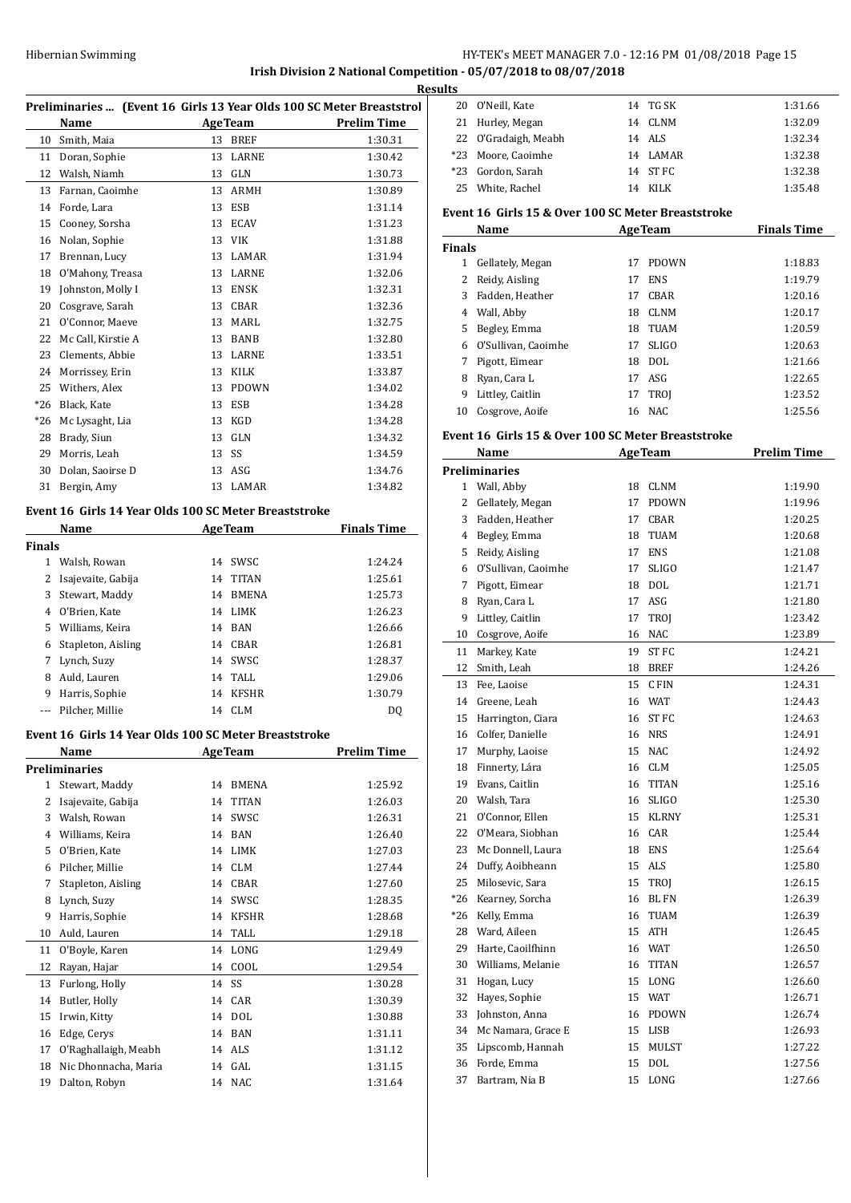**Irish Division 2 National Competition - 05/07/2018 to 08/07/2018**

**Results**

### Preliminaries ... (Event 16 Girls 13 Year Olds 100 SC Meter Breaststroke)

| | Name | Age | Team | Prelim Time |
|---|---|---|---|---|
| 10 | Smith, Maia | 13 | BREF | 1:30.31 |
| 11 | Doran, Sophie | 13 | LARNE | 1:30.42 |
| 12 | Walsh, Niamh | 13 | GLN | 1:30.73 |
| 13 | Farnan, Caoimhe | 13 | ARMH | 1:30.89 |
| 14 | Forde, Lara | 13 | ESB | 1:31.14 |
| 15 | Cooney, Sorsha | 13 | ECAV | 1:31.23 |
| 16 | Nolan, Sophie | 13 | VIK | 1:31.88 |
| 17 | Brennan, Lucy | 13 | LAMAR | 1:31.94 |
| 18 | O'Mahony, Treasa | 13 | LARNE | 1:32.06 |
| 19 | Johnston, Molly I | 13 | ENSK | 1:32.31 |
| 20 | Cosgrave, Sarah | 13 | CBAR | 1:32.36 |
| 21 | O'Connor, Maeve | 13 | MARL | 1:32.75 |
| 22 | Mc Call, Kirstie A | 13 | BANB | 1:32.80 |
| 23 | Clements, Abbie | 13 | LARNE | 1:33.51 |
| 24 | Morrissey, Erin | 13 | KILK | 1:33.87 |
| 25 | Withers, Alex | 13 | PDOWN | 1:34.02 |
| *26 | Black, Kate | 13 | ESB | 1:34.28 |
| *26 | Mc Lysaght, Lia | 13 | KGD | 1:34.28 |
| 28 | Brady, Siun | 13 | GLN | 1:34.32 |
| 29 | Morris, Leah | 13 | SS | 1:34.59 |
| 30 | Dolan, Saoirse D | 13 | ASG | 1:34.76 |
| 31 | Bergin, Amy | 13 | LAMAR | 1:34.82 |

### Event 16 Girls 14 Year Olds 100 SC Meter Breaststroke

| | Name | Age | Team | Finals Time |
|---|---|---|---|---|
| **Finals** | | | | |
| 1 | Walsh, Rowan | 14 | SWSC | 1:24.24 |
| 2 | Isajevaite, Gabija | 14 | TITAN | 1:25.61 |
| 3 | Stewart, Maddy | 14 | BMENA | 1:25.73 |
| 4 | O'Brien, Kate | 14 | LIMK | 1:26.23 |
| 5 | Williams, Keira | 14 | BAN | 1:26.66 |
| 6 | Stapleton, Aisling | 14 | CBAR | 1:26.81 |
| 7 | Lynch, Suzy | 14 | SWSC | 1:28.37 |
| 8 | Auld, Lauren | 14 | TALL | 1:29.06 |
| 9 | Harris, Sophie | 14 | KFSHR | 1:30.79 |
| --- | Pilcher, Millie | 14 | CLM | DQ |

### Event 16 Girls 14 Year Olds 100 SC Meter Breaststroke

| | Name | Age | Team | Prelim Time |
|---|---|---|---|---|
| **Preliminaries** | | | | |
| 1 | Stewart, Maddy | 14 | BMENA | 1:25.92 |
| 2 | Isajevaite, Gabija | 14 | TITAN | 1:26.03 |
| 3 | Walsh, Rowan | 14 | SWSC | 1:26.31 |
| 4 | Williams, Keira | 14 | BAN | 1:26.40 |
| 5 | O'Brien, Kate | 14 | LIMK | 1:27.03 |
| 6 | Pilcher, Millie | 14 | CLM | 1:27.44 |
| 7 | Stapleton, Aisling | 14 | CBAR | 1:27.60 |
| 8 | Lynch, Suzy | 14 | SWSC | 1:28.35 |
| 9 | Harris, Sophie | 14 | KFSHR | 1:28.68 |
| 10 | Auld, Lauren | 14 | TALL | 1:29.18 |
| 11 | O'Boyle, Karen | 14 | LONG | 1:29.49 |
| 12 | Rayan, Hajar | 14 | COOL | 1:29.54 |
| 13 | Furlong, Holly | 14 | SS | 1:30.28 |
| 14 | Butler, Holly | 14 | CAR | 1:30.39 |
| 15 | Irwin, Kitty | 14 | DOL | 1:30.88 |
| 16 | Edge, Cerys | 14 | BAN | 1:31.11 |
| 17 | O'Raghallaigh, Meabh | 14 | ALS | 1:31.12 |
| 18 | Nic Dhonnacha, Maria | 14 | GAL | 1:31.15 |
| 19 | Dalton, Robyn | 14 | NAC | 1:31.64 |
| 20 | O'Neill, Kate | 14 | TG SK | 1:31.66 |
| 21 | Hurley, Megan | 14 | CLNM | 1:32.09 |
| 22 | O'Gradaigh, Meabh | 14 | ALS | 1:32.34 |
| *23 | Moore, Caoimhe | 14 | LAMAR | 1:32.38 |
| *23 | Gordon, Sarah | 14 | ST FC | 1:32.38 |
| 25 | White, Rachel | 14 | KILK | 1:35.48 |

### Event 16 Girls 15 & Over 100 SC Meter Breaststroke

| | Name | Age | Team | Finals Time |
|---|---|---|---|---|
| **Finals** | | | | |
| 1 | Gellately, Megan | 17 | PDOWN | 1:18.83 |
| 2 | Reidy, Aisling | 17 | ENS | 1:19.79 |
| 3 | Fadden, Heather | 17 | CBAR | 1:20.16 |
| 4 | Wall, Abby | 18 | CLNM | 1:20.17 |
| 5 | Begley, Emma | 18 | TUAM | 1:20.59 |
| 6 | O'Sullivan, Caoimhe | 17 | SLIGO | 1:20.63 |
| 7 | Pigott, Eimear | 18 | DOL | 1:21.66 |
| 8 | Ryan, Cara L | 17 | ASG | 1:22.65 |
| 9 | Littley, Caitlin | 17 | TROJ | 1:23.52 |
| 10 | Cosgrove, Aoife | 16 | NAC | 1:25.56 |

### Event 16 Girls 15 & Over 100 SC Meter Breaststroke

| | Name | Age | Team | Prelim Time |
|---|---|---|---|---|
| **Preliminaries** | | | | |
| 1 | Wall, Abby | 18 | CLNM | 1:19.90 |
| 2 | Gellately, Megan | 17 | PDOWN | 1:19.96 |
| 3 | Fadden, Heather | 17 | CBAR | 1:20.25 |
| 4 | Begley, Emma | 18 | TUAM | 1:20.68 |
| 5 | Reidy, Aisling | 17 | ENS | 1:21.08 |
| 6 | O'Sullivan, Caoimhe | 17 | SLIGO | 1:21.47 |
| 7 | Pigott, Eimear | 18 | DOL | 1:21.71 |
| 8 | Ryan, Cara L | 17 | ASG | 1:21.80 |
| 9 | Littley, Caitlin | 17 | TROJ | 1:23.42 |
| 10 | Cosgrove, Aoife | 16 | NAC | 1:23.89 |
| 11 | Markey, Kate | 19 | ST FC | 1:24.21 |
| 12 | Smith, Leah | 18 | BREF | 1:24.26 |
| 13 | Fee, Laoise | 15 | C FIN | 1:24.31 |
| 14 | Greene, Leah | 16 | WAT | 1:24.43 |
| 15 | Harrington, Ciara | 16 | ST FC | 1:24.63 |
| 16 | Colfer, Danielle | 16 | NRS | 1:24.91 |
| 17 | Murphy, Laoise | 15 | NAC | 1:24.92 |
| 18 | Finnerty, Lára | 16 | CLM | 1:25.05 |
| 19 | Evans, Caitlin | 16 | TITAN | 1:25.16 |
| 20 | Walsh, Tara | 16 | SLIGO | 1:25.30 |
| 21 | O'Connor, Ellen | 15 | KLRNY | 1:25.31 |
| 22 | O'Meara, Siobhan | 16 | CAR | 1:25.44 |
| 23 | Mc Donnell, Laura | 18 | ENS | 1:25.64 |
| 24 | Duffy, Aoibheann | 15 | ALS | 1:25.80 |
| 25 | Milosevic, Sara | 15 | TROJ | 1:26.15 |
| *26 | Kearney, Sorcha | 16 | BL FN | 1:26.39 |
| *26 | Kelly, Emma | 16 | TUAM | 1:26.39 |
| 28 | Ward, Aileen | 15 | ATH | 1:26.45 |
| 29 | Harte, Caoilfhinn | 16 | WAT | 1:26.50 |
| 30 | Williams, Melanie | 16 | TITAN | 1:26.57 |
| 31 | Hogan, Lucy | 15 | LONG | 1:26.60 |
| 32 | Hayes, Sophie | 15 | WAT | 1:26.71 |
| 33 | Johnston, Anna | 16 | PDOWN | 1:26.74 |
| 34 | Mc Namara, Grace E | 15 | LISB | 1:26.93 |
| 35 | Lipscomb, Hannah | 15 | MULST | 1:27.22 |
| 36 | Forde, Emma | 15 | DOL | 1:27.56 |
| 37 | Bartram, Nia B | 15 | LONG | 1:27.66 |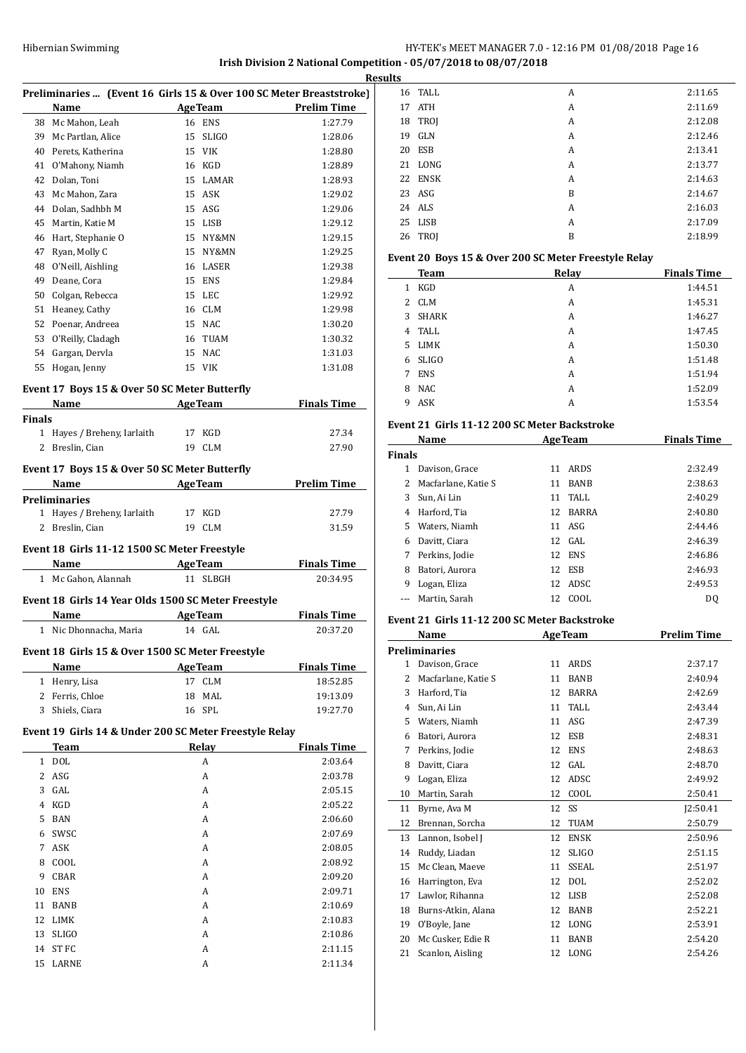## Irish Division 2 National Competition - 05/07/2018 to 08/07/2018

### Results

### Preliminaries ... (Event 16 Girls 15 & Over 100 SC Meter Breaststroke)

| | Name | Age | Team | Prelim Time |
|---|---|---|---|---|
| 38 | Mc Mahon, Leah | 16 | ENS | 1:27.79 |
| 39 | Mc Partlan, Alice | 15 | SLIGO | 1:28.06 |
| 40 | Perets, Katherina | 15 | VIK | 1:28.80 |
| 41 | O'Mahony, Niamh | 16 | KGD | 1:28.89 |
| 42 | Dolan, Toni | 15 | LAMAR | 1:28.93 |
| 43 | Mc Mahon, Zara | 15 | ASK | 1:29.02 |
| 44 | Dolan, Sadhbh M | 15 | ASG | 1:29.06 |
| 45 | Martin, Katie M | 15 | LISB | 1:29.12 |
| 46 | Hart, Stephanie O | 15 | NY&MN | 1:29.15 |
| 47 | Ryan, Molly C | 15 | NY&MN | 1:29.25 |
| 48 | O'Neill, Aishling | 16 | LASER | 1:29.38 |
| 49 | Deane, Cora | 15 | ENS | 1:29.84 |
| 50 | Colgan, Rebecca | 15 | LEC | 1:29.92 |
| 51 | Heaney, Cathy | 16 | CLM | 1:29.98 |
| 52 | Poenar, Andreea | 15 | NAC | 1:30.20 |
| 53 | O'Reilly, Cladagh | 16 | TUAM | 1:30.32 |
| 54 | Gargan, Dervla | 15 | NAC | 1:31.03 |
| 55 | Hogan, Jenny | 15 | VIK | 1:31.08 |

### Event 17 Boys 15 & Over 50 SC Meter Butterfly

| | Name | Age | Team | Finals Time |
|---|---|---|---|---|
| **Finals** | | | | |
| 1 | Hayes / Breheny, Iarlaith | 17 | KGD | 27.34 |
| 2 | Breslin, Cian | 19 | CLM | 27.90 |

### Event 17 Boys 15 & Over 50 SC Meter Butterfly

| | Name | Age | Team | Prelim Time |
|---|---|---|---|---|
| **Preliminaries** | | | | |
| 1 | Hayes / Breheny, Iarlaith | 17 | KGD | 27.79 |
| 2 | Breslin, Cian | 19 | CLM | 31.59 |

### Event 18 Girls 11-12 1500 SC Meter Freestyle

| | Name | Age | Team | Finals Time |
|---|---|---|---|---|
| 1 | Mc Gahon, Alannah | 11 | SLBGH | 20:34.95 |

### Event 18 Girls 14 Year Olds 1500 SC Meter Freestyle

| | Name | Age | Team | Finals Time |
|---|---|---|---|---|
| 1 | Nic Dhonnacha, Maria | 14 | GAL | 20:37.20 |

### Event 18 Girls 15 & Over 1500 SC Meter Freestyle

| | Name | Age | Team | Finals Time |
|---|---|---|---|---|
| 1 | Henry, Lisa | 17 | CLM | 18:52.85 |
| 2 | Ferris, Chloe | 18 | MAL | 19:13.09 |
| 3 | Shiels, Ciara | 16 | SPL | 19:27.70 |

### Event 19 Girls 14 & Under 200 SC Meter Freestyle Relay

| | Team | Relay | Finals Time |
|---|---|---|---|
| 1 | DOL | A | 2:03.64 |
| 2 | ASG | A | 2:03.78 |
| 3 | GAL | A | 2:05.15 |
| 4 | KGD | A | 2:05.22 |
| 5 | BAN | A | 2:06.60 |
| 6 | SWSC | A | 2:07.69 |
| 7 | ASK | A | 2:08.05 |
| 8 | COOL | A | 2:08.92 |
| 9 | CBAR | A | 2:09.20 |
| 10 | ENS | A | 2:09.71 |
| 11 | BANB | A | 2:10.69 |
| 12 | LIMK | A | 2:10.83 |
| 13 | SLIGO | A | 2:10.86 |
| 14 | ST FC | A | 2:11.15 |
| 15 | LARNE | A | 2:11.34 |
| 16 | TALL | A | 2:11.65 |
| 17 | ATH | A | 2:11.69 |
| 18 | TROJ | A | 2:12.08 |
| 19 | GLN | A | 2:12.46 |
| 20 | ESB | A | 2:13.41 |
| 21 | LONG | A | 2:13.77 |
| 22 | ENSK | A | 2:14.63 |
| 23 | ASG | B | 2:14.67 |
| 24 | ALS | A | 2:16.03 |
| 25 | LISB | A | 2:17.09 |
| 26 | TROJ | B | 2:18.99 |

### Event 20 Boys 15 & Over 200 SC Meter Freestyle Relay

| | Team | Relay | Finals Time |
|---|---|---|---|
| 1 | KGD | A | 1:44.51 |
| 2 | CLM | A | 1:45.31 |
| 3 | SHARK | A | 1:46.27 |
| 4 | TALL | A | 1:47.45 |
| 5 | LIMK | A | 1:50.30 |
| 6 | SLIGO | A | 1:51.48 |
| 7 | ENS | A | 1:51.94 |
| 8 | NAC | A | 1:52.09 |
| 9 | ASK | A | 1:53.54 |

### Event 21 Girls 11-12 200 SC Meter Backstroke

| | Name | Age | Team | Finals Time |
|---|---|---|---|---|
| **Finals** | | | | |
| 1 | Davison, Grace | 11 | ARDS | 2:32.49 |
| 2 | Macfarlane, Katie S | 11 | BANB | 2:38.63 |
| 3 | Sun, Ai Lin | 11 | TALL | 2:40.29 |
| 4 | Harford, Tia | 12 | BARRA | 2:40.80 |
| 5 | Waters, Niamh | 11 | ASG | 2:44.46 |
| 6 | Davitt, Ciara | 12 | GAL | 2:46.39 |
| 7 | Perkins, Jodie | 12 | ENS | 2:46.86 |
| 8 | Batori, Aurora | 12 | ESB | 2:46.93 |
| 9 | Logan, Eliza | 12 | ADSC | 2:49.53 |
| --- | Martin, Sarah | 12 | COOL | DQ |

### Event 21 Girls 11-12 200 SC Meter Backstroke

| | Name | Age | Team | Prelim Time |
|---|---|---|---|---|
| **Preliminaries** | | | | |
| 1 | Davison, Grace | 11 | ARDS | 2:37.17 |
| 2 | Macfarlane, Katie S | 11 | BANB | 2:40.94 |
| 3 | Harford, Tia | 12 | BARRA | 2:42.69 |
| 4 | Sun, Ai Lin | 11 | TALL | 2:43.44 |
| 5 | Waters, Niamh | 11 | ASG | 2:47.39 |
| 6 | Batori, Aurora | 12 | ESB | 2:48.31 |
| 7 | Perkins, Jodie | 12 | ENS | 2:48.63 |
| 8 | Davitt, Ciara | 12 | GAL | 2:48.70 |
| 9 | Logan, Eliza | 12 | ADSC | 2:49.92 |
| 10 | Martin, Sarah | 12 | COOL | 2:50.41 |
| 11 | Byrne, Ava M | 12 | SS | J2:50.41 |
| 12 | Brennan, Sorcha | 12 | TUAM | 2:50.79 |
| 13 | Lannon, Isobel J | 12 | ENSK | 2:50.96 |
| 14 | Ruddy, Liadan | 12 | SLIGO | 2:51.15 |
| 15 | Mc Clean, Maeve | 11 | SSEAL | 2:51.97 |
| 16 | Harrington, Eva | 12 | DOL | 2:52.02 |
| 17 | Lawlor, Rihanna | 12 | LISB | 2:52.08 |
| 18 | Burns-Atkin, Alana | 12 | BANB | 2:52.21 |
| 19 | O'Boyle, Jane | 12 | LONG | 2:53.91 |
| 20 | Mc Cusker, Edie R | 11 | BANB | 2:54.20 |
| 21 | Scanlon, Aisling | 12 | LONG | 2:54.26 |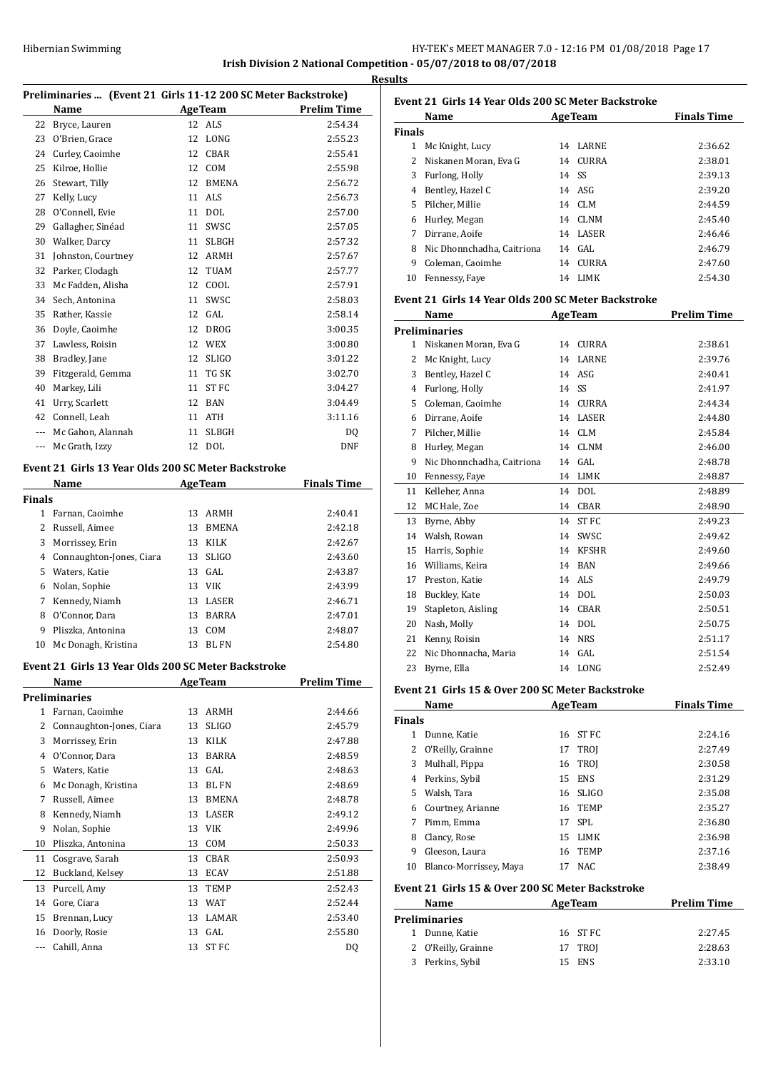**Irish Division 2 National Competition - 05/07/2018 to 08/07/2018**

**Results**

### Preliminaries ... (Event 21 Girls 11-12 200 SC Meter Backstroke)

| | Name | Age | Team | Prelim Time |
|---|---|---|---|---|
| 22 | Bryce, Lauren | 12 | ALS | 2:54.34 |
| 23 | O'Brien, Grace | 12 | LONG | 2:55.23 |
| 24 | Curley, Caoimhe | 12 | CBAR | 2:55.41 |
| 25 | Kilroe, Hollie | 12 | COM | 2:55.98 |
| 26 | Stewart, Tilly | 12 | BMENA | 2:56.72 |
| 27 | Kelly, Lucy | 11 | ALS | 2:56.73 |
| 28 | O'Connell, Evie | 11 | DOL | 2:57.00 |
| 29 | Gallagher, Sinéad | 11 | SWSC | 2:57.05 |
| 30 | Walker, Darcy | 11 | SLBGH | 2:57.32 |
| 31 | Johnston, Courtney | 12 | ARMH | 2:57.67 |
| 32 | Parker, Clodagh | 12 | TUAM | 2:57.77 |
| 33 | Mc Fadden, Alisha | 12 | COOL | 2:57.91 |
| 34 | Sech, Antonina | 11 | SWSC | 2:58.03 |
| 35 | Rather, Kassie | 12 | GAL | 2:58.14 |
| 36 | Doyle, Caoimhe | 12 | DROG | 3:00.35 |
| 37 | Lawless, Roisin | 12 | WEX | 3:00.80 |
| 38 | Bradley, Jane | 12 | SLIGO | 3:01.22 |
| 39 | Fitzgerald, Gemma | 11 | TG SK | 3:02.70 |
| 40 | Markey, Lili | 11 | ST FC | 3:04.27 |
| 41 | Urry, Scarlett | 12 | BAN | 3:04.49 |
| 42 | Connell, Leah | 11 | ATH | 3:11.16 |
| --- | Mc Gahon, Alannah | 11 | SLBGH | DQ |
| --- | Mc Grath, Izzy | 12 | DOL | DNF |

### Event 21 Girls 13 Year Olds 200 SC Meter Backstroke

| | Name | Age | Team | Finals Time |
|---|---|---|---|---|
| **Finals** | | | | |
| 1 | Farnan, Caoimhe | 13 | ARMH | 2:40.41 |
| 2 | Russell, Aimee | 13 | BMENA | 2:42.18 |
| 3 | Morrissey, Erin | 13 | KILK | 2:42.67 |
| 4 | Connaughton-Jones, Ciara | 13 | SLIGO | 2:43.60 |
| 5 | Waters, Katie | 13 | GAL | 2:43.87 |
| 6 | Nolan, Sophie | 13 | VIK | 2:43.99 |
| 7 | Kennedy, Niamh | 13 | LASER | 2:46.71 |
| 8 | O'Connor, Dara | 13 | BARRA | 2:47.01 |
| 9 | Pliszka, Antonina | 13 | COM | 2:48.07 |
| 10 | Mc Donagh, Kristina | 13 | BL FN | 2:54.80 |

### Event 21 Girls 13 Year Olds 200 SC Meter Backstroke

| | Name | Age | Team | Prelim Time |
|---|---|---|---|---|
| **Preliminaries** | | | | |
| 1 | Farnan, Caoimhe | 13 | ARMH | 2:44.66 |
| 2 | Connaughton-Jones, Ciara | 13 | SLIGO | 2:45.79 |
| 3 | Morrissey, Erin | 13 | KILK | 2:47.88 |
| 4 | O'Connor, Dara | 13 | BARRA | 2:48.59 |
| 5 | Waters, Katie | 13 | GAL | 2:48.63 |
| 6 | Mc Donagh, Kristina | 13 | BL FN | 2:48.69 |
| 7 | Russell, Aimee | 13 | BMENA | 2:48.78 |
| 8 | Kennedy, Niamh | 13 | LASER | 2:49.12 |
| 9 | Nolan, Sophie | 13 | VIK | 2:49.96 |
| 10 | Pliszka, Antonina | 13 | COM | 2:50.33 |
| 11 | Cosgrave, Sarah | 13 | CBAR | 2:50.93 |
| 12 | Buckland, Kelsey | 13 | ECAV | 2:51.88 |
| 13 | Purcell, Amy | 13 | TEMP | 2:52.43 |
| 14 | Gore, Ciara | 13 | WAT | 2:52.44 |
| 15 | Brennan, Lucy | 13 | LAMAR | 2:53.40 |
| 16 | Doorly, Rosie | 13 | GAL | 2:55.80 |
| --- | Cahill, Anna | 13 | ST FC | DQ |

### Event 21 Girls 14 Year Olds 200 SC Meter Backstroke

| | Name | Age | Team | Finals Time |
|---|---|---|---|---|
| **Finals** | | | | |
| 1 | Mc Knight, Lucy | 14 | LARNE | 2:36.62 |
| 2 | Niskanen Moran, Eva G | 14 | CURRA | 2:38.01 |
| 3 | Furlong, Holly | 14 | SS | 2:39.13 |
| 4 | Bentley, Hazel C | 14 | ASG | 2:39.20 |
| 5 | Pilcher, Millie | 14 | CLM | 2:44.59 |
| 6 | Hurley, Megan | 14 | CLNM | 2:45.40 |
| 7 | Dirrane, Aoife | 14 | LASER | 2:46.46 |
| 8 | Nic Dhonnchadha, Caitriona | 14 | GAL | 2:46.79 |
| 9 | Coleman, Caoimhe | 14 | CURRA | 2:47.60 |
| 10 | Fennessy, Faye | 14 | LIMK | 2:54.30 |

### Event 21 Girls 14 Year Olds 200 SC Meter Backstroke

| | Name | Age | Team | Prelim Time |
|---|---|---|---|---|
| **Preliminaries** | | | | |
| 1 | Niskanen Moran, Eva G | 14 | CURRA | 2:38.61 |
| 2 | Mc Knight, Lucy | 14 | LARNE | 2:39.76 |
| 3 | Bentley, Hazel C | 14 | ASG | 2:40.41 |
| 4 | Furlong, Holly | 14 | SS | 2:41.97 |
| 5 | Coleman, Caoimhe | 14 | CURRA | 2:44.34 |
| 6 | Dirrane, Aoife | 14 | LASER | 2:44.80 |
| 7 | Pilcher, Millie | 14 | CLM | 2:45.84 |
| 8 | Hurley, Megan | 14 | CLNM | 2:46.00 |
| 9 | Nic Dhonnchadha, Caitriona | 14 | GAL | 2:48.78 |
| 10 | Fennessy, Faye | 14 | LIMK | 2:48.87 |
| 11 | Kelleher, Anna | 14 | DOL | 2:48.89 |
| 12 | MC Hale, Zoe | 14 | CBAR | 2:48.90 |
| 13 | Byrne, Abby | 14 | ST FC | 2:49.23 |
| 14 | Walsh, Rowan | 14 | SWSC | 2:49.42 |
| 15 | Harris, Sophie | 14 | KFSHR | 2:49.60 |
| 16 | Williams, Keira | 14 | BAN | 2:49.66 |
| 17 | Preston, Katie | 14 | ALS | 2:49.79 |
| 18 | Buckley, Kate | 14 | DOL | 2:50.03 |
| 19 | Stapleton, Aisling | 14 | CBAR | 2:50.51 |
| 20 | Nash, Molly | 14 | DOL | 2:50.75 |
| 21 | Kenny, Roisin | 14 | NRS | 2:51.17 |
| 22 | Nic Dhonnacha, Maria | 14 | GAL | 2:51.54 |
| 23 | Byrne, Ella | 14 | LONG | 2:52.49 |

### Event 21 Girls 15 & Over 200 SC Meter Backstroke

| | Name | Age | Team | Finals Time |
|---|---|---|---|---|
| **Finals** | | | | |
| 1 | Dunne, Katie | 16 | ST FC | 2:24.16 |
| 2 | O'Reilly, Grainne | 17 | TROJ | 2:27.49 |
| 3 | Mulhall, Pippa | 16 | TROJ | 2:30.58 |
| 4 | Perkins, Sybil | 15 | ENS | 2:31.29 |
| 5 | Walsh, Tara | 16 | SLIGO | 2:35.08 |
| 6 | Courtney, Arianne | 16 | TEMP | 2:35.27 |
| 7 | Pimm, Emma | 17 | SPL | 2:36.80 |
| 8 | Clancy, Rose | 15 | LIMK | 2:36.98 |
| 9 | Gleeson, Laura | 16 | TEMP | 2:37.16 |
| 10 | Blanco-Morrissey, Maya | 17 | NAC | 2:38.49 |

### Event 21 Girls 15 & Over 200 SC Meter Backstroke

| | Name | Age | Team | Prelim Time |
|---|---|---|---|---|
| **Preliminaries** | | | | |
| 1 | Dunne, Katie | 16 | ST FC | 2:27.45 |
| 2 | O'Reilly, Grainne | 17 | TROJ | 2:28.63 |
| 3 | Perkins, Sybil | 15 | ENS | 2:33.10 |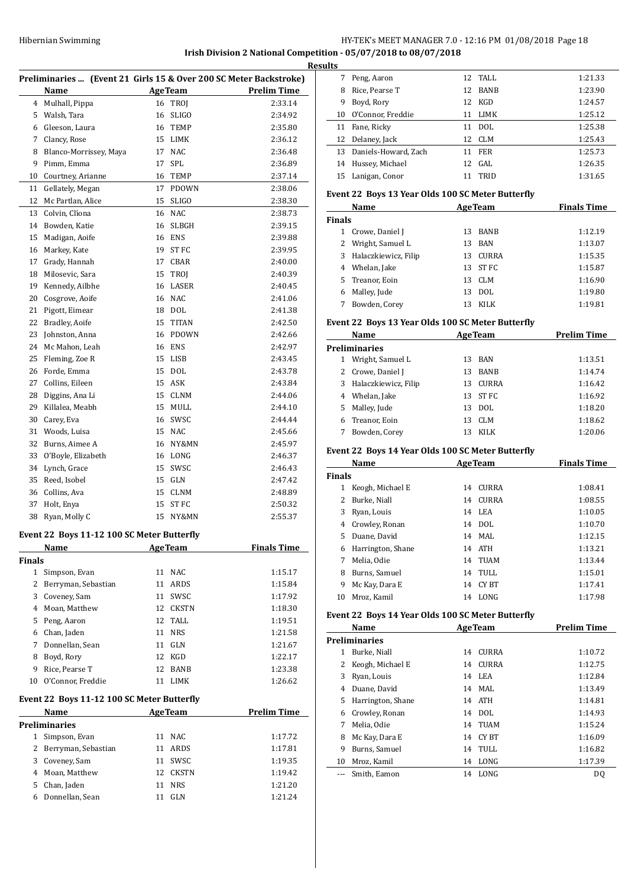**Irish Division 2 National Competition - 05/07/2018 to 08/07/2018**

**Results**

### Preliminaries ... (Event 21 Girls 15 & Over 200 SC Meter Backstroke)

| | Name | Age | Team | Prelim Time |
|---|---|---|---|---|
| 4 | Mulhall, Pippa | 16 | TROJ | 2:33.14 |
| 5 | Walsh, Tara | 16 | SLIGO | 2:34.92 |
| 6 | Gleeson, Laura | 16 | TEMP | 2:35.80 |
| 7 | Clancy, Rose | 15 | LIMK | 2:36.12 |
| 8 | Blanco-Morrissey, Maya | 17 | NAC | 2:36.48 |
| 9 | Pimm, Emma | 17 | SPL | 2:36.89 |
| 10 | Courtney, Arianne | 16 | TEMP | 2:37.14 |
| 11 | Gellately, Megan | 17 | PDOWN | 2:38.06 |
| 12 | Mc Partlan, Alice | 15 | SLIGO | 2:38.30 |
| 13 | Colvin, Clíona | 16 | NAC | 2:38.73 |
| 14 | Bowden, Katie | 16 | SLBGH | 2:39.15 |
| 15 | Madigan, Aoife | 16 | ENS | 2:39.88 |
| 16 | Markey, Kate | 19 | ST FC | 2:39.95 |
| 17 | Grady, Hannah | 17 | CBAR | 2:40.00 |
| 18 | Milosevic, Sara | 15 | TROJ | 2:40.39 |
| 19 | Kennedy, Ailbhe | 16 | LASER | 2:40.45 |
| 20 | Cosgrove, Aoife | 16 | NAC | 2:41.06 |
| 21 | Pigott, Eimear | 18 | DOL | 2:41.38 |
| 22 | Bradley, Aoife | 15 | TITAN | 2:42.50 |
| 23 | Johnston, Anna | 16 | PDOWN | 2:42.66 |
| 24 | Mc Mahon, Leah | 16 | ENS | 2:42.97 |
| 25 | Fleming, Zoe R | 15 | LISB | 2:43.45 |
| 26 | Forde, Emma | 15 | DOL | 2:43.78 |
| 27 | Collins, Eileen | 15 | ASK | 2:43.84 |
| 28 | Diggins, Ana Li | 15 | CLNM | 2:44.06 |
| 29 | Killalea, Meabh | 15 | MULL | 2:44.10 |
| 30 | Carey, Eva | 16 | SWSC | 2:44.44 |
| 31 | Woods, Luisa | 15 | NAC | 2:45.66 |
| 32 | Burns, Aimee A | 16 | NY&MN | 2:45.97 |
| 33 | O'Boyle, Elizabeth | 16 | LONG | 2:46.37 |
| 34 | Lynch, Grace | 15 | SWSC | 2:46.43 |
| 35 | Reed, Isobel | 15 | GLN | 2:47.42 |
| 36 | Collins, Ava | 15 | CLNM | 2:48.89 |
| 37 | Holt, Enya | 15 | ST FC | 2:50.32 |
| 38 | Ryan, Molly C | 15 | NY&MN | 2:55.37 |

### Event 22 Boys 11-12 100 SC Meter Butterfly

| | Name | Age | Team | Finals Time |
|---|---|---|---|---|
| **Finals** | | | | |
| 1 | Simpson, Evan | 11 | NAC | 1:15.17 |
| 2 | Berryman, Sebastian | 11 | ARDS | 1:15.84 |
| 3 | Coveney, Sam | 11 | SWSC | 1:17.92 |
| 4 | Moan, Matthew | 12 | CKSTN | 1:18.30 |
| 5 | Peng, Aaron | 12 | TALL | 1:19.51 |
| 6 | Chan, Jaden | 11 | NRS | 1:21.58 |
| 7 | Donnellan, Sean | 11 | GLN | 1:21.67 |
| 8 | Boyd, Rory | 12 | KGD | 1:22.17 |
| 9 | Rice, Pearse T | 12 | BANB | 1:23.38 |
| 10 | O'Connor, Freddie | 11 | LIMK | 1:26.62 |

### Event 22 Boys 11-12 100 SC Meter Butterfly

| | Name | Age | Team | Prelim Time |
|---|---|---|---|---|
| **Preliminaries** | | | | |
| 1 | Simpson, Evan | 11 | NAC | 1:17.72 |
| 2 | Berryman, Sebastian | 11 | ARDS | 1:17.81 |
| 3 | Coveney, Sam | 11 | SWSC | 1:19.35 |
| 4 | Moan, Matthew | 12 | CKSTN | 1:19.42 |
| 5 | Chan, Jaden | 11 | NRS | 1:21.20 |
| 6 | Donnellan, Sean | 11 | GLN | 1:21.24 |
| 7 | Peng, Aaron | 12 | TALL | 1:21.33 |
| 8 | Rice, Pearse T | 12 | BANB | 1:23.90 |
| 9 | Boyd, Rory | 12 | KGD | 1:24.57 |
| 10 | O'Connor, Freddie | 11 | LIMK | 1:25.12 |
| 11 | Fane, Ricky | 11 | DOL | 1:25.38 |
| 12 | Delaney, Jack | 12 | CLM | 1:25.43 |
| 13 | Daniels-Howard, Zach | 11 | FER | 1:25.73 |
| 14 | Hussey, Michael | 12 | GAL | 1:26.35 |
| 15 | Lanigan, Conor | 11 | TRID | 1:31.65 |

### Event 22 Boys 13 Year Olds 100 SC Meter Butterfly

| | Name | Age | Team | Finals Time |
|---|---|---|---|---|
| **Finals** | | | | |
| 1 | Crowe, Daniel J | 13 | BANB | 1:12.19 |
| 2 | Wright, Samuel L | 13 | BAN | 1:13.07 |
| 3 | Halaczkiewicz, Filip | 13 | CURRA | 1:15.35 |
| 4 | Whelan, Jake | 13 | ST FC | 1:15.87 |
| 5 | Treanor, Eoin | 13 | CLM | 1:16.90 |
| 6 | Malley, Jude | 13 | DOL | 1:19.80 |
| 7 | Bowden, Corey | 13 | KILK | 1:19.81 |

### Event 22 Boys 13 Year Olds 100 SC Meter Butterfly

| | Name | Age | Team | Prelim Time |
|---|---|---|---|---|
| **Preliminaries** | | | | |
| 1 | Wright, Samuel L | 13 | BAN | 1:13.51 |
| 2 | Crowe, Daniel J | 13 | BANB | 1:14.74 |
| 3 | Halaczkiewicz, Filip | 13 | CURRA | 1:16.42 |
| 4 | Whelan, Jake | 13 | ST FC | 1:16.92 |
| 5 | Malley, Jude | 13 | DOL | 1:18.20 |
| 6 | Treanor, Eoin | 13 | CLM | 1:18.62 |
| 7 | Bowden, Corey | 13 | KILK | 1:20.06 |

### Event 22 Boys 14 Year Olds 100 SC Meter Butterfly

| | Name | Age | Team | Finals Time |
|---|---|---|---|---|
| **Finals** | | | | |
| 1 | Keogh, Michael E | 14 | CURRA | 1:08.41 |
| 2 | Burke, Niall | 14 | CURRA | 1:08.55 |
| 3 | Ryan, Louis | 14 | LEA | 1:10.05 |
| 4 | Crowley, Ronan | 14 | DOL | 1:10.70 |
| 5 | Duane, David | 14 | MAL | 1:12.15 |
| 6 | Harrington, Shane | 14 | ATH | 1:13.21 |
| 7 | Melia, Odie | 14 | TUAM | 1:13.44 |
| 8 | Burns, Samuel | 14 | TULL | 1:15.01 |
| 9 | Mc Kay, Dara E | 14 | CY BT | 1:17.41 |
| 10 | Mroz, Kamil | 14 | LONG | 1:17.98 |

### Event 22 Boys 14 Year Olds 100 SC Meter Butterfly

| | Name | Age | Team | Prelim Time |
|---|---|---|---|---|
| **Preliminaries** | | | | |
| 1 | Burke, Niall | 14 | CURRA | 1:10.72 |
| 2 | Keogh, Michael E | 14 | CURRA | 1:12.75 |
| 3 | Ryan, Louis | 14 | LEA | 1:12.84 |
| 4 | Duane, David | 14 | MAL | 1:13.49 |
| 5 | Harrington, Shane | 14 | ATH | 1:14.81 |
| 6 | Crowley, Ronan | 14 | DOL | 1:14.93 |
| 7 | Melia, Odie | 14 | TUAM | 1:15.24 |
| 8 | Mc Kay, Dara E | 14 | CY BT | 1:16.09 |
| 9 | Burns, Samuel | 14 | TULL | 1:16.82 |
| 10 | Mroz, Kamil | 14 | LONG | 1:17.39 |
| --- | Smith, Eamon | 14 | LONG | DQ |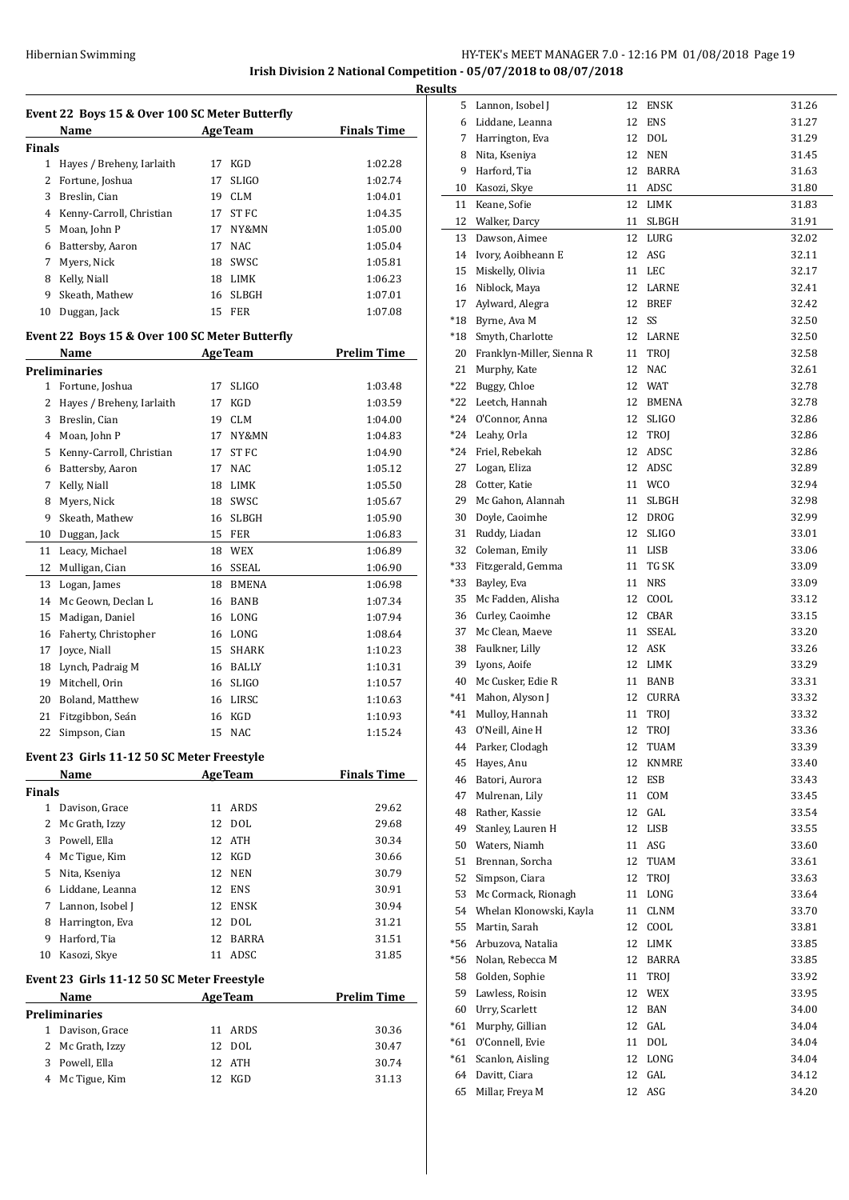**Irish Division 2 National Competition - 05/07/2018 to 08/07/2018**

**Results**

### Event 22 Boys 15 & Over 100 SC Meter Butterfly

| | Name | Age | Team | Finals Time |
|---|---|---|---|---|
| **Finals** | | | | |
| 1 | Hayes / Breheny, Iarlaith | 17 | KGD | 1:02.28 |
| 2 | Fortune, Joshua | 17 | SLIGO | 1:02.74 |
| 3 | Breslin, Cian | 19 | CLM | 1:04.01 |
| 4 | Kenny-Carroll, Christian | 17 | ST FC | 1:04.35 |
| 5 | Moan, John P | 17 | NY&MN | 1:05.00 |
| 6 | Battersby, Aaron | 17 | NAC | 1:05.04 |
| 7 | Myers, Nick | 18 | SWSC | 1:05.81 |
| 8 | Kelly, Niall | 18 | LIMK | 1:06.23 |
| 9 | Skeath, Mathew | 16 | SLBGH | 1:07.01 |
| 10 | Duggan, Jack | 15 | FER | 1:07.08 |

### Event 22 Boys 15 & Over 100 SC Meter Butterfly

| | Name | Age | Team | Prelim Time |
|---|---|---|---|---|
| **Preliminaries** | | | | |
| 1 | Fortune, Joshua | 17 | SLIGO | 1:03.48 |
| 2 | Hayes / Breheny, Iarlaith | 17 | KGD | 1:03.59 |
| 3 | Breslin, Cian | 19 | CLM | 1:04.00 |
| 4 | Moan, John P | 17 | NY&MN | 1:04.83 |
| 5 | Kenny-Carroll, Christian | 17 | ST FC | 1:04.90 |
| 6 | Battersby, Aaron | 17 | NAC | 1:05.12 |
| 7 | Kelly, Niall | 18 | LIMK | 1:05.50 |
| 8 | Myers, Nick | 18 | SWSC | 1:05.67 |
| 9 | Skeath, Mathew | 16 | SLBGH | 1:05.90 |
| 10 | Duggan, Jack | 15 | FER | 1:06.83 |
| 11 | Leacy, Michael | 18 | WEX | 1:06.89 |
| 12 | Mulligan, Cian | 16 | SSEAL | 1:06.90 |
| 13 | Logan, James | 18 | BMENA | 1:06.98 |
| 14 | Mc Geown, Declan L | 16 | BANB | 1:07.34 |
| 15 | Madigan, Daniel | 16 | LONG | 1:07.94 |
| 16 | Faherty, Christopher | 16 | LONG | 1:08.64 |
| 17 | Joyce, Niall | 15 | SHARK | 1:10.23 |
| 18 | Lynch, Padraig M | 16 | BALLY | 1:10.31 |
| 19 | Mitchell, Orin | 16 | SLIGO | 1:10.57 |
| 20 | Boland, Matthew | 16 | LIRSC | 1:10.63 |
| 21 | Fitzgibbon, Seán | 16 | KGD | 1:10.93 |
| 22 | Simpson, Cian | 15 | NAC | 1:15.24 |

### Event 23 Girls 11-12 50 SC Meter Freestyle

| | Name | Age | Team | Finals Time |
|---|---|---|---|---|
| **Finals** | | | | |
| 1 | Davison, Grace | 11 | ARDS | 29.62 |
| 2 | Mc Grath, Izzy | 12 | DOL | 29.68 |
| 3 | Powell, Ella | 12 | ATH | 30.34 |
| 4 | Mc Tigue, Kim | 12 | KGD | 30.66 |
| 5 | Nita, Kseniya | 12 | NEN | 30.79 |
| 6 | Liddane, Leanna | 12 | ENS | 30.91 |
| 7 | Lannon, Isobel J | 12 | ENSK | 30.94 |
| 8 | Harrington, Eva | 12 | DOL | 31.21 |
| 9 | Harford, Tia | 12 | BARRA | 31.51 |
| 10 | Kasozi, Skye | 11 | ADSC | 31.85 |

### Event 23 Girls 11-12 50 SC Meter Freestyle

| | Name | Age | Team | Prelim Time |
|---|---|---|---|---|
| **Preliminaries** | | | | |
| 1 | Davison, Grace | 11 | ARDS | 30.36 |
| 2 | Mc Grath, Izzy | 12 | DOL | 30.47 |
| 3 | Powell, Ella | 12 | ATH | 30.74 |
| 4 | Mc Tigue, Kim | 12 | KGD | 31.13 |
| 5 | Lannon, Isobel J | 12 | ENSK | 31.26 |
| 6 | Liddane, Leanna | 12 | ENS | 31.27 |
| 7 | Harrington, Eva | 12 | DOL | 31.29 |
| 8 | Nita, Kseniya | 12 | NEN | 31.45 |
| 9 | Harford, Tia | 12 | BARRA | 31.63 |
| 10 | Kasozi, Skye | 11 | ADSC | 31.80 |
| 11 | Keane, Sofie | 12 | LIMK | 31.83 |
| 12 | Walker, Darcy | 11 | SLBGH | 31.91 |
| 13 | Dawson, Aimee | 12 | LURG | 32.02 |
| 14 | Ivory, Aoibheann E | 12 | ASG | 32.11 |
| 15 | Miskelly, Olivia | 11 | LEC | 32.17 |
| 16 | Niblock, Maya | 12 | LARNE | 32.41 |
| 17 | Aylward, Alegra | 12 | BREF | 32.42 |
| *18 | Byrne, Ava M | 12 | SS | 32.50 |
| *18 | Smyth, Charlotte | 12 | LARNE | 32.50 |
| 20 | Franklyn-Miller, Sienna R | 11 | TROJ | 32.58 |
| 21 | Murphy, Kate | 12 | NAC | 32.61 |
| *22 | Buggy, Chloe | 12 | WAT | 32.78 |
| *22 | Leetch, Hannah | 12 | BMENA | 32.78 |
| *24 | O'Connor, Anna | 12 | SLIGO | 32.86 |
| *24 | Leahy, Orla | 12 | TROJ | 32.86 |
| *24 | Friel, Rebekah | 12 | ADSC | 32.86 |
| 27 | Logan, Eliza | 12 | ADSC | 32.89 |
| 28 | Cotter, Katie | 11 | WCO | 32.94 |
| 29 | Mc Gahon, Alannah | 11 | SLBGH | 32.98 |
| 30 | Doyle, Caoimhe | 12 | DROG | 32.99 |
| 31 | Ruddy, Liadan | 12 | SLIGO | 33.01 |
| 32 | Coleman, Emily | 11 | LISB | 33.06 |
| *33 | Fitzgerald, Gemma | 11 | TG SK | 33.09 |
| *33 | Bayley, Eva | 11 | NRS | 33.09 |
| 35 | Mc Fadden, Alisha | 12 | COOL | 33.12 |
| 36 | Curley, Caoimhe | 12 | CBAR | 33.15 |
| 37 | Mc Clean, Maeve | 11 | SSEAL | 33.20 |
| 38 | Faulkner, Lilly | 12 | ASK | 33.26 |
| 39 | Lyons, Aoife | 12 | LIMK | 33.29 |
| 40 | Mc Cusker, Edie R | 11 | BANB | 33.31 |
| *41 | Mahon, Alyson J | 12 | CURRA | 33.32 |
| *41 | Mulloy, Hannah | 11 | TROJ | 33.32 |
| 43 | O'Neill, Aine H | 12 | TROJ | 33.36 |
| 44 | Parker, Clodagh | 12 | TUAM | 33.39 |
| 45 | Hayes, Anu | 12 | KNMRE | 33.40 |
| 46 | Batori, Aurora | 12 | ESB | 33.43 |
| 47 | Mulrenan, Lily | 11 | COM | 33.45 |
| 48 | Rather, Kassie | 12 | GAL | 33.54 |
| 49 | Stanley, Lauren H | 12 | LISB | 33.55 |
| 50 | Waters, Niamh | 11 | ASG | 33.60 |
| 51 | Brennan, Sorcha | 12 | TUAM | 33.61 |
| 52 | Simpson, Ciara | 12 | TROJ | 33.63 |
| 53 | Mc Cormack, Rionagh | 11 | LONG | 33.64 |
| 54 | Whelan Klonowski, Kayla | 11 | CLNM | 33.70 |
| 55 | Martin, Sarah | 12 | COOL | 33.81 |
| *56 | Arbuzova, Natalia | 12 | LIMK | 33.85 |
| *56 | Nolan, Rebecca M | 12 | BARRA | 33.85 |
| 58 | Golden, Sophie | 11 | TROJ | 33.92 |
| 59 | Lawless, Roisin | 12 | WEX | 33.95 |
| 60 | Urry, Scarlett | 12 | BAN | 34.00 |
| *61 | Murphy, Gillian | 12 | GAL | 34.04 |
| *61 | O'Connell, Evie | 11 | DOL | 34.04 |
| *61 | Scanlon, Aisling | 12 | LONG | 34.04 |
| 64 | Davitt, Ciara | 12 | GAL | 34.12 |
| 65 | Millar, Freya M | 12 | ASG | 34.20 |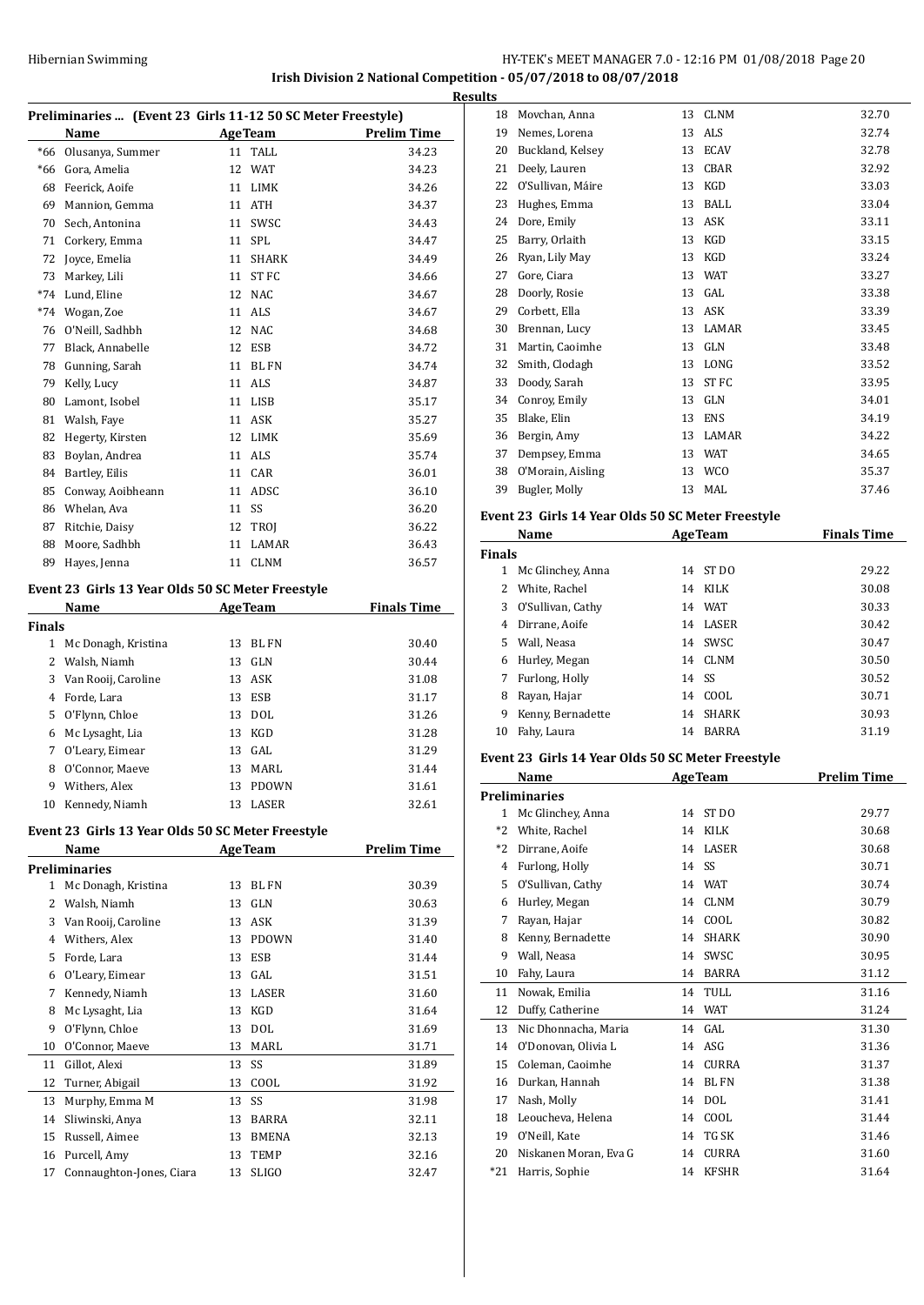## Preliminaries ... (Event 23 Girls 11-12 50 SC Meter Freestyle)

| | Name | Age | Team | Prelim Time |
|---|---|---|---|---|
| *66 | Olusanya, Summer | 11 | TALL | 34.23 |
| *66 | Gora, Amelia | 12 | WAT | 34.23 |
| 68 | Feerick, Aoife | 11 | LIMK | 34.26 |
| 69 | Mannion, Gemma | 11 | ATH | 34.37 |
| 70 | Sech, Antonina | 11 | SWSC | 34.43 |
| 71 | Corkery, Emma | 11 | SPL | 34.47 |
| 72 | Joyce, Emelia | 11 | SHARK | 34.49 |
| 73 | Markey, Lili | 11 | ST FC | 34.66 |
| *74 | Lund, Eline | 12 | NAC | 34.67 |
| *74 | Wogan, Zoe | 11 | ALS | 34.67 |
| 76 | O'Neill, Sadhbh | 12 | NAC | 34.68 |
| 77 | Black, Annabelle | 12 | ESB | 34.72 |
| 78 | Gunning, Sarah | 11 | BL FN | 34.74 |
| 79 | Kelly, Lucy | 11 | ALS | 34.87 |
| 80 | Lamont, Isobel | 11 | LISB | 35.17 |
| 81 | Walsh, Faye | 11 | ASK | 35.27 |
| 82 | Hegerty, Kirsten | 12 | LIMK | 35.69 |
| 83 | Boylan, Andrea | 11 | ALS | 35.74 |
| 84 | Bartley, Eilis | 11 | CAR | 36.01 |
| 85 | Conway, Aoibheann | 11 | ADSC | 36.10 |
| 86 | Whelan, Ava | 11 | SS | 36.20 |
| 87 | Ritchie, Daisy | 12 | TROJ | 36.22 |
| 88 | Moore, Sadhbh | 11 | LAMAR | 36.43 |
| 89 | Hayes, Jenna | 11 | CLNM | 36.57 |

## Event 23 Girls 13 Year Olds 50 SC Meter Freestyle

| | Name | Age | Team | Finals Time |
|---|---|---|---|---|
| **Finals** | | | | |
| 1 | Mc Donagh, Kristina | 13 | BL FN | 30.40 |
| 2 | Walsh, Niamh | 13 | GLN | 30.44 |
| 3 | Van Rooij, Caroline | 13 | ASK | 31.08 |
| 4 | Forde, Lara | 13 | ESB | 31.17 |
| 5 | O'Flynn, Chloe | 13 | DOL | 31.26 |
| 6 | Mc Lysaght, Lia | 13 | KGD | 31.28 |
| 7 | O'Leary, Eimear | 13 | GAL | 31.29 |
| 8 | O'Connor, Maeve | 13 | MARL | 31.44 |
| 9 | Withers, Alex | 13 | PDOWN | 31.61 |
| 10 | Kennedy, Niamh | 13 | LASER | 32.61 |

## Event 23 Girls 13 Year Olds 50 SC Meter Freestyle

| | Name | Age | Team | Prelim Time |
|---|---|---|---|---|
| **Preliminaries** | | | | |
| 1 | Mc Donagh, Kristina | 13 | BL FN | 30.39 |
| 2 | Walsh, Niamh | 13 | GLN | 30.63 |
| 3 | Van Rooij, Caroline | 13 | ASK | 31.39 |
| 4 | Withers, Alex | 13 | PDOWN | 31.40 |
| 5 | Forde, Lara | 13 | ESB | 31.44 |
| 6 | O'Leary, Eimear | 13 | GAL | 31.51 |
| 7 | Kennedy, Niamh | 13 | LASER | 31.60 |
| 8 | Mc Lysaght, Lia | 13 | KGD | 31.64 |
| 9 | O'Flynn, Chloe | 13 | DOL | 31.69 |
| 10 | O'Connor, Maeve | 13 | MARL | 31.71 |
| 11 | Gillot, Alexi | 13 | SS | 31.89 |
| 12 | Turner, Abigail | 13 | COOL | 31.92 |
| 13 | Murphy, Emma M | 13 | SS | 31.98 |
| 14 | Sliwinski, Anya | 13 | BARRA | 32.11 |
| 15 | Russell, Aimee | 13 | BMENA | 32.13 |
| 16 | Purcell, Amy | 13 | TEMP | 32.16 |
| 17 | Connaughton-Jones, Ciara | 13 | SLIGO | 32.47 |
| 18 | Movchan, Anna | 13 | CLNM | 32.70 |
| 19 | Nemes, Lorena | 13 | ALS | 32.74 |
| 20 | Buckland, Kelsey | 13 | ECAV | 32.78 |
| 21 | Deely, Lauren | 13 | CBAR | 32.92 |
| 22 | O'Sullivan, Máire | 13 | KGD | 33.03 |
| 23 | Hughes, Emma | 13 | BALL | 33.04 |
| 24 | Dore, Emily | 13 | ASK | 33.11 |
| 25 | Barry, Orlaith | 13 | KGD | 33.15 |
| 26 | Ryan, Lily May | 13 | KGD | 33.24 |
| 27 | Gore, Ciara | 13 | WAT | 33.27 |
| 28 | Doorly, Rosie | 13 | GAL | 33.38 |
| 29 | Corbett, Ella | 13 | ASK | 33.39 |
| 30 | Brennan, Lucy | 13 | LAMAR | 33.45 |
| 31 | Martin, Caoimhe | 13 | GLN | 33.48 |
| 32 | Smith, Clodagh | 13 | LONG | 33.52 |
| 33 | Doody, Sarah | 13 | ST FC | 33.95 |
| 34 | Conroy, Emily | 13 | GLN | 34.01 |
| 35 | Blake, Elin | 13 | ENS | 34.19 |
| 36 | Bergin, Amy | 13 | LAMAR | 34.22 |
| 37 | Dempsey, Emma | 13 | WAT | 34.65 |
| 38 | O'Morain, Aisling | 13 | WCO | 35.37 |
| 39 | Bugler, Molly | 13 | MAL | 37.46 |

## Event 23 Girls 14 Year Olds 50 SC Meter Freestyle

| | Name | Age | Team | Finals Time |
|---|---|---|---|---|
| **Finals** | | | | |
| 1 | Mc Glinchey, Anna | 14 | ST DO | 29.22 |
| 2 | White, Rachel | 14 | KILK | 30.08 |
| 3 | O'Sullivan, Cathy | 14 | WAT | 30.33 |
| 4 | Dirrane, Aoife | 14 | LASER | 30.42 |
| 5 | Wall, Neasa | 14 | SWSC | 30.47 |
| 6 | Hurley, Megan | 14 | CLNM | 30.50 |
| 7 | Furlong, Holly | 14 | SS | 30.52 |
| 8 | Rayan, Hajar | 14 | COOL | 30.71 |
| 9 | Kenny, Bernadette | 14 | SHARK | 30.93 |
| 10 | Fahy, Laura | 14 | BARRA | 31.19 |

## Event 23 Girls 14 Year Olds 50 SC Meter Freestyle

| | Name | Age | Team | Prelim Time |
|---|---|---|---|---|
| **Preliminaries** | | | | |
| 1 | Mc Glinchey, Anna | 14 | ST DO | 29.77 |
| *2 | White, Rachel | 14 | KILK | 30.68 |
| *2 | Dirrane, Aoife | 14 | LASER | 30.68 |
| 4 | Furlong, Holly | 14 | SS | 30.71 |
| 5 | O'Sullivan, Cathy | 14 | WAT | 30.74 |
| 6 | Hurley, Megan | 14 | CLNM | 30.79 |
| 7 | Rayan, Hajar | 14 | COOL | 30.82 |
| 8 | Kenny, Bernadette | 14 | SHARK | 30.90 |
| 9 | Wall, Neasa | 14 | SWSC | 30.95 |
| 10 | Fahy, Laura | 14 | BARRA | 31.12 |
| 11 | Nowak, Emilia | 14 | TULL | 31.16 |
| 12 | Duffy, Catherine | 14 | WAT | 31.24 |
| 13 | Nic Dhonnacha, Maria | 14 | GAL | 31.30 |
| 14 | O'Donovan, Olivia L | 14 | ASG | 31.36 |
| 15 | Coleman, Caoimhe | 14 | CURRA | 31.37 |
| 16 | Durkan, Hannah | 14 | BL FN | 31.38 |
| 17 | Nash, Molly | 14 | DOL | 31.41 |
| 18 | Leoucheva, Helena | 14 | COOL | 31.44 |
| 19 | O'Neill, Kate | 14 | TG SK | 31.46 |
| 20 | Niskanen Moran, Eva G | 14 | CURRA | 31.60 |
| *21 | Harris, Sophie | 14 | KFSHR | 31.64 |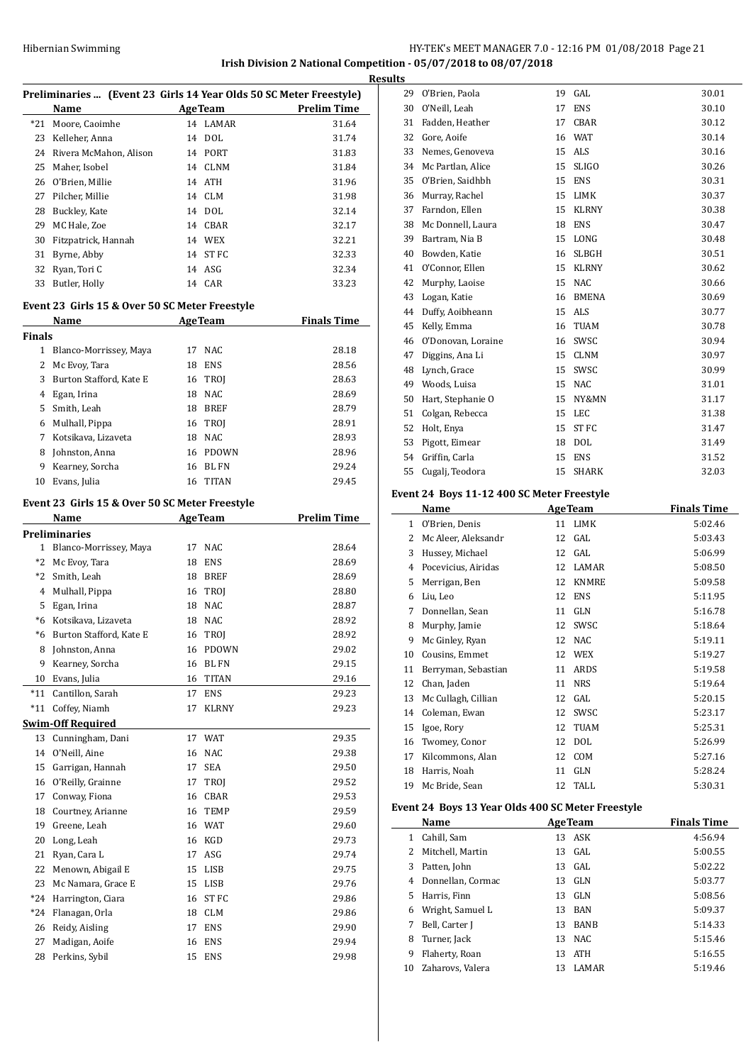## Irish Division 2 National Competition - 05/07/2018 to 08/07/2018

### Results

**Preliminaries ... (Event 23 Girls 14 Year Olds 50 SC Meter Freestyle)**

| | Name | Age | Team | Prelim Time |
|---|---|---|---|---|
| *21 | Moore, Caoimhe | 14 | LAMAR | 31.64 |
| 23 | Kelleher, Anna | 14 | DOL | 31.74 |
| 24 | Rivera McMahon, Alison | 14 | PORT | 31.83 |
| 25 | Maher, Isobel | 14 | CLNM | 31.84 |
| 26 | O'Brien, Millie | 14 | ATH | 31.96 |
| 27 | Pilcher, Millie | 14 | CLM | 31.98 |
| 28 | Buckley, Kate | 14 | DOL | 32.14 |
| 29 | MC Hale, Zoe | 14 | CBAR | 32.17 |
| 30 | Fitzpatrick, Hannah | 14 | WEX | 32.21 |
| 31 | Byrne, Abby | 14 | ST FC | 32.33 |
| 32 | Ryan, Tori C | 14 | ASG | 32.34 |
| 33 | Butler, Holly | 14 | CAR | 33.23 |

### Event 23 Girls 15 & Over 50 SC Meter Freestyle

| | Name | Age | Team | Finals Time |
|---|---|---|---|---|
| **Finals** | | | | |
| 1 | Blanco-Morrissey, Maya | 17 | NAC | 28.18 |
| 2 | Mc Evoy, Tara | 18 | ENS | 28.56 |
| 3 | Burton Stafford, Kate E | 16 | TROJ | 28.63 |
| 4 | Egan, Irina | 18 | NAC | 28.69 |
| 5 | Smith, Leah | 18 | BREF | 28.79 |
| 6 | Mulhall, Pippa | 16 | TROJ | 28.91 |
| 7 | Kotsikava, Lizaveta | 18 | NAC | 28.93 |
| 8 | Johnston, Anna | 16 | PDOWN | 28.96 |
| 9 | Kearney, Sorcha | 16 | BL FN | 29.24 |
| 10 | Evans, Julia | 16 | TITAN | 29.45 |

### Event 23 Girls 15 & Over 50 SC Meter Freestyle

| | Name | Age | Team | Prelim Time |
|---|---|---|---|---|
| **Preliminaries** | | | | |
| 1 | Blanco-Morrissey, Maya | 17 | NAC | 28.64 |
| *2 | Mc Evoy, Tara | 18 | ENS | 28.69 |
| *2 | Smith, Leah | 18 | BREF | 28.69 |
| 4 | Mulhall, Pippa | 16 | TROJ | 28.80 |
| 5 | Egan, Irina | 18 | NAC | 28.87 |
| *6 | Kotsikava, Lizaveta | 18 | NAC | 28.92 |
| *6 | Burton Stafford, Kate E | 16 | TROJ | 28.92 |
| 8 | Johnston, Anna | 16 | PDOWN | 29.02 |
| 9 | Kearney, Sorcha | 16 | BL FN | 29.15 |
| 10 | Evans, Julia | 16 | TITAN | 29.16 |
| *11 | Cantillon, Sarah | 17 | ENS | 29.23 |
| *11 | Coffey, Niamh | 17 | KLRNY | 29.23 |
| **Swim-Off Required** | | | | |
| 13 | Cunningham, Dani | 17 | WAT | 29.35 |
| 14 | O'Neill, Aine | 16 | NAC | 29.38 |
| 15 | Garrigan, Hannah | 17 | SEA | 29.50 |
| 16 | O'Reilly, Grainne | 17 | TROJ | 29.52 |
| 17 | Conway, Fiona | 16 | CBAR | 29.53 |
| 18 | Courtney, Arianne | 16 | TEMP | 29.59 |
| 19 | Greene, Leah | 16 | WAT | 29.60 |
| 20 | Long, Leah | 16 | KGD | 29.73 |
| 21 | Ryan, Cara L | 17 | ASG | 29.74 |
| 22 | Menown, Abigail E | 15 | LISB | 29.75 |
| 23 | Mc Namara, Grace E | 15 | LISB | 29.76 |
| *24 | Harrington, Ciara | 16 | ST FC | 29.86 |
| *24 | Flanagan, Orla | 18 | CLM | 29.86 |
| 26 | Reidy, Aisling | 17 | ENS | 29.90 |
| 27 | Madigan, Aoife | 16 | ENS | 29.94 |
| 28 | Perkins, Sybil | 15 | ENS | 29.98 |
| 29 | O'Brien, Paola | 19 | GAL | 30.01 |
| 30 | O'Neill, Leah | 17 | ENS | 30.10 |
| 31 | Fadden, Heather | 17 | CBAR | 30.12 |
| 32 | Gore, Aoife | 16 | WAT | 30.14 |
| 33 | Nemes, Genoveva | 15 | ALS | 30.16 |
| 34 | Mc Partlan, Alice | 15 | SLIGO | 30.26 |
| 35 | O'Brien, Saidhbh | 15 | ENS | 30.31 |
| 36 | Murray, Rachel | 15 | LIMK | 30.37 |
| 37 | Farndon, Ellen | 15 | KLRNY | 30.38 |
| 38 | Mc Donnell, Laura | 18 | ENS | 30.47 |
| 39 | Bartram, Nia B | 15 | LONG | 30.48 |
| 40 | Bowden, Katie | 16 | SLBGH | 30.51 |
| 41 | O'Connor, Ellen | 15 | KLRNY | 30.62 |
| 42 | Murphy, Laoise | 15 | NAC | 30.66 |
| 43 | Logan, Katie | 16 | BMENA | 30.69 |
| 44 | Duffy, Aoibheann | 15 | ALS | 30.77 |
| 45 | Kelly, Emma | 16 | TUAM | 30.78 |
| 46 | O'Donovan, Loraine | 16 | SWSC | 30.94 |
| 47 | Diggins, Ana Li | 15 | CLNM | 30.97 |
| 48 | Lynch, Grace | 15 | SWSC | 30.99 |
| 49 | Woods, Luisa | 15 | NAC | 31.01 |
| 50 | Hart, Stephanie O | 15 | NY&MN | 31.17 |
| 51 | Colgan, Rebecca | 15 | LEC | 31.38 |
| 52 | Holt, Enya | 15 | ST FC | 31.47 |
| 53 | Pigott, Eimear | 18 | DOL | 31.49 |
| 54 | Griffin, Carla | 15 | ENS | 31.52 |
| 55 | Cugalj, Teodora | 15 | SHARK | 32.03 |

### Event 24 Boys 11-12 400 SC Meter Freestyle

| | Name | Age | Team | Finals Time |
|---|---|---|---|---|
| 1 | O'Brien, Denis | 11 | LIMK | 5:02.46 |
| 2 | Mc Aleer, Aleksandr | 12 | GAL | 5:03.43 |
| 3 | Hussey, Michael | 12 | GAL | 5:06.99 |
| 4 | Pocevicius, Airidas | 12 | LAMAR | 5:08.50 |
| 5 | Merrigan, Ben | 12 | KNMRE | 5:09.58 |
| 6 | Liu, Leo | 12 | ENS | 5:11.95 |
| 7 | Donnellan, Sean | 11 | GLN | 5:16.78 |
| 8 | Murphy, Jamie | 12 | SWSC | 5:18.64 |
| 9 | Mc Ginley, Ryan | 12 | NAC | 5:19.11 |
| 10 | Cousins, Emmet | 12 | WEX | 5:19.27 |
| 11 | Berryman, Sebastian | 11 | ARDS | 5:19.58 |
| 12 | Chan, Jaden | 11 | NRS | 5:19.64 |
| 13 | Mc Cullagh, Cillian | 12 | GAL | 5:20.15 |
| 14 | Coleman, Ewan | 12 | SWSC | 5:23.17 |
| 15 | Igoe, Rory | 12 | TUAM | 5:25.31 |
| 16 | Twomey, Conor | 12 | DOL | 5:26.99 |
| 17 | Kilcommons, Alan | 12 | COM | 5:27.16 |
| 18 | Harris, Noah | 11 | GLN | 5:28.24 |
| 19 | Mc Bride, Sean | 12 | TALL | 5:30.31 |

### Event 24 Boys 13 Year Olds 400 SC Meter Freestyle

| | Name | Age | Team | Finals Time |
|---|---|---|---|---|
| 1 | Cahill, Sam | 13 | ASK | 4:56.94 |
| 2 | Mitchell, Martin | 13 | GAL | 5:00.55 |
| 3 | Patten, John | 13 | GAL | 5:02.22 |
| 4 | Donnellan, Cormac | 13 | GLN | 5:03.77 |
| 5 | Harris, Finn | 13 | GLN | 5:08.56 |
| 6 | Wright, Samuel L | 13 | BAN | 5:09.37 |
| 7 | Bell, Carter J | 13 | BANB | 5:14.33 |
| 8 | Turner, Jack | 13 | NAC | 5:15.46 |
| 9 | Flaherty, Roan | 13 | ATH | 5:16.55 |
| 10 | Zaharovs, Valera | 13 | LAMAR | 5:19.46 |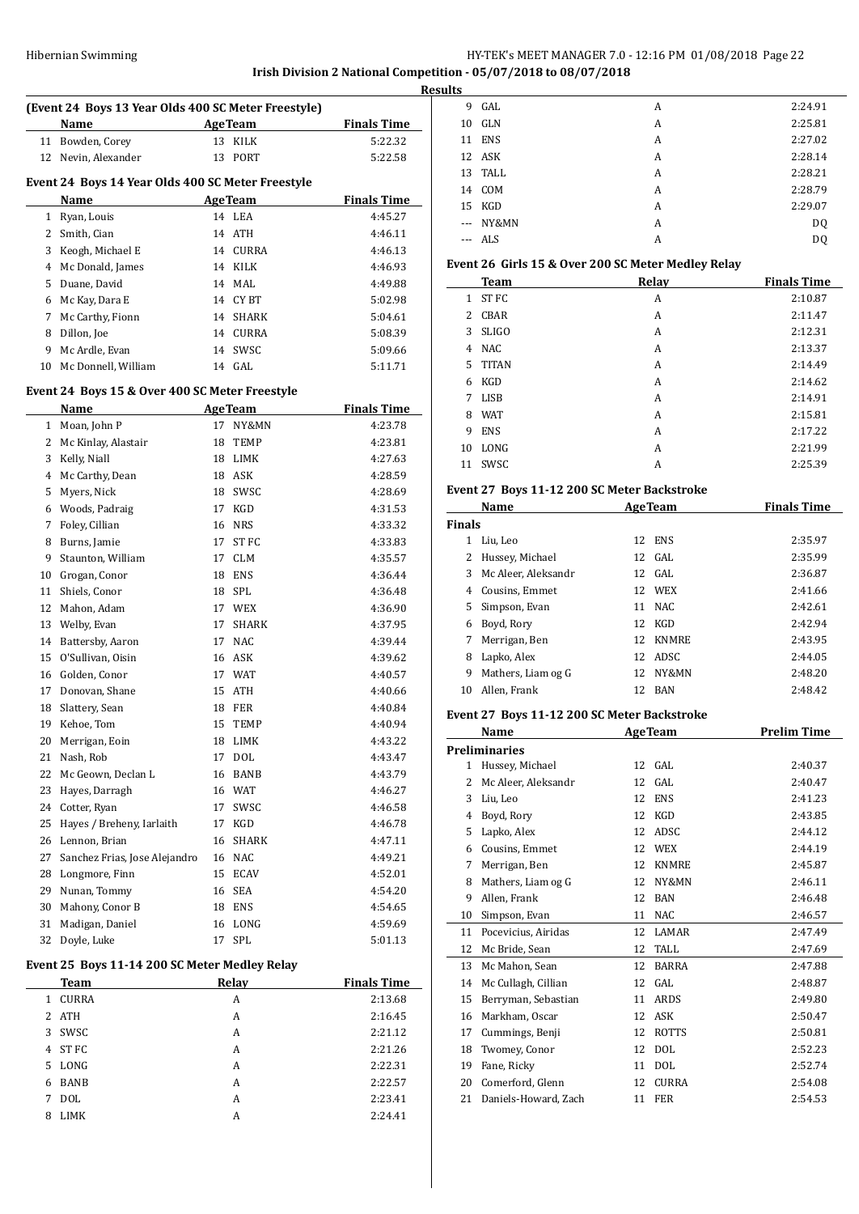**Irish Division 2 National Competition - 05/07/2018 to 08/07/2018**

**Results**

### (Event 24 Boys 13 Year Olds 400 SC Meter Freestyle)

| | Name | Age | Team | Finals Time |
|---|---|---|---|---|
| 11 | Bowden, Corey | 13 | KILK | 5:22.32 |
| 12 | Nevin, Alexander | 13 | PORT | 5:22.58 |

### Event 24 Boys 14 Year Olds 400 SC Meter Freestyle

| | Name | Age | Team | Finals Time |
|---|---|---|---|---|
| 1 | Ryan, Louis | 14 | LEA | 4:45.27 |
| 2 | Smith, Cian | 14 | ATH | 4:46.11 |
| 3 | Keogh, Michael E | 14 | CURRA | 4:46.13 |
| 4 | Mc Donald, James | 14 | KILK | 4:46.93 |
| 5 | Duane, David | 14 | MAL | 4:49.88 |
| 6 | Mc Kay, Dara E | 14 | CY BT | 5:02.98 |
| 7 | Mc Carthy, Fionn | 14 | SHARK | 5:04.61 |
| 8 | Dillon, Joe | 14 | CURRA | 5:08.39 |
| 9 | Mc Ardle, Evan | 14 | SWSC | 5:09.66 |
| 10 | Mc Donnell, William | 14 | GAL | 5:11.71 |

### Event 24 Boys 15 & Over 400 SC Meter Freestyle

| | Name | Age | Team | Finals Time |
|---|---|---|---|---|
| 1 | Moan, John P | 17 | NY&MN | 4:23.78 |
| 2 | Mc Kinlay, Alastair | 18 | TEMP | 4:23.81 |
| 3 | Kelly, Niall | 18 | LIMK | 4:27.63 |
| 4 | Mc Carthy, Dean | 18 | ASK | 4:28.59 |
| 5 | Myers, Nick | 18 | SWSC | 4:28.69 |
| 6 | Woods, Padraig | 17 | KGD | 4:31.53 |
| 7 | Foley, Cillian | 16 | NRS | 4:33.32 |
| 8 | Burns, Jamie | 17 | ST FC | 4:33.83 |
| 9 | Staunton, William | 17 | CLM | 4:35.57 |
| 10 | Grogan, Conor | 18 | ENS | 4:36.44 |
| 11 | Shiels, Conor | 18 | SPL | 4:36.48 |
| 12 | Mahon, Adam | 17 | WEX | 4:36.90 |
| 13 | Welby, Evan | 17 | SHARK | 4:37.95 |
| 14 | Battersby, Aaron | 17 | NAC | 4:39.44 |
| 15 | O'Sullivan, Oisin | 16 | ASK | 4:39.62 |
| 16 | Golden, Conor | 17 | WAT | 4:40.57 |
| 17 | Donovan, Shane | 15 | ATH | 4:40.66 |
| 18 | Slattery, Sean | 18 | FER | 4:40.84 |
| 19 | Kehoe, Tom | 15 | TEMP | 4:40.94 |
| 20 | Merrigan, Eoin | 18 | LIMK | 4:43.22 |
| 21 | Nash, Rob | 17 | DOL | 4:43.47 |
| 22 | Mc Geown, Declan L | 16 | BANB | 4:43.79 |
| 23 | Hayes, Darragh | 16 | WAT | 4:46.27 |
| 24 | Cotter, Ryan | 17 | SWSC | 4:46.58 |
| 25 | Hayes / Breheny, Iarlaith | 17 | KGD | 4:46.78 |
| 26 | Lennon, Brian | 16 | SHARK | 4:47.11 |
| 27 | Sanchez Frias, Jose Alejandro | 16 | NAC | 4:49.21 |
| 28 | Longmore, Finn | 15 | ECAV | 4:52.01 |
| 29 | Nunan, Tommy | 16 | SEA | 4:54.20 |
| 30 | Mahony, Conor B | 18 | ENS | 4:54.65 |
| 31 | Madigan, Daniel | 16 | LONG | 4:59.69 |
| 32 | Doyle, Luke | 17 | SPL | 5:01.13 |

### Event 25 Boys 11-14 200 SC Meter Medley Relay

| | Team | Relay | Finals Time |
|---|---|---|---|
| 1 | CURRA | A | 2:13.68 |
| 2 | ATH | A | 2:16.45 |
| 3 | SWSC | A | 2:21.12 |
| 4 | ST FC | A | 2:21.26 |
| 5 | LONG | A | 2:22.31 |
| 6 | BANB | A | 2:22.57 |
| 7 | DOL | A | 2:23.41 |
| 8 | LIMK | A | 2:24.41 |
| 9 | GAL | A | 2:24.91 |
| 10 | GLN | A | 2:25.81 |
| 11 | ENS | A | 2:27.02 |
| 12 | ASK | A | 2:28.14 |
| 13 | TALL | A | 2:28.21 |
| 14 | COM | A | 2:28.79 |
| 15 | KGD | A | 2:29.07 |
| --- | NY&MN | A | DQ |
| --- | ALS | A | DQ |

### Event 26 Girls 15 & Over 200 SC Meter Medley Relay

| | Team | Relay | Finals Time |
|---|---|---|---|
| 1 | ST FC | A | 2:10.87 |
| 2 | CBAR | A | 2:11.47 |
| 3 | SLIGO | A | 2:12.31 |
| 4 | NAC | A | 2:13.37 |
| 5 | TITAN | A | 2:14.49 |
| 6 | KGD | A | 2:14.62 |
| 7 | LISB | A | 2:14.91 |
| 8 | WAT | A | 2:15.81 |
| 9 | ENS | A | 2:17.22 |
| 10 | LONG | A | 2:21.99 |
| 11 | SWSC | A | 2:25.39 |

### Event 27 Boys 11-12 200 SC Meter Backstroke

| | Name | Age | Team | Finals Time |
|---|---|---|---|---|
| **Finals** | | | | |
| 1 | Liu, Leo | 12 | ENS | 2:35.97 |
| 2 | Hussey, Michael | 12 | GAL | 2:35.99 |
| 3 | Mc Aleer, Aleksandr | 12 | GAL | 2:36.87 |
| 4 | Cousins, Emmet | 12 | WEX | 2:41.66 |
| 5 | Simpson, Evan | 11 | NAC | 2:42.61 |
| 6 | Boyd, Rory | 12 | KGD | 2:42.94 |
| 7 | Merrigan, Ben | 12 | KNMRE | 2:43.95 |
| 8 | Lapko, Alex | 12 | ADSC | 2:44.05 |
| 9 | Mathers, Liam og G | 12 | NY&MN | 2:48.20 |
| 10 | Allen, Frank | 12 | BAN | 2:48.42 |

### Event 27 Boys 11-12 200 SC Meter Backstroke

| | Name | Age | Team | Prelim Time |
|---|---|---|---|---|
| **Preliminaries** | | | | |
| 1 | Hussey, Michael | 12 | GAL | 2:40.37 |
| 2 | Mc Aleer, Aleksandr | 12 | GAL | 2:40.47 |
| 3 | Liu, Leo | 12 | ENS | 2:41.23 |
| 4 | Boyd, Rory | 12 | KGD | 2:43.85 |
| 5 | Lapko, Alex | 12 | ADSC | 2:44.12 |
| 6 | Cousins, Emmet | 12 | WEX | 2:44.19 |
| 7 | Merrigan, Ben | 12 | KNMRE | 2:45.87 |
| 8 | Mathers, Liam og G | 12 | NY&MN | 2:46.11 |
| 9 | Allen, Frank | 12 | BAN | 2:46.48 |
| 10 | Simpson, Evan | 11 | NAC | 2:46.57 |
| 11 | Pocevicius, Airidas | 12 | LAMAR | 2:47.49 |
| 12 | Mc Bride, Sean | 12 | TALL | 2:47.69 |
| 13 | Mc Mahon, Sean | 12 | BARRA | 2:47.88 |
| 14 | Mc Cullagh, Cillian | 12 | GAL | 2:48.87 |
| 15 | Berryman, Sebastian | 11 | ARDS | 2:49.80 |
| 16 | Markham, Oscar | 12 | ASK | 2:50.47 |
| 17 | Cummings, Benji | 12 | ROTTS | 2:50.81 |
| 18 | Twomey, Conor | 12 | DOL | 2:52.23 |
| 19 | Fane, Ricky | 11 | DOL | 2:52.74 |
| 20 | Comerford, Glenn | 12 | CURRA | 2:54.08 |
| 21 | Daniels-Howard, Zach | 11 | FER | 2:54.53 |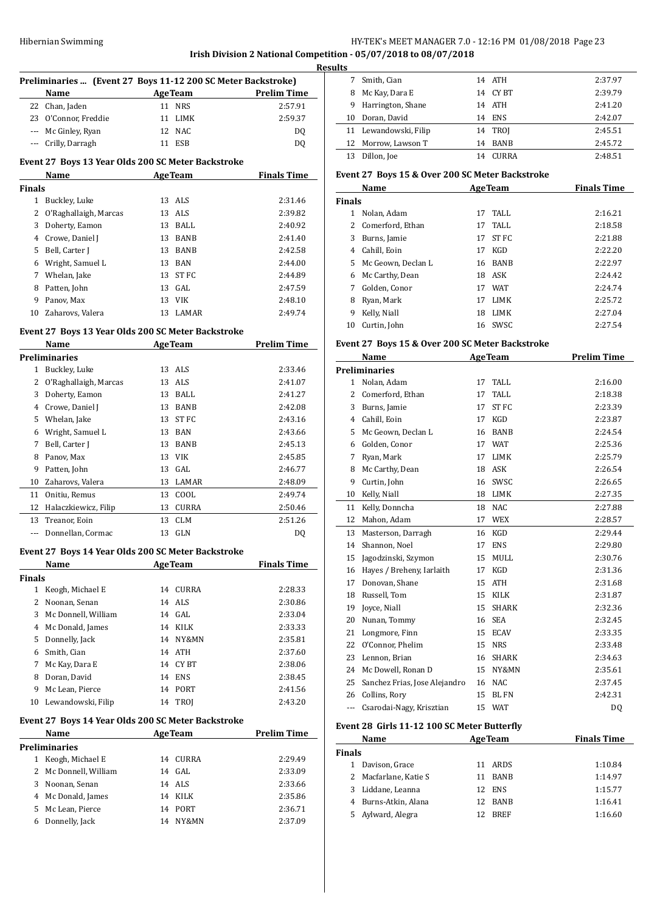## Irish Division 2 National Competition - 05/07/2018 to 08/07/2018

### Results

#### Preliminaries ... (Event 27 Boys 11-12 200 SC Meter Backstroke)

| | Name | Age | Team | Prelim Time |
|---|---|---|---|---|
| 22 | Chan, Jaden | 11 | NRS | 2:57.91 |
| 23 | O'Connor, Freddie | 11 | LIMK | 2:59.37 |
| --- | Mc Ginley, Ryan | 12 | NAC | DQ |
| --- | Crilly, Darragh | 11 | ESB | DQ |

#### Event 27 Boys 13 Year Olds 200 SC Meter Backstroke

| | Name | Age | Team | Finals Time |
|---|---|---|---|---|
| **Finals** | | | | |
| 1 | Buckley, Luke | 13 | ALS | 2:31.46 |
| 2 | O'Raghallaigh, Marcas | 13 | ALS | 2:39.82 |
| 3 | Doherty, Eamon | 13 | BALL | 2:40.92 |
| 4 | Crowe, Daniel J | 13 | BANB | 2:41.40 |
| 5 | Bell, Carter J | 13 | BANB | 2:42.58 |
| 6 | Wright, Samuel L | 13 | BAN | 2:44.00 |
| 7 | Whelan, Jake | 13 | ST FC | 2:44.89 |
| 8 | Patten, John | 13 | GAL | 2:47.59 |
| 9 | Panov, Max | 13 | VIK | 2:48.10 |
| 10 | Zaharovs, Valera | 13 | LAMAR | 2:49.74 |

#### Event 27 Boys 13 Year Olds 200 SC Meter Backstroke

| | Name | Age | Team | Prelim Time |
|---|---|---|---|---|
| **Preliminaries** | | | | |
| 1 | Buckley, Luke | 13 | ALS | 2:33.46 |
| 2 | O'Raghallaigh, Marcas | 13 | ALS | 2:41.07 |
| 3 | Doherty, Eamon | 13 | BALL | 2:41.27 |
| 4 | Crowe, Daniel J | 13 | BANB | 2:42.08 |
| 5 | Whelan, Jake | 13 | ST FC | 2:43.16 |
| 6 | Wright, Samuel L | 13 | BAN | 2:43.66 |
| 7 | Bell, Carter J | 13 | BANB | 2:45.13 |
| 8 | Panov, Max | 13 | VIK | 2:45.85 |
| 9 | Patten, John | 13 | GAL | 2:46.77 |
| 10 | Zaharovs, Valera | 13 | LAMAR | 2:48.09 |
| 11 | Onitiu, Remus | 13 | COOL | 2:49.74 |
| 12 | Halaczkiewicz, Filip | 13 | CURRA | 2:50.46 |
| 13 | Treanor, Eoin | 13 | CLM | 2:51.26 |
| --- | Donnellan, Cormac | 13 | GLN | DQ |

#### Event 27 Boys 14 Year Olds 200 SC Meter Backstroke

| | Name | Age | Team | Finals Time |
|---|---|---|---|---|
| **Finals** | | | | |
| 1 | Keogh, Michael E | 14 | CURRA | 2:28.33 |
| 2 | Noonan, Senan | 14 | ALS | 2:30.86 |
| 3 | Mc Donnell, William | 14 | GAL | 2:33.04 |
| 4 | Mc Donald, James | 14 | KILK | 2:33.33 |
| 5 | Donnelly, Jack | 14 | NY&MN | 2:35.81 |
| 6 | Smith, Cian | 14 | ATH | 2:37.60 |
| 7 | Mc Kay, Dara E | 14 | CY BT | 2:38.06 |
| 8 | Doran, David | 14 | ENS | 2:38.45 |
| 9 | Mc Lean, Pierce | 14 | PORT | 2:41.56 |
| 10 | Lewandowski, Filip | 14 | TROJ | 2:43.20 |

#### Event 27 Boys 14 Year Olds 200 SC Meter Backstroke

| | Name | Age | Team | Prelim Time |
|---|---|---|---|---|
| **Preliminaries** | | | | |
| 1 | Keogh, Michael E | 14 | CURRA | 2:29.49 |
| 2 | Mc Donnell, William | 14 | GAL | 2:33.09 |
| 3 | Noonan, Senan | 14 | ALS | 2:33.66 |
| 4 | Mc Donald, James | 14 | KILK | 2:35.86 |
| 5 | Mc Lean, Pierce | 14 | PORT | 2:36.71 |
| 6 | Donnelly, Jack | 14 | NY&MN | 2:37.09 |
| 7 | Smith, Cian | 14 | ATH | 2:37.97 |
| 8 | Mc Kay, Dara E | 14 | CY BT | 2:39.79 |
| 9 | Harrington, Shane | 14 | ATH | 2:41.20 |
| 10 | Doran, David | 14 | ENS | 2:42.07 |
| 11 | Lewandowski, Filip | 14 | TROJ | 2:45.51 |
| 12 | Morrow, Lawson T | 14 | BANB | 2:45.72 |
| 13 | Dillon, Joe | 14 | CURRA | 2:48.51 |

#### Event 27 Boys 15 & Over 200 SC Meter Backstroke

| | Name | Age | Team | Finals Time |
|---|---|---|---|---|
| **Finals** | | | | |
| 1 | Nolan, Adam | 17 | TALL | 2:16.21 |
| 2 | Comerford, Ethan | 17 | TALL | 2:18.58 |
| 3 | Burns, Jamie | 17 | ST FC | 2:21.88 |
| 4 | Cahill, Eoin | 17 | KGD | 2:22.20 |
| 5 | Mc Geown, Declan L | 16 | BANB | 2:22.97 |
| 6 | Mc Carthy, Dean | 18 | ASK | 2:24.42 |
| 7 | Golden, Conor | 17 | WAT | 2:24.74 |
| 8 | Ryan, Mark | 17 | LIMK | 2:25.72 |
| 9 | Kelly, Niall | 18 | LIMK | 2:27.04 |
| 10 | Curtin, John | 16 | SWSC | 2:27.54 |

#### Event 27 Boys 15 & Over 200 SC Meter Backstroke

| | Name | Age | Team | Prelim Time |
|---|---|---|---|---|
| **Preliminaries** | | | | |
| 1 | Nolan, Adam | 17 | TALL | 2:16.00 |
| 2 | Comerford, Ethan | 17 | TALL | 2:18.38 |
| 3 | Burns, Jamie | 17 | ST FC | 2:23.39 |
| 4 | Cahill, Eoin | 17 | KGD | 2:23.87 |
| 5 | Mc Geown, Declan L | 16 | BANB | 2:24.54 |
| 6 | Golden, Conor | 17 | WAT | 2:25.36 |
| 7 | Ryan, Mark | 17 | LIMK | 2:25.79 |
| 8 | Mc Carthy, Dean | 18 | ASK | 2:26.54 |
| 9 | Curtin, John | 16 | SWSC | 2:26.65 |
| 10 | Kelly, Niall | 18 | LIMK | 2:27.35 |
| 11 | Kelly, Donncha | 18 | NAC | 2:27.88 |
| 12 | Mahon, Adam | 17 | WEX | 2:28.57 |
| 13 | Masterson, Darragh | 16 | KGD | 2:29.44 |
| 14 | Shannon, Noel | 17 | ENS | 2:29.80 |
| 15 | Jagodzinski, Szymon | 15 | MULL | 2:30.76 |
| 16 | Hayes / Breheny, Iarlaith | 17 | KGD | 2:31.36 |
| 17 | Donovan, Shane | 15 | ATH | 2:31.68 |
| 18 | Russell, Tom | 15 | KILK | 2:31.87 |
| 19 | Joyce, Niall | 15 | SHARK | 2:32.36 |
| 20 | Nunan, Tommy | 16 | SEA | 2:32.45 |
| 21 | Longmore, Finn | 15 | ECAV | 2:33.35 |
| 22 | O'Connor, Phelim | 15 | NRS | 2:33.48 |
| 23 | Lennon, Brian | 16 | SHARK | 2:34.63 |
| 24 | Mc Dowell, Ronan D | 15 | NY&MN | 2:35.61 |
| 25 | Sanchez Frias, Jose Alejandro | 16 | NAC | 2:37.45 |
| 26 | Collins, Rory | 15 | BL FN | 2:42.31 |
| --- | Csarodai-Nagy, Krisztian | 15 | WAT | DQ |

#### Event 28 Girls 11-12 100 SC Meter Butterfly

| | Name | Age | Team | Finals Time |
|---|---|---|---|---|
| **Finals** | | | | |
| 1 | Davison, Grace | 11 | ARDS | 1:10.84 |
| 2 | Macfarlane, Katie S | 11 | BANB | 1:14.97 |
| 3 | Liddane, Leanna | 12 | ENS | 1:15.77 |
| 4 | Burns-Atkin, Alana | 12 | BANB | 1:16.41 |
| 5 | Aylward, Alegra | 12 | BREF | 1:16.60 |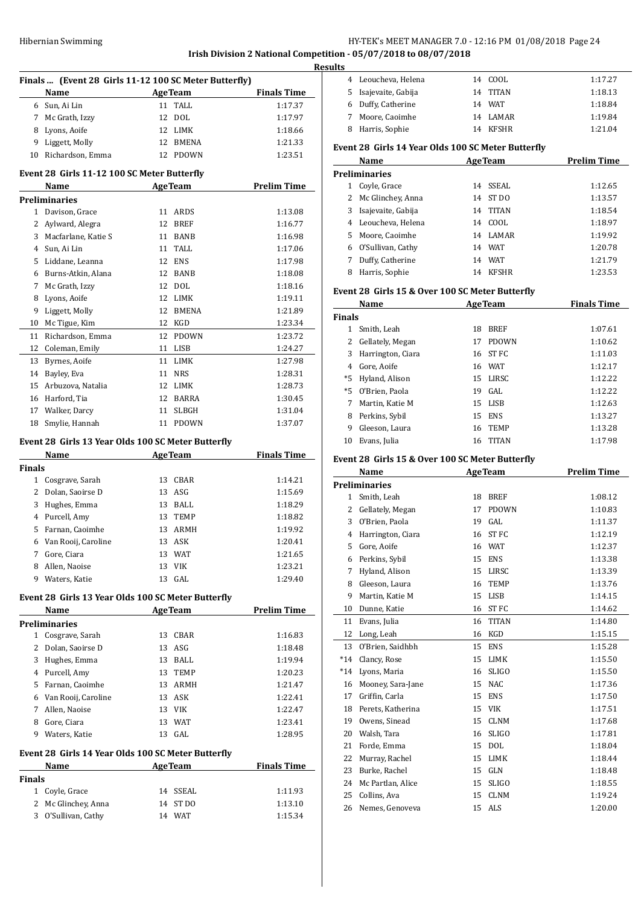**Irish Division 2 National Competition - 05/07/2018 to 08/07/2018**

**Results**

### Finals ... (Event 28 Girls 11-12 100 SC Meter Butterfly)

| | Name | Age | Team | Finals Time |
|---|---|---|---|---|
| 6 | Sun, Ai Lin | 11 | TALL | 1:17.37 |
| 7 | Mc Grath, Izzy | 12 | DOL | 1:17.97 |
| 8 | Lyons, Aoife | 12 | LIMK | 1:18.66 |
| 9 | Liggett, Molly | 12 | BMENA | 1:21.33 |
| 10 | Richardson, Emma | 12 | PDOWN | 1:23.51 |

### Event 28 Girls 11-12 100 SC Meter Butterfly

| | Name | Age | Team | Prelim Time |
|---|---|---|---|---|
| **Preliminaries** | | | | |
| 1 | Davison, Grace | 11 | ARDS | 1:13.08 |
| 2 | Aylward, Alegra | 12 | BREF | 1:16.77 |
| 3 | Macfarlane, Katie S | 11 | BANB | 1:16.98 |
| 4 | Sun, Ai Lin | 11 | TALL | 1:17.06 |
| 5 | Liddane, Leanna | 12 | ENS | 1:17.98 |
| 6 | Burns-Atkin, Alana | 12 | BANB | 1:18.08 |
| 7 | Mc Grath, Izzy | 12 | DOL | 1:18.16 |
| 8 | Lyons, Aoife | 12 | LIMK | 1:19.11 |
| 9 | Liggett, Molly | 12 | BMENA | 1:21.89 |
| 10 | Mc Tigue, Kim | 12 | KGD | 1:23.34 |
| 11 | Richardson, Emma | 12 | PDOWN | 1:23.72 |
| 12 | Coleman, Emily | 11 | LISB | 1:24.27 |
| 13 | Byrnes, Aoife | 11 | LIMK | 1:27.98 |
| 14 | Bayley, Eva | 11 | NRS | 1:28.31 |
| 15 | Arbuzova, Natalia | 12 | LIMK | 1:28.73 |
| 16 | Harford, Tia | 12 | BARRA | 1:30.45 |
| 17 | Walker, Darcy | 11 | SLBGH | 1:31.04 |
| 18 | Smylie, Hannah | 11 | PDOWN | 1:37.07 |

### Event 28 Girls 13 Year Olds 100 SC Meter Butterfly

| | Name | Age | Team | Finals Time |
|---|---|---|---|---|
| **Finals** | | | | |
| 1 | Cosgrave, Sarah | 13 | CBAR | 1:14.21 |
| 2 | Dolan, Saoirse D | 13 | ASG | 1:15.69 |
| 3 | Hughes, Emma | 13 | BALL | 1:18.29 |
| 4 | Purcell, Amy | 13 | TEMP | 1:18.82 |
| 5 | Farnan, Caoimhe | 13 | ARMH | 1:19.92 |
| 6 | Van Rooij, Caroline | 13 | ASK | 1:20.41 |
| 7 | Gore, Ciara | 13 | WAT | 1:21.65 |
| 8 | Allen, Naoise | 13 | VIK | 1:23.21 |
| 9 | Waters, Katie | 13 | GAL | 1:29.40 |

### Event 28 Girls 13 Year Olds 100 SC Meter Butterfly

| | Name | Age | Team | Prelim Time |
|---|---|---|---|---|
| **Preliminaries** | | | | |
| 1 | Cosgrave, Sarah | 13 | CBAR | 1:16.83 |
| 2 | Dolan, Saoirse D | 13 | ASG | 1:18.48 |
| 3 | Hughes, Emma | 13 | BALL | 1:19.94 |
| 4 | Purcell, Amy | 13 | TEMP | 1:20.23 |
| 5 | Farnan, Caoimhe | 13 | ARMH | 1:21.47 |
| 6 | Van Rooij, Caroline | 13 | ASK | 1:22.41 |
| 7 | Allen, Naoise | 13 | VIK | 1:22.47 |
| 8 | Gore, Ciara | 13 | WAT | 1:23.41 |
| 9 | Waters, Katie | 13 | GAL | 1:28.95 |

### Event 28 Girls 14 Year Olds 100 SC Meter Butterfly

| | Name | Age | Team | Finals Time |
|---|---|---|---|---|
| **Finals** | | | | |
| 1 | Coyle, Grace | 14 | SSEAL | 1:11.93 |
| 2 | Mc Glinchey, Anna | 14 | ST DO | 1:13.10 |
| 3 | O'Sullivan, Cathy | 14 | WAT | 1:15.34 |
| 4 | Leoucheva, Helena | 14 | COOL | 1:17.27 |
| 5 | Isajevaite, Gabija | 14 | TITAN | 1:18.13 |
| 6 | Duffy, Catherine | 14 | WAT | 1:18.84 |
| 7 | Moore, Caoimhe | 14 | LAMAR | 1:19.84 |
| 8 | Harris, Sophie | 14 | KFSHR | 1:21.04 |

### Event 28 Girls 14 Year Olds 100 SC Meter Butterfly

| | Name | Age | Team | Prelim Time |
|---|---|---|---|---|
| **Preliminaries** | | | | |
| 1 | Coyle, Grace | 14 | SSEAL | 1:12.65 |
| 2 | Mc Glinchey, Anna | 14 | ST DO | 1:13.57 |
| 3 | Isajevaite, Gabija | 14 | TITAN | 1:18.54 |
| 4 | Leoucheva, Helena | 14 | COOL | 1:18.97 |
| 5 | Moore, Caoimhe | 14 | LAMAR | 1:19.92 |
| 6 | O'Sullivan, Cathy | 14 | WAT | 1:20.78 |
| 7 | Duffy, Catherine | 14 | WAT | 1:21.79 |
| 8 | Harris, Sophie | 14 | KFSHR | 1:23.53 |

### Event 28 Girls 15 & Over 100 SC Meter Butterfly

| | Name | Age | Team | Finals Time |
|---|---|---|---|---|
| **Finals** | | | | |
| 1 | Smith, Leah | 18 | BREF | 1:07.61 |
| 2 | Gellately, Megan | 17 | PDOWN | 1:10.62 |
| 3 | Harrington, Ciara | 16 | ST FC | 1:11.03 |
| 4 | Gore, Aoife | 16 | WAT | 1:12.17 |
| *5 | Hyland, Alison | 15 | LIRSC | 1:12.22 |
| *5 | O'Brien, Paola | 19 | GAL | 1:12.22 |
| 7 | Martin, Katie M | 15 | LISB | 1:12.63 |
| 8 | Perkins, Sybil | 15 | ENS | 1:13.27 |
| 9 | Gleeson, Laura | 16 | TEMP | 1:13.28 |
| 10 | Evans, Julia | 16 | TITAN | 1:17.98 |

### Event 28 Girls 15 & Over 100 SC Meter Butterfly

| | Name | Age | Team | Prelim Time |
|---|---|---|---|---|
| **Preliminaries** | | | | |
| 1 | Smith, Leah | 18 | BREF | 1:08.12 |
| 2 | Gellately, Megan | 17 | PDOWN | 1:10.83 |
| 3 | O'Brien, Paola | 19 | GAL | 1:11.37 |
| 4 | Harrington, Ciara | 16 | ST FC | 1:12.19 |
| 5 | Gore, Aoife | 16 | WAT | 1:12.37 |
| 6 | Perkins, Sybil | 15 | ENS | 1:13.38 |
| 7 | Hyland, Alison | 15 | LIRSC | 1:13.39 |
| 8 | Gleeson, Laura | 16 | TEMP | 1:13.76 |
| 9 | Martin, Katie M | 15 | LISB | 1:14.15 |
| 10 | Dunne, Katie | 16 | ST FC | 1:14.62 |
| 11 | Evans, Julia | 16 | TITAN | 1:14.80 |
| 12 | Long, Leah | 16 | KGD | 1:15.15 |
| 13 | O'Brien, Saidhbh | 15 | ENS | 1:15.28 |
| *14 | Clancy, Rose | 15 | LIMK | 1:15.50 |
| *14 | Lyons, Maria | 16 | SLIGO | 1:15.50 |
| 16 | Mooney, Sara-Jane | 15 | NAC | 1:17.36 |
| 17 | Griffin, Carla | 15 | ENS | 1:17.50 |
| 18 | Perets, Katherina | 15 | VIK | 1:17.51 |
| 19 | Owens, Sinead | 15 | CLNM | 1:17.68 |
| 20 | Walsh, Tara | 16 | SLIGO | 1:17.81 |
| 21 | Forde, Emma | 15 | DOL | 1:18.04 |
| 22 | Murray, Rachel | 15 | LIMK | 1:18.44 |
| 23 | Burke, Rachel | 15 | GLN | 1:18.48 |
| 24 | Mc Partlan, Alice | 15 | SLIGO | 1:18.55 |
| 25 | Collins, Ava | 15 | CLNM | 1:19.24 |
| 26 | Nemes, Genoveva | 15 | ALS | 1:20.00 |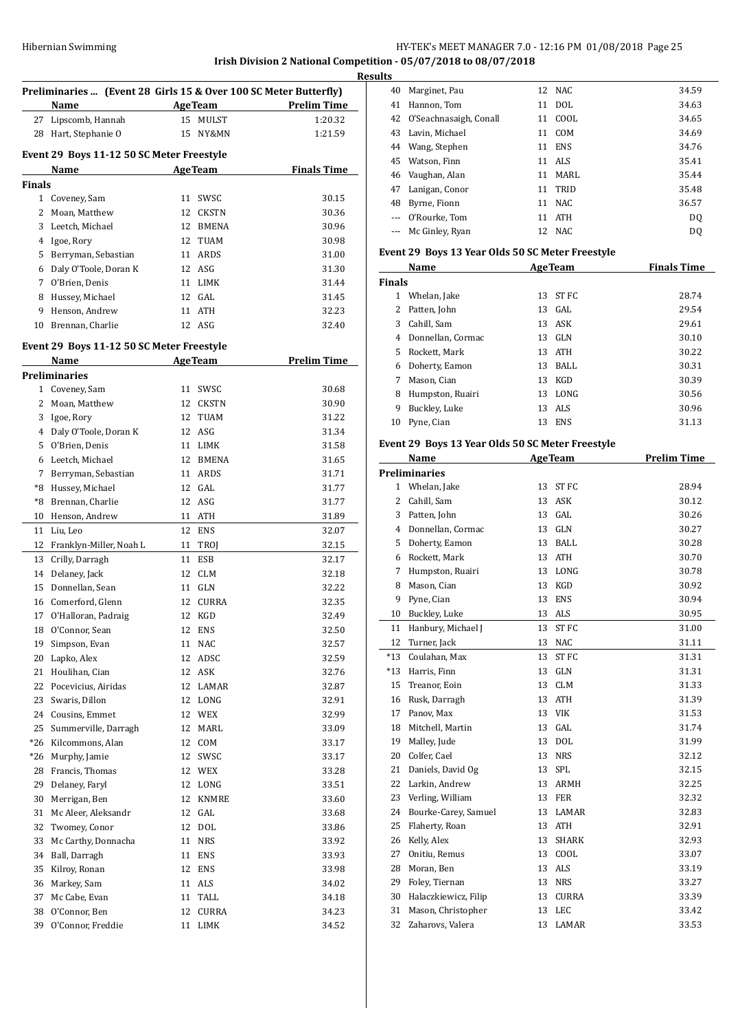**Irish Division 2 National Competition - 05/07/2018 to 08/07/2018**

**Results**

### Preliminaries ... (Event 28 Girls 15 & Over 100 SC Meter Butterfly)

| | Name | Age | Team | Prelim Time |
|---|---|---|---|---|
| 27 | Lipscomb, Hannah | 15 | MULST | 1:20.32 |
| 28 | Hart, Stephanie O | 15 | NY&MN | 1:21.59 |

### Event 29 Boys 11-12 50 SC Meter Freestyle

| | Name | Age | Team | Finals Time |
|---|---|---|---|---|
| **Finals** | | | | |
| 1 | Coveney, Sam | 11 | SWSC | 30.15 |
| 2 | Moan, Matthew | 12 | CKSTN | 30.36 |
| 3 | Leetch, Michael | 12 | BMENA | 30.96 |
| 4 | Igoe, Rory | 12 | TUAM | 30.98 |
| 5 | Berryman, Sebastian | 11 | ARDS | 31.00 |
| 6 | Daly O'Toole, Doran K | 12 | ASG | 31.30 |
| 7 | O'Brien, Denis | 11 | LIMK | 31.44 |
| 8 | Hussey, Michael | 12 | GAL | 31.45 |
| 9 | Henson, Andrew | 11 | ATH | 32.23 |
| 10 | Brennan, Charlie | 12 | ASG | 32.40 |

### Event 29 Boys 11-12 50 SC Meter Freestyle

| | Name | Age | Team | Prelim Time |
|---|---|---|---|---|
| **Preliminaries** | | | | |
| 1 | Coveney, Sam | 11 | SWSC | 30.68 |
| 2 | Moan, Matthew | 12 | CKSTN | 30.90 |
| 3 | Igoe, Rory | 12 | TUAM | 31.22 |
| 4 | Daly O'Toole, Doran K | 12 | ASG | 31.34 |
| 5 | O'Brien, Denis | 11 | LIMK | 31.58 |
| 6 | Leetch, Michael | 12 | BMENA | 31.65 |
| 7 | Berryman, Sebastian | 11 | ARDS | 31.71 |
| *8 | Hussey, Michael | 12 | GAL | 31.77 |
| *8 | Brennan, Charlie | 12 | ASG | 31.77 |
| 10 | Henson, Andrew | 11 | ATH | 31.89 |
| 11 | Liu, Leo | 12 | ENS | 32.07 |
| 12 | Franklyn-Miller, Noah L | 11 | TROJ | 32.15 |
| 13 | Crilly, Darragh | 11 | ESB | 32.17 |
| 14 | Delaney, Jack | 12 | CLM | 32.18 |
| 15 | Donnellan, Sean | 11 | GLN | 32.22 |
| 16 | Comerford, Glenn | 12 | CURRA | 32.35 |
| 17 | O'Halloran, Padraig | 12 | KGD | 32.49 |
| 18 | O'Connor, Sean | 12 | ENS | 32.50 |
| 19 | Simpson, Evan | 11 | NAC | 32.57 |
| 20 | Lapko, Alex | 12 | ADSC | 32.59 |
| 21 | Houlihan, Cian | 12 | ASK | 32.76 |
| 22 | Pocevicius, Airidas | 12 | LAMAR | 32.87 |
| 23 | Swaris, Dillon | 12 | LONG | 32.91 |
| 24 | Cousins, Emmet | 12 | WEX | 32.99 |
| 25 | Summerville, Darragh | 12 | MARL | 33.09 |
| *26 | Kilcommons, Alan | 12 | COM | 33.17 |
| *26 | Murphy, Jamie | 12 | SWSC | 33.17 |
| 28 | Francis, Thomas | 12 | WEX | 33.28 |
| 29 | Delaney, Faryl | 12 | LONG | 33.51 |
| 30 | Merrigan, Ben | 12 | KNMRE | 33.60 |
| 31 | Mc Aleer, Aleksandr | 12 | GAL | 33.68 |
| 32 | Twomey, Conor | 12 | DOL | 33.86 |
| 33 | Mc Carthy, Donnacha | 11 | NRS | 33.92 |
| 34 | Ball, Darragh | 11 | ENS | 33.93 |
| 35 | Kilroy, Ronan | 12 | ENS | 33.98 |
| 36 | Markey, Sam | 11 | ALS | 34.02 |
| 37 | Mc Cabe, Evan | 11 | TALL | 34.18 |
| 38 | O'Connor, Ben | 12 | CURRA | 34.23 |
| 39 | O'Connor, Freddie | 11 | LIMK | 34.52 |
| 40 | Marginet, Pau | 12 | NAC | 34.59 |
| 41 | Hannon, Tom | 11 | DOL | 34.63 |
| 42 | O'Seachnasaigh, Conall | 11 | COOL | 34.65 |
| 43 | Lavin, Michael | 11 | COM | 34.69 |
| 44 | Wang, Stephen | 11 | ENS | 34.76 |
| 45 | Watson, Finn | 11 | ALS | 35.41 |
| 46 | Vaughan, Alan | 11 | MARL | 35.44 |
| 47 | Lanigan, Conor | 11 | TRID | 35.48 |
| 48 | Byrne, Fionn | 11 | NAC | 36.57 |
| --- | O'Rourke, Tom | 11 | ATH | DQ |
| --- | Mc Ginley, Ryan | 12 | NAC | DQ |

### Event 29 Boys 13 Year Olds 50 SC Meter Freestyle

| | Name | Age | Team | Finals Time |
|---|---|---|---|---|
| **Finals** | | | | |
| 1 | Whelan, Jake | 13 | ST FC | 28.74 |
| 2 | Patten, John | 13 | GAL | 29.54 |
| 3 | Cahill, Sam | 13 | ASK | 29.61 |
| 4 | Donnellan, Cormac | 13 | GLN | 30.10 |
| 5 | Rockett, Mark | 13 | ATH | 30.22 |
| 6 | Doherty, Eamon | 13 | BALL | 30.31 |
| 7 | Mason, Cian | 13 | KGD | 30.39 |
| 8 | Humpston, Ruairi | 13 | LONG | 30.56 |
| 9 | Buckley, Luke | 13 | ALS | 30.96 |
| 10 | Pyne, Cian | 13 | ENS | 31.13 |

### Event 29 Boys 13 Year Olds 50 SC Meter Freestyle

| | Name | Age | Team | Prelim Time |
|---|---|---|---|---|
| **Preliminaries** | | | | |
| 1 | Whelan, Jake | 13 | ST FC | 28.94 |
| 2 | Cahill, Sam | 13 | ASK | 30.12 |
| 3 | Patten, John | 13 | GAL | 30.26 |
| 4 | Donnellan, Cormac | 13 | GLN | 30.27 |
| 5 | Doherty, Eamon | 13 | BALL | 30.28 |
| 6 | Rockett, Mark | 13 | ATH | 30.70 |
| 7 | Humpston, Ruairi | 13 | LONG | 30.78 |
| 8 | Mason, Cian | 13 | KGD | 30.92 |
| 9 | Pyne, Cian | 13 | ENS | 30.94 |
| 10 | Buckley, Luke | 13 | ALS | 30.95 |
| 11 | Hanbury, Michael J | 13 | ST FC | 31.00 |
| 12 | Turner, Jack | 13 | NAC | 31.11 |
| *13 | Coulahan, Max | 13 | ST FC | 31.31 |
| *13 | Harris, Finn | 13 | GLN | 31.31 |
| 15 | Treanor, Eoin | 13 | CLM | 31.33 |
| 16 | Rusk, Darragh | 13 | ATH | 31.39 |
| 17 | Panov, Max | 13 | VIK | 31.53 |
| 18 | Mitchell, Martin | 13 | GAL | 31.74 |
| 19 | Malley, Jude | 13 | DOL | 31.99 |
| 20 | Colfer, Cael | 13 | NRS | 32.12 |
| 21 | Daniels, David Og | 13 | SPL | 32.15 |
| 22 | Larkin, Andrew | 13 | ARMH | 32.25 |
| 23 | Verling, William | 13 | FER | 32.32 |
| 24 | Bourke-Carey, Samuel | 13 | LAMAR | 32.83 |
| 25 | Flaherty, Roan | 13 | ATH | 32.91 |
| 26 | Kelly, Alex | 13 | SHARK | 32.93 |
| 27 | Onitiu, Remus | 13 | COOL | 33.07 |
| 28 | Moran, Ben | 13 | ALS | 33.19 |
| 29 | Foley, Tiernan | 13 | NRS | 33.27 |
| 30 | Halaczkiewicz, Filip | 13 | CURRA | 33.39 |
| 31 | Mason, Christopher | 13 | LEC | 33.42 |
| 32 | Zaharovs, Valera | 13 | LAMAR | 33.53 |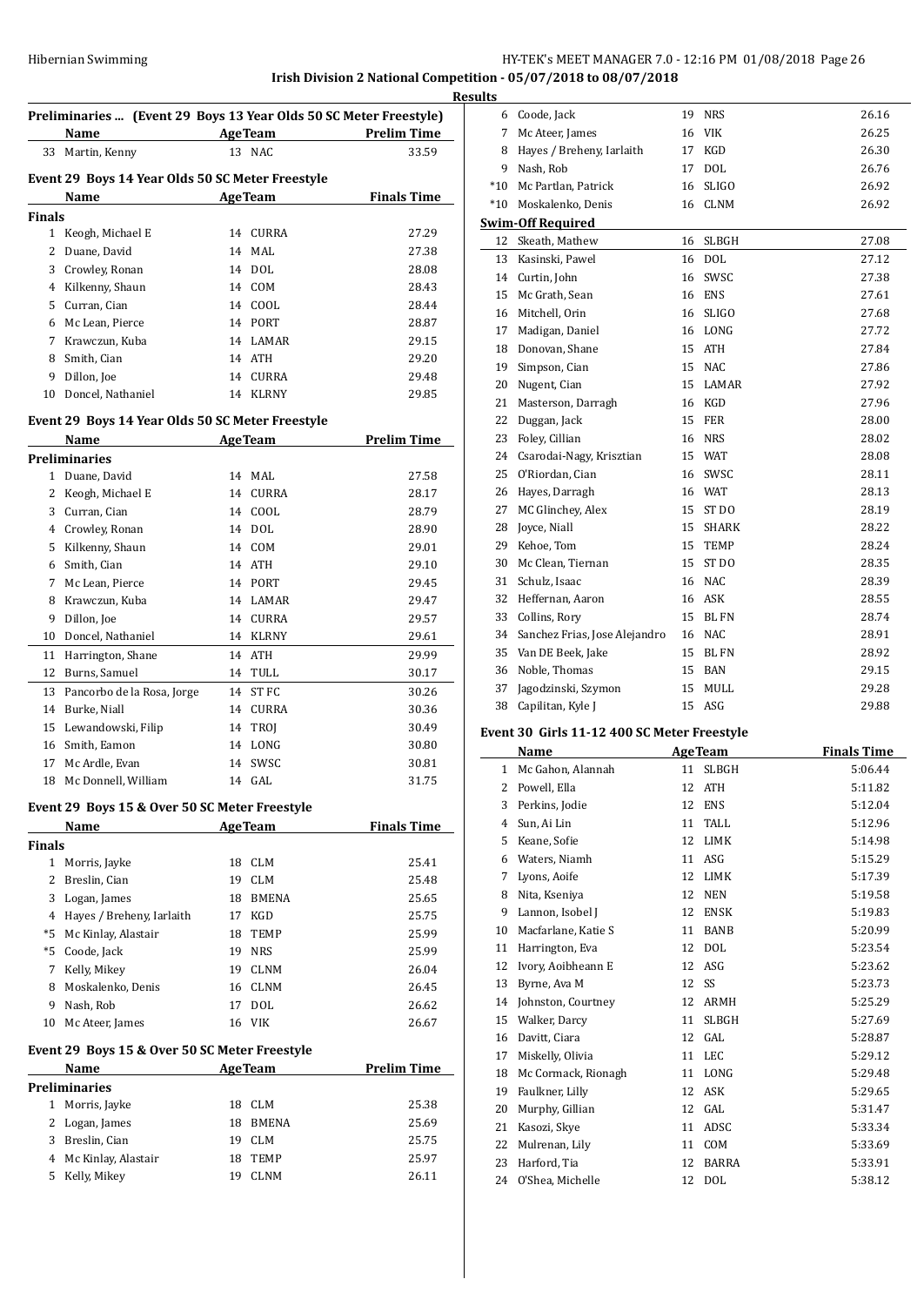Irish Division 2 National Competition - 05/07/2018 to 08/07/2018

Results

## Preliminaries ... (Event 29 Boys 13 Year Olds 50 SC Meter Freestyle)

| | Name | Age | Team | Prelim Time |
|---|---|---|---|---|
| 33 | Martin, Kenny | 13 | NAC | 33.59 |

## Event 29 Boys 14 Year Olds 50 SC Meter Freestyle

| | Name | Age | Team | Finals Time |
|---|---|---|---|---|
| **Finals** | | | | |
| 1 | Keogh, Michael E | 14 | CURRA | 27.29 |
| 2 | Duane, David | 14 | MAL | 27.38 |
| 3 | Crowley, Ronan | 14 | DOL | 28.08 |
| 4 | Kilkenny, Shaun | 14 | COM | 28.43 |
| 5 | Curran, Cian | 14 | COOL | 28.44 |
| 6 | Mc Lean, Pierce | 14 | PORT | 28.87 |
| 7 | Krawczun, Kuba | 14 | LAMAR | 29.15 |
| 8 | Smith, Cian | 14 | ATH | 29.20 |
| 9 | Dillon, Joe | 14 | CURRA | 29.48 |
| 10 | Doncel, Nathaniel | 14 | KLRNY | 29.85 |

## Event 29 Boys 14 Year Olds 50 SC Meter Freestyle

| | Name | Age | Team | Prelim Time |
|---|---|---|---|---|
| **Preliminaries** | | | | |
| 1 | Duane, David | 14 | MAL | 27.58 |
| 2 | Keogh, Michael E | 14 | CURRA | 28.17 |
| 3 | Curran, Cian | 14 | COOL | 28.79 |
| 4 | Crowley, Ronan | 14 | DOL | 28.90 |
| 5 | Kilkenny, Shaun | 14 | COM | 29.01 |
| 6 | Smith, Cian | 14 | ATH | 29.10 |
| 7 | Mc Lean, Pierce | 14 | PORT | 29.45 |
| 8 | Krawczun, Kuba | 14 | LAMAR | 29.47 |
| 9 | Dillon, Joe | 14 | CURRA | 29.57 |
| 10 | Doncel, Nathaniel | 14 | KLRNY | 29.61 |
| 11 | Harrington, Shane | 14 | ATH | 29.99 |
| 12 | Burns, Samuel | 14 | TULL | 30.17 |
| 13 | Pancorbo de la Rosa, Jorge | 14 | ST FC | 30.26 |
| 14 | Burke, Niall | 14 | CURRA | 30.36 |
| 15 | Lewandowski, Filip | 14 | TROJ | 30.49 |
| 16 | Smith, Eamon | 14 | LONG | 30.80 |
| 17 | Mc Ardle, Evan | 14 | SWSC | 30.81 |
| 18 | Mc Donnell, William | 14 | GAL | 31.75 |

## Event 29 Boys 15 & Over 50 SC Meter Freestyle

| | Name | Age | Team | Finals Time |
|---|---|---|---|---|
| **Finals** | | | | |
| 1 | Morris, Jayke | 18 | CLM | 25.41 |
| 2 | Breslin, Cian | 19 | CLM | 25.48 |
| 3 | Logan, James | 18 | BMENA | 25.65 |
| 4 | Hayes / Breheny, Iarlaith | 17 | KGD | 25.75 |
| *5 | Mc Kinlay, Alastair | 18 | TEMP | 25.99 |
| *5 | Coode, Jack | 19 | NRS | 25.99 |
| 7 | Kelly, Mikey | 19 | CLNM | 26.04 |
| 8 | Moskalenko, Denis | 16 | CLNM | 26.45 |
| 9 | Nash, Rob | 17 | DOL | 26.62 |
| 10 | Mc Ateer, James | 16 | VIK | 26.67 |

## Event 29 Boys 15 & Over 50 SC Meter Freestyle

| | Name | Age | Team | Prelim Time |
|---|---|---|---|---|
| **Preliminaries** | | | | |
| 1 | Morris, Jayke | 18 | CLM | 25.38 |
| 2 | Logan, James | 18 | BMENA | 25.69 |
| 3 | Breslin, Cian | 19 | CLM | 25.75 |
| 4 | Mc Kinlay, Alastair | 18 | TEMP | 25.97 |
| 5 | Kelly, Mikey | 19 | CLNM | 26.11 |
| 6 | Coode, Jack | 19 | NRS | 26.16 |
| 7 | Mc Ateer, James | 16 | VIK | 26.25 |
| 8 | Hayes / Breheny, Iarlaith | 17 | KGD | 26.30 |
| 9 | Nash, Rob | 17 | DOL | 26.76 |
| *10 | Mc Partlan, Patrick | 16 | SLIGO | 26.92 |
| *10 | Moskalenko, Denis | 16 | CLNM | 26.92 |
| **Swim-Off Required** | | | | |
| 12 | Skeath, Mathew | 16 | SLBGH | 27.08 |
| 13 | Kasinski, Pawel | 16 | DOL | 27.12 |
| 14 | Curtin, John | 16 | SWSC | 27.38 |
| 15 | Mc Grath, Sean | 16 | ENS | 27.61 |
| 16 | Mitchell, Orin | 16 | SLIGO | 27.68 |
| 17 | Madigan, Daniel | 16 | LONG | 27.72 |
| 18 | Donovan, Shane | 15 | ATH | 27.84 |
| 19 | Simpson, Cian | 15 | NAC | 27.86 |
| 20 | Nugent, Cian | 15 | LAMAR | 27.92 |
| 21 | Masterson, Darragh | 16 | KGD | 27.96 |
| 22 | Duggan, Jack | 15 | FER | 28.00 |
| 23 | Foley, Cillian | 16 | NRS | 28.02 |
| 24 | Csarodai-Nagy, Krisztian | 15 | WAT | 28.08 |
| 25 | O'Riordan, Cian | 16 | SWSC | 28.11 |
| 26 | Hayes, Darragh | 16 | WAT | 28.13 |
| 27 | MC Glinchey, Alex | 15 | ST DO | 28.19 |
| 28 | Joyce, Niall | 15 | SHARK | 28.22 |
| 29 | Kehoe, Tom | 15 | TEMP | 28.24 |
| 30 | Mc Clean, Tiernan | 15 | ST DO | 28.35 |
| 31 | Schulz, Isaac | 16 | NAC | 28.39 |
| 32 | Heffernan, Aaron | 16 | ASK | 28.55 |
| 33 | Collins, Rory | 15 | BL FN | 28.74 |
| 34 | Sanchez Frias, Jose Alejandro | 16 | NAC | 28.91 |
| 35 | Van DE Beek, Jake | 15 | BL FN | 28.92 |
| 36 | Noble, Thomas | 15 | BAN | 29.15 |
| 37 | Jagodzinski, Szymon | 15 | MULL | 29.28 |
| 38 | Capilitan, Kyle J | 15 | ASG | 29.88 |

## Event 30 Girls 11-12 400 SC Meter Freestyle

| | Name | Age | Team | Finals Time |
|---|---|---|---|---|
| 1 | Mc Gahon, Alannah | 11 | SLBGH | 5:06.44 |
| 2 | Powell, Ella | 12 | ATH | 5:11.82 |
| 3 | Perkins, Jodie | 12 | ENS | 5:12.04 |
| 4 | Sun, Ai Lin | 11 | TALL | 5:12.96 |
| 5 | Keane, Sofie | 12 | LIMK | 5:14.98 |
| 6 | Waters, Niamh | 11 | ASG | 5:15.29 |
| 7 | Lyons, Aoife | 12 | LIMK | 5:17.39 |
| 8 | Nita, Kseniya | 12 | NEN | 5:19.58 |
| 9 | Lannon, Isobel J | 12 | ENSK | 5:19.83 |
| 10 | Macfarlane, Katie S | 11 | BANB | 5:20.99 |
| 11 | Harrington, Eva | 12 | DOL | 5:23.54 |
| 12 | Ivory, Aoibheann E | 12 | ASG | 5:23.62 |
| 13 | Byrne, Ava M | 12 | SS | 5:23.73 |
| 14 | Johnston, Courtney | 12 | ARMH | 5:25.29 |
| 15 | Walker, Darcy | 11 | SLBGH | 5:27.69 |
| 16 | Davitt, Ciara | 12 | GAL | 5:28.87 |
| 17 | Miskelly, Olivia | 11 | LEC | 5:29.12 |
| 18 | Mc Cormack, Rionagh | 11 | LONG | 5:29.48 |
| 19 | Faulkner, Lilly | 12 | ASK | 5:29.65 |
| 20 | Murphy, Gillian | 12 | GAL | 5:31.47 |
| 21 | Kasozi, Skye | 11 | ADSC | 5:33.34 |
| 22 | Mulrenan, Lily | 11 | COM | 5:33.69 |
| 23 | Harford, Tia | 12 | BARRA | 5:33.91 |
| 24 | O'Shea, Michelle | 12 | DOL | 5:38.12 |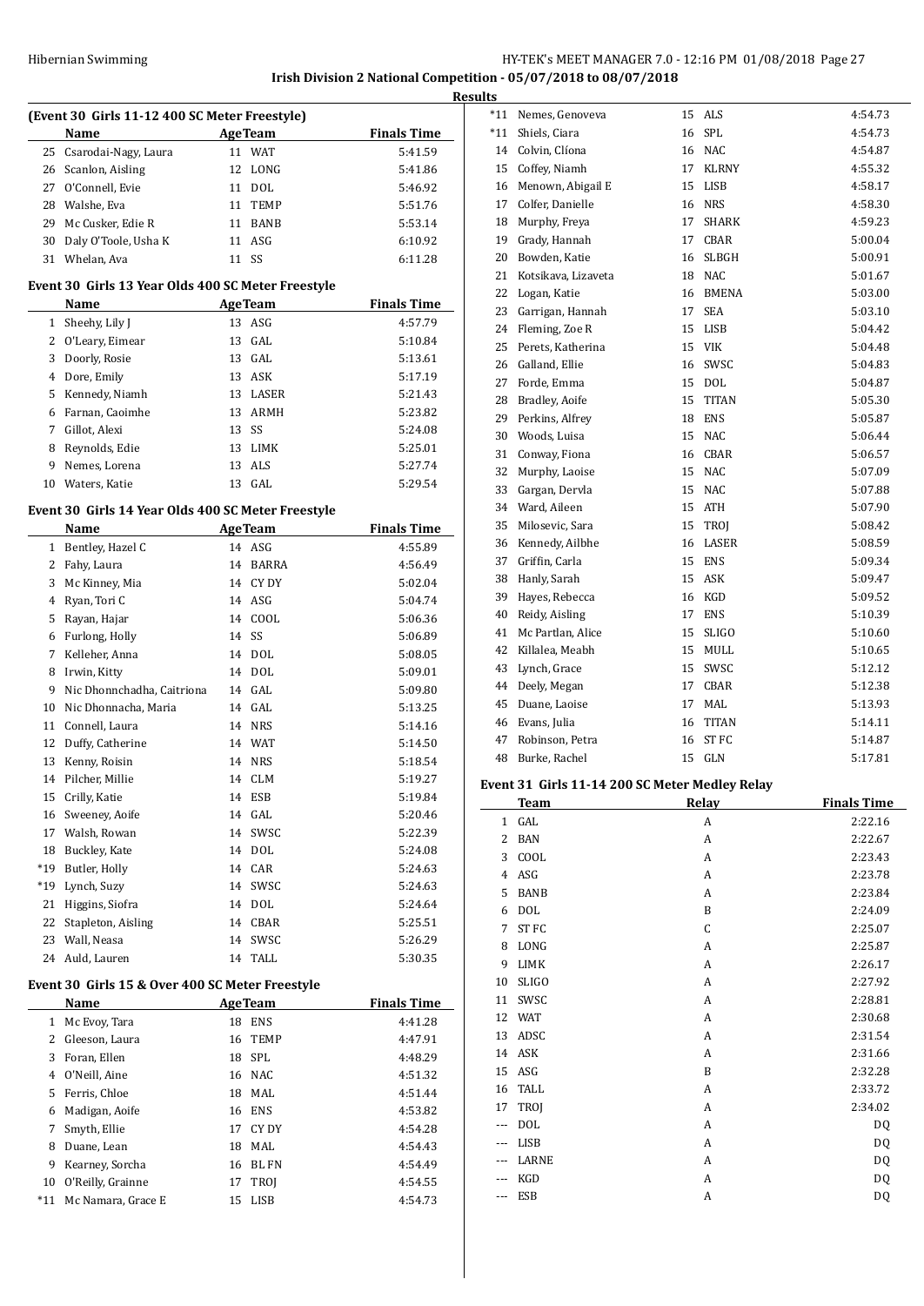Irish Division 2 National Competition - 05/07/2018 to 08/07/2018

**Results**

**(Event 30 Girls 11-12 400 SC Meter Freestyle)**

| | Name | Age | Team | Finals Time |
|---|---|---|---|---|
| 25 | Csarodai-Nagy, Laura | 11 | WAT | 5:41.59 |
| 26 | Scanlon, Aisling | 12 | LONG | 5:41.86 |
| 27 | O'Connell, Evie | 11 | DOL | 5:46.92 |
| 28 | Walshe, Eva | 11 | TEMP | 5:51.76 |
| 29 | Mc Cusker, Edie R | 11 | BANB | 5:53.14 |
| 30 | Daly O'Toole, Usha K | 11 | ASG | 6:10.92 |
| 31 | Whelan, Ava | 11 | SS | 6:11.28 |

**Event 30 Girls 13 Year Olds 400 SC Meter Freestyle**

| | Name | Age | Team | Finals Time |
|---|---|---|---|---|
| 1 | Sheehy, Lily J | 13 | ASG | 4:57.79 |
| 2 | O'Leary, Eimear | 13 | GAL | 5:10.84 |
| 3 | Doorly, Rosie | 13 | GAL | 5:13.61 |
| 4 | Dore, Emily | 13 | ASK | 5:17.19 |
| 5 | Kennedy, Niamh | 13 | LASER | 5:21.43 |
| 6 | Farnan, Caoimhe | 13 | ARMH | 5:23.82 |
| 7 | Gillot, Alexi | 13 | SS | 5:24.08 |
| 8 | Reynolds, Edie | 13 | LIMK | 5:25.01 |
| 9 | Nemes, Lorena | 13 | ALS | 5:27.74 |
| 10 | Waters, Katie | 13 | GAL | 5:29.54 |

**Event 30 Girls 14 Year Olds 400 SC Meter Freestyle**

| | Name | Age | Team | Finals Time |
|---|---|---|---|---|
| 1 | Bentley, Hazel C | 14 | ASG | 4:55.89 |
| 2 | Fahy, Laura | 14 | BARRA | 4:56.49 |
| 3 | Mc Kinney, Mia | 14 | CY DY | 5:02.04 |
| 4 | Ryan, Tori C | 14 | ASG | 5:04.74 |
| 5 | Rayan, Hajar | 14 | COOL | 5:06.36 |
| 6 | Furlong, Holly | 14 | SS | 5:06.89 |
| 7 | Kelleher, Anna | 14 | DOL | 5:08.05 |
| 8 | Irwin, Kitty | 14 | DOL | 5:09.01 |
| 9 | Nic Dhonnchadha, Caitriona | 14 | GAL | 5:09.80 |
| 10 | Nic Dhonnacha, Maria | 14 | GAL | 5:13.25 |
| 11 | Connell, Laura | 14 | NRS | 5:14.16 |
| 12 | Duffy, Catherine | 14 | WAT | 5:14.50 |
| 13 | Kenny, Roisin | 14 | NRS | 5:18.54 |
| 14 | Pilcher, Millie | 14 | CLM | 5:19.27 |
| 15 | Crilly, Katie | 14 | ESB | 5:19.84 |
| 16 | Sweeney, Aoife | 14 | GAL | 5:20.46 |
| 17 | Walsh, Rowan | 14 | SWSC | 5:22.39 |
| 18 | Buckley, Kate | 14 | DOL | 5:24.08 |
| *19 | Butler, Holly | 14 | CAR | 5:24.63 |
| *19 | Lynch, Suzy | 14 | SWSC | 5:24.63 |
| 21 | Higgins, Siofra | 14 | DOL | 5:24.64 |
| 22 | Stapleton, Aisling | 14 | CBAR | 5:25.51 |
| 23 | Wall, Neasa | 14 | SWSC | 5:26.29 |
| 24 | Auld, Lauren | 14 | TALL | 5:30.35 |

**Event 30 Girls 15 & Over 400 SC Meter Freestyle**

| | Name | Age | Team | Finals Time |
|---|---|---|---|---|
| 1 | Mc Evoy, Tara | 18 | ENS | 4:41.28 |
| 2 | Gleeson, Laura | 16 | TEMP | 4:47.91 |
| 3 | Foran, Ellen | 18 | SPL | 4:48.29 |
| 4 | O'Neill, Aine | 16 | NAC | 4:51.32 |
| 5 | Ferris, Chloe | 18 | MAL | 4:51.44 |
| 6 | Madigan, Aoife | 16 | ENS | 4:53.82 |
| 7 | Smyth, Ellie | 17 | CY DY | 4:54.28 |
| 8 | Duane, Lean | 18 | MAL | 4:54.43 |
| 9 | Kearney, Sorcha | 16 | BL FN | 4:54.49 |
| 10 | O'Reilly, Grainne | 17 | TROJ | 4:54.55 |
| *11 | Mc Namara, Grace E | 15 | LISB | 4:54.73 |
| *11 | Nemes, Genoveva | 15 | ALS | 4:54.73 |
| *11 | Shiels, Ciara | 16 | SPL | 4:54.73 |
| 14 | Colvin, Clíona | 16 | NAC | 4:54.87 |
| 15 | Coffey, Niamh | 17 | KLRNY | 4:55.32 |
| 16 | Menown, Abigail E | 15 | LISB | 4:58.17 |
| 17 | Colfer, Danielle | 16 | NRS | 4:58.30 |
| 18 | Murphy, Freya | 17 | SHARK | 4:59.23 |
| 19 | Grady, Hannah | 17 | CBAR | 5:00.04 |
| 20 | Bowden, Katie | 16 | SLBGH | 5:00.91 |
| 21 | Kotsikava, Lizaveta | 18 | NAC | 5:01.67 |
| 22 | Logan, Katie | 16 | BMENA | 5:03.00 |
| 23 | Garrigan, Hannah | 17 | SEA | 5:03.10 |
| 24 | Fleming, Zoe R | 15 | LISB | 5:04.42 |
| 25 | Perets, Katherina | 15 | VIK | 5:04.48 |
| 26 | Galland, Ellie | 16 | SWSC | 5:04.83 |
| 27 | Forde, Emma | 15 | DOL | 5:04.87 |
| 28 | Bradley, Aoife | 15 | TITAN | 5:05.30 |
| 29 | Perkins, Alfrey | 18 | ENS | 5:05.87 |
| 30 | Woods, Luisa | 15 | NAC | 5:06.44 |
| 31 | Conway, Fiona | 16 | CBAR | 5:06.57 |
| 32 | Murphy, Laoise | 15 | NAC | 5:07.09 |
| 33 | Gargan, Dervla | 15 | NAC | 5:07.88 |
| 34 | Ward, Aileen | 15 | ATH | 5:07.90 |
| 35 | Milosevic, Sara | 15 | TROJ | 5:08.42 |
| 36 | Kennedy, Ailbhe | 16 | LASER | 5:08.59 |
| 37 | Griffin, Carla | 15 | ENS | 5:09.34 |
| 38 | Hanly, Sarah | 15 | ASK | 5:09.47 |
| 39 | Hayes, Rebecca | 16 | KGD | 5:09.52 |
| 40 | Reidy, Aisling | 17 | ENS | 5:10.39 |
| 41 | Mc Partlan, Alice | 15 | SLIGO | 5:10.60 |
| 42 | Killalea, Meabh | 15 | MULL | 5:10.65 |
| 43 | Lynch, Grace | 15 | SWSC | 5:12.12 |
| 44 | Deely, Megan | 17 | CBAR | 5:12.38 |
| 45 | Duane, Laoise | 17 | MAL | 5:13.93 |
| 46 | Evans, Julia | 16 | TITAN | 5:14.11 |
| 47 | Robinson, Petra | 16 | ST FC | 5:14.87 |
| 48 | Burke, Rachel | 15 | GLN | 5:17.81 |

**Event 31 Girls 11-14 200 SC Meter Medley Relay**

| | Team | Relay | Finals Time |
|---|---|---|---|
| 1 | GAL | A | 2:22.16 |
| 2 | BAN | A | 2:22.67 |
| 3 | COOL | A | 2:23.43 |
| 4 | ASG | A | 2:23.78 |
| 5 | BANB | A | 2:23.84 |
| 6 | DOL | B | 2:24.09 |
| 7 | ST FC | C | 2:25.07 |
| 8 | LONG | A | 2:25.87 |
| 9 | LIMK | A | 2:26.17 |
| 10 | SLIGO | A | 2:27.92 |
| 11 | SWSC | A | 2:28.81 |
| 12 | WAT | A | 2:30.68 |
| 13 | ADSC | A | 2:31.54 |
| 14 | ASK | A | 2:31.66 |
| 15 | ASG | B | 2:32.28 |
| 16 | TALL | A | 2:33.72 |
| 17 | TROJ | A | 2:34.02 |
| --- | DOL | A | DQ |
| --- | LISB | A | DQ |
| --- | LARNE | A | DQ |
| --- | KGD | A | DQ |
| --- | ESB | A | DQ |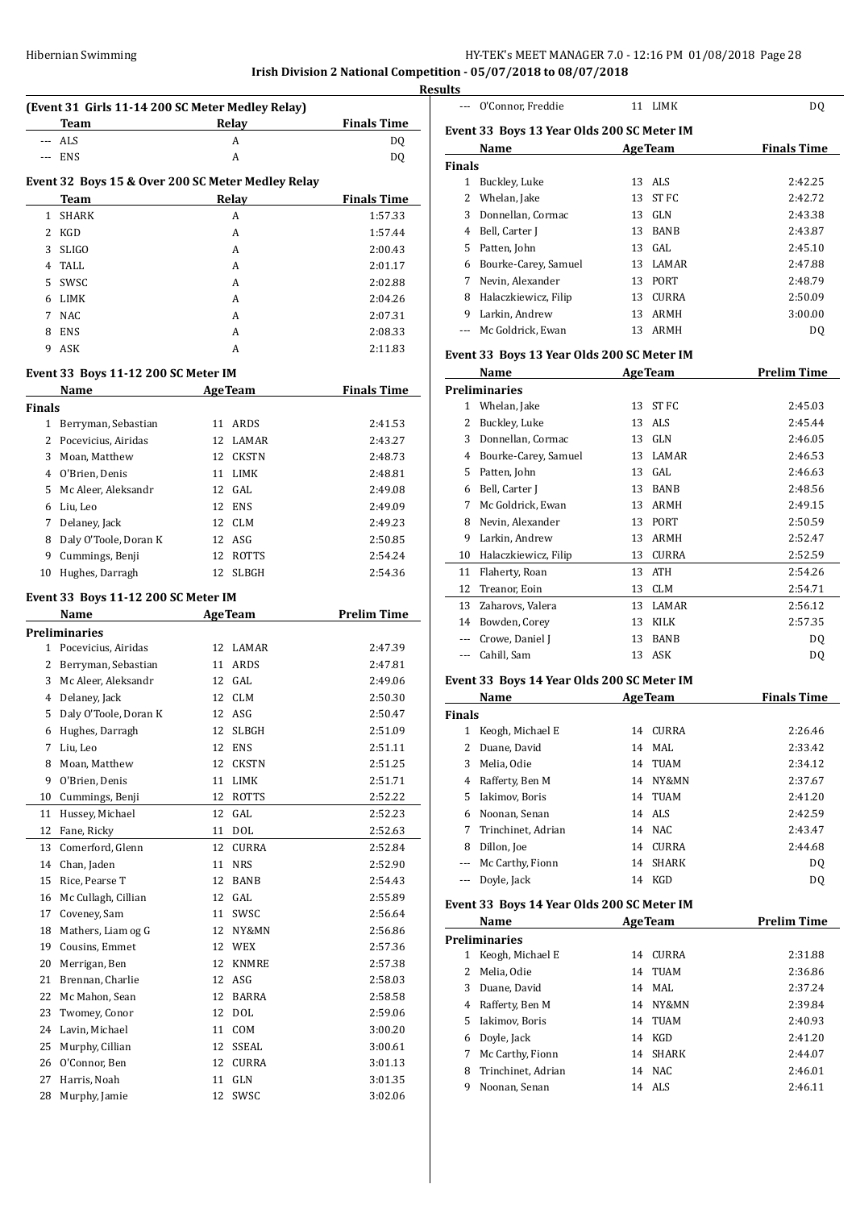Irish Division 2 National Competition - 05/07/2018 to 08/07/2018

**Results**

### (Event 31 Girls 11-14 200 SC Meter Medley Relay)

| | Team | Relay | Finals Time |
|---|---|---|---|
| --- | ALS | A | DQ |
| --- | ENS | A | DQ |

### Event 32 Boys 15 & Over 200 SC Meter Medley Relay

| | Team | Relay | Finals Time |
|---|---|---|---|
| 1 | SHARK | A | 1:57.33 |
| 2 | KGD | A | 1:57.44 |
| 3 | SLIGO | A | 2:00.43 |
| 4 | TALL | A | 2:01.17 |
| 5 | SWSC | A | 2:02.88 |
| 6 | LIMK | A | 2:04.26 |
| 7 | NAC | A | 2:07.31 |
| 8 | ENS | A | 2:08.33 |
| 9 | ASK | A | 2:11.83 |

### Event 33 Boys 11-12 200 SC Meter IM

| | Name | Age | Team | Finals Time |
|---|---|---|---|---|
| **Finals** | | | | |
| 1 | Berryman, Sebastian | 11 | ARDS | 2:41.53 |
| 2 | Pocevicius, Airidas | 12 | LAMAR | 2:43.27 |
| 3 | Moan, Matthew | 12 | CKSTN | 2:48.73 |
| 4 | O'Brien, Denis | 11 | LIMK | 2:48.81 |
| 5 | Mc Aleer, Aleksandr | 12 | GAL | 2:49.08 |
| 6 | Liu, Leo | 12 | ENS | 2:49.09 |
| 7 | Delaney, Jack | 12 | CLM | 2:49.23 |
| 8 | Daly O'Toole, Doran K | 12 | ASG | 2:50.85 |
| 9 | Cummings, Benji | 12 | ROTTS | 2:54.24 |
| 10 | Hughes, Darragh | 12 | SLBGH | 2:54.36 |

### Event 33 Boys 11-12 200 SC Meter IM

| | Name | Age | Team | Prelim Time |
|---|---|---|---|---|
| **Preliminaries** | | | | |
| 1 | Pocevicius, Airidas | 12 | LAMAR | 2:47.39 |
| 2 | Berryman, Sebastian | 11 | ARDS | 2:47.81 |
| 3 | Mc Aleer, Aleksandr | 12 | GAL | 2:49.06 |
| 4 | Delaney, Jack | 12 | CLM | 2:50.30 |
| 5 | Daly O'Toole, Doran K | 12 | ASG | 2:50.47 |
| 6 | Hughes, Darragh | 12 | SLBGH | 2:51.09 |
| 7 | Liu, Leo | 12 | ENS | 2:51.11 |
| 8 | Moan, Matthew | 12 | CKSTN | 2:51.25 |
| 9 | O'Brien, Denis | 11 | LIMK | 2:51.71 |
| 10 | Cummings, Benji | 12 | ROTTS | 2:52.22 |
| 11 | Hussey, Michael | 12 | GAL | 2:52.23 |
| 12 | Fane, Ricky | 11 | DOL | 2:52.63 |
| 13 | Comerford, Glenn | 12 | CURRA | 2:52.84 |
| 14 | Chan, Jaden | 11 | NRS | 2:52.90 |
| 15 | Rice, Pearse T | 12 | BANB | 2:54.43 |
| 16 | Mc Cullagh, Cillian | 12 | GAL | 2:55.89 |
| 17 | Coveney, Sam | 11 | SWSC | 2:56.64 |
| 18 | Mathers, Liam og G | 12 | NY&MN | 2:56.86 |
| 19 | Cousins, Emmet | 12 | WEX | 2:57.36 |
| 20 | Merrigan, Ben | 12 | KNMRE | 2:57.38 |
| 21 | Brennan, Charlie | 12 | ASG | 2:58.03 |
| 22 | Mc Mahon, Sean | 12 | BARRA | 2:58.58 |
| 23 | Twomey, Conor | 12 | DOL | 2:59.06 |
| 24 | Lavin, Michael | 11 | COM | 3:00.20 |
| 25 | Murphy, Cillian | 12 | SSEAL | 3:00.61 |
| 26 | O'Connor, Ben | 12 | CURRA | 3:01.13 |
| 27 | Harris, Noah | 11 | GLN | 3:01.35 |
| 28 | Murphy, Jamie | 12 | SWSC | 3:02.06 |
| --- | O'Connor, Freddie | 11 | LIMK | DQ |

### Event 33 Boys 13 Year Olds 200 SC Meter IM

| | Name | Age | Team | Finals Time |
|---|---|---|---|---|
| **Finals** | | | | |
| 1 | Buckley, Luke | 13 | ALS | 2:42.25 |
| 2 | Whelan, Jake | 13 | ST FC | 2:42.72 |
| 3 | Donnellan, Cormac | 13 | GLN | 2:43.38 |
| 4 | Bell, Carter J | 13 | BANB | 2:43.87 |
| 5 | Patten, John | 13 | GAL | 2:45.10 |
| 6 | Bourke-Carey, Samuel | 13 | LAMAR | 2:47.88 |
| 7 | Nevin, Alexander | 13 | PORT | 2:48.79 |
| 8 | Halaczkiewicz, Filip | 13 | CURRA | 2:50.09 |
| 9 | Larkin, Andrew | 13 | ARMH | 3:00.00 |
| --- | Mc Goldrick, Ewan | 13 | ARMH | DQ |

### Event 33 Boys 13 Year Olds 200 SC Meter IM

| | Name | Age | Team | Prelim Time |
|---|---|---|---|---|
| **Preliminaries** | | | | |
| 1 | Whelan, Jake | 13 | ST FC | 2:45.03 |
| 2 | Buckley, Luke | 13 | ALS | 2:45.44 |
| 3 | Donnellan, Cormac | 13 | GLN | 2:46.05 |
| 4 | Bourke-Carey, Samuel | 13 | LAMAR | 2:46.53 |
| 5 | Patten, John | 13 | GAL | 2:46.63 |
| 6 | Bell, Carter J | 13 | BANB | 2:48.56 |
| 7 | Mc Goldrick, Ewan | 13 | ARMH | 2:49.15 |
| 8 | Nevin, Alexander | 13 | PORT | 2:50.59 |
| 9 | Larkin, Andrew | 13 | ARMH | 2:52.47 |
| 10 | Halaczkiewicz, Filip | 13 | CURRA | 2:52.59 |
| 11 | Flaherty, Roan | 13 | ATH | 2:54.26 |
| 12 | Treanor, Eoin | 13 | CLM | 2:54.71 |
| 13 | Zaharovs, Valera | 13 | LAMAR | 2:56.12 |
| 14 | Bowden, Corey | 13 | KILK | 2:57.35 |
| --- | Crowe, Daniel J | 13 | BANB | DQ |
| --- | Cahill, Sam | 13 | ASK | DQ |

### Event 33 Boys 14 Year Olds 200 SC Meter IM

| | Name | Age | Team | Finals Time |
|---|---|---|---|---|
| **Finals** | | | | |
| 1 | Keogh, Michael E | 14 | CURRA | 2:26.46 |
| 2 | Duane, David | 14 | MAL | 2:33.42 |
| 3 | Melia, Odie | 14 | TUAM | 2:34.12 |
| 4 | Rafferty, Ben M | 14 | NY&MN | 2:37.67 |
| 5 | Iakimov, Boris | 14 | TUAM | 2:41.20 |
| 6 | Noonan, Senan | 14 | ALS | 2:42.59 |
| 7 | Trinchinet, Adrian | 14 | NAC | 2:43.47 |
| 8 | Dillon, Joe | 14 | CURRA | 2:44.68 |
| --- | Mc Carthy, Fionn | 14 | SHARK | DQ |
| --- | Doyle, Jack | 14 | KGD | DQ |

### Event 33 Boys 14 Year Olds 200 SC Meter IM

| | Name | Age | Team | Prelim Time |
|---|---|---|---|---|
| **Preliminaries** | | | | |
| 1 | Keogh, Michael E | 14 | CURRA | 2:31.88 |
| 2 | Melia, Odie | 14 | TUAM | 2:36.86 |
| 3 | Duane, David | 14 | MAL | 2:37.24 |
| 4 | Rafferty, Ben M | 14 | NY&MN | 2:39.84 |
| 5 | Iakimov, Boris | 14 | TUAM | 2:40.93 |
| 6 | Doyle, Jack | 14 | KGD | 2:41.20 |
| 7 | Mc Carthy, Fionn | 14 | SHARK | 2:44.07 |
| 8 | Trinchinet, Adrian | 14 | NAC | 2:46.01 |
| 9 | Noonan, Senan | 14 | ALS | 2:46.11 |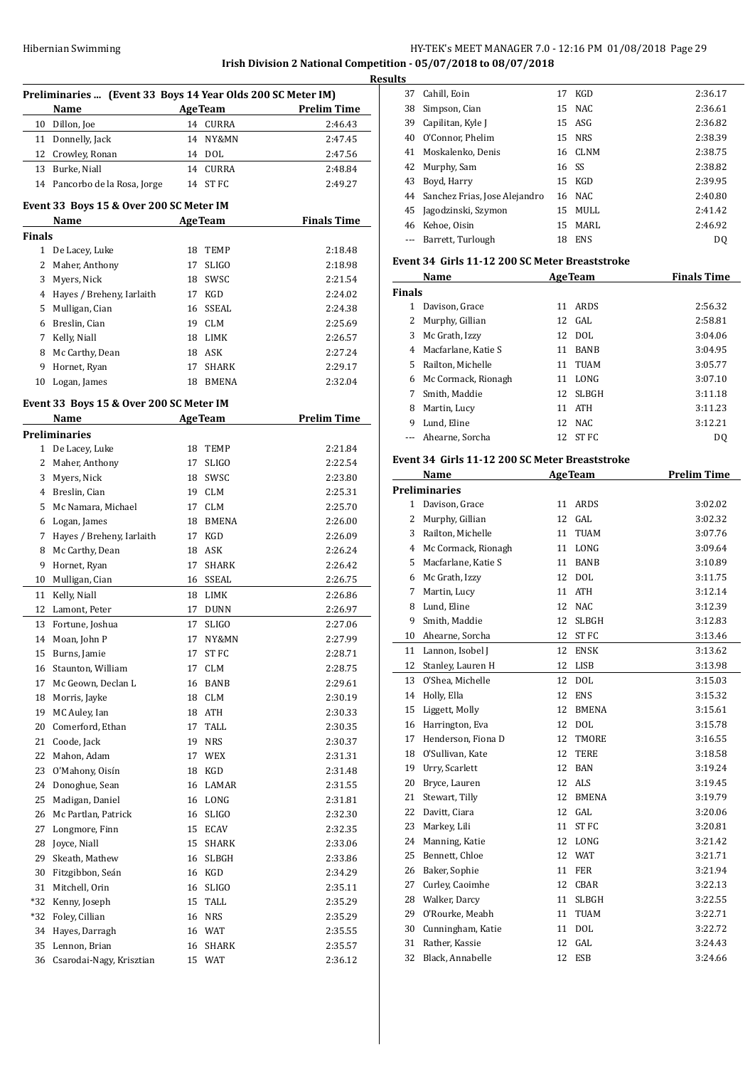**Irish Division 2 National Competition - 05/07/2018 to 08/07/2018**

**Results**

### Preliminaries ... (Event 33 Boys 14 Year Olds 200 SC Meter IM)

| | Name | Age | Team | Prelim Time |
|---|---|---|---|---|
| 10 | Dillon, Joe | 14 | CURRA | 2:46.43 |
| 11 | Donnelly, Jack | 14 | NY&MN | 2:47.45 |
| 12 | Crowley, Ronan | 14 | DOL | 2:47.56 |
| 13 | Burke, Niall | 14 | CURRA | 2:48.84 |
| 14 | Pancorbo de la Rosa, Jorge | 14 | ST FC | 2:49.27 |

### Event 33 Boys 15 & Over 200 SC Meter IM

| | Name | Age | Team | Finals Time |
|---|---|---|---|---|
| **Finals** | | | | |
| 1 | De Lacey, Luke | 18 | TEMP | 2:18.48 |
| 2 | Maher, Anthony | 17 | SLIGO | 2:18.98 |
| 3 | Myers, Nick | 18 | SWSC | 2:21.54 |
| 4 | Hayes / Breheny, Iarlaith | 17 | KGD | 2:24.02 |
| 5 | Mulligan, Cian | 16 | SSEAL | 2:24.38 |
| 6 | Breslin, Cian | 19 | CLM | 2:25.69 |
| 7 | Kelly, Niall | 18 | LIMK | 2:26.57 |
| 8 | Mc Carthy, Dean | 18 | ASK | 2:27.24 |
| 9 | Hornet, Ryan | 17 | SHARK | 2:29.17 |
| 10 | Logan, James | 18 | BMENA | 2:32.04 |

### Event 33 Boys 15 & Over 200 SC Meter IM

| | Name | Age | Team | Prelim Time |
|---|---|---|---|---|
| **Preliminaries** | | | | |
| 1 | De Lacey, Luke | 18 | TEMP | 2:21.84 |
| 2 | Maher, Anthony | 17 | SLIGO | 2:22.54 |
| 3 | Myers, Nick | 18 | SWSC | 2:23.80 |
| 4 | Breslin, Cian | 19 | CLM | 2:25.31 |
| 5 | Mc Namara, Michael | 17 | CLM | 2:25.70 |
| 6 | Logan, James | 18 | BMENA | 2:26.00 |
| 7 | Hayes / Breheny, Iarlaith | 17 | KGD | 2:26.09 |
| 8 | Mc Carthy, Dean | 18 | ASK | 2:26.24 |
| 9 | Hornet, Ryan | 17 | SHARK | 2:26.42 |
| 10 | Mulligan, Cian | 16 | SSEAL | 2:26.75 |
| 11 | Kelly, Niall | 18 | LIMK | 2:26.86 |
| 12 | Lamont, Peter | 17 | DUNN | 2:26.97 |
| 13 | Fortune, Joshua | 17 | SLIGO | 2:27.06 |
| 14 | Moan, John P | 17 | NY&MN | 2:27.99 |
| 15 | Burns, Jamie | 17 | ST FC | 2:28.71 |
| 16 | Staunton, William | 17 | CLM | 2:28.75 |
| 17 | Mc Geown, Declan L | 16 | BANB | 2:29.61 |
| 18 | Morris, Jayke | 18 | CLM | 2:30.19 |
| 19 | MC Auley, Ian | 18 | ATH | 2:30.33 |
| 20 | Comerford, Ethan | 17 | TALL | 2:30.35 |
| 21 | Coode, Jack | 19 | NRS | 2:30.37 |
| 22 | Mahon, Adam | 17 | WEX | 2:31.31 |
| 23 | O'Mahony, Oisín | 18 | KGD | 2:31.48 |
| 24 | Donoghue, Sean | 16 | LAMAR | 2:31.55 |
| 25 | Madigan, Daniel | 16 | LONG | 2:31.81 |
| 26 | Mc Partlan, Patrick | 16 | SLIGO | 2:32.30 |
| 27 | Longmore, Finn | 15 | ECAV | 2:32.35 |
| 28 | Joyce, Niall | 15 | SHARK | 2:33.06 |
| 29 | Skeath, Mathew | 16 | SLBGH | 2:33.86 |
| 30 | Fitzgibbon, Seán | 16 | KGD | 2:34.29 |
| 31 | Mitchell, Orin | 16 | SLIGO | 2:35.11 |
| *32 | Kenny, Joseph | 15 | TALL | 2:35.29 |
| *32 | Foley, Cillian | 16 | NRS | 2:35.29 |
| 34 | Hayes, Darragh | 16 | WAT | 2:35.55 |
| 35 | Lennon, Brian | 16 | SHARK | 2:35.57 |
| 36 | Csarodai-Nagy, Krisztian | 15 | WAT | 2:36.12 |
| 37 | Cahill, Eoin | 17 | KGD | 2:36.17 |
| 38 | Simpson, Cian | 15 | NAC | 2:36.61 |
| 39 | Capilitan, Kyle J | 15 | ASG | 2:36.82 |
| 40 | O'Connor, Phelim | 15 | NRS | 2:38.39 |
| 41 | Moskalenko, Denis | 16 | CLNM | 2:38.75 |
| 42 | Murphy, Sam | 16 | SS | 2:38.82 |
| 43 | Boyd, Harry | 15 | KGD | 2:39.95 |
| 44 | Sanchez Frias, Jose Alejandro | 16 | NAC | 2:40.80 |
| 45 | Jagodzinski, Szymon | 15 | MULL | 2:41.42 |
| 46 | Kehoe, Oisin | 15 | MARL | 2:46.92 |
| --- | Barrett, Turlough | 18 | ENS | DQ |

### Event 34 Girls 11-12 200 SC Meter Breaststroke

| | Name | Age | Team | Finals Time |
|---|---|---|---|---|
| **Finals** | | | | |
| 1 | Davison, Grace | 11 | ARDS | 2:56.32 |
| 2 | Murphy, Gillian | 12 | GAL | 2:58.81 |
| 3 | Mc Grath, Izzy | 12 | DOL | 3:04.06 |
| 4 | Macfarlane, Katie S | 11 | BANB | 3:04.95 |
| 5 | Railton, Michelle | 11 | TUAM | 3:05.77 |
| 6 | Mc Cormack, Rionagh | 11 | LONG | 3:07.10 |
| 7 | Smith, Maddie | 12 | SLBGH | 3:11.18 |
| 8 | Martin, Lucy | 11 | ATH | 3:11.23 |
| 9 | Lund, Eline | 12 | NAC | 3:12.21 |
| --- | Ahearne, Sorcha | 12 | ST FC | DQ |

### Event 34 Girls 11-12 200 SC Meter Breaststroke

| | Name | Age | Team | Prelim Time |
|---|---|---|---|---|
| **Preliminaries** | | | | |
| 1 | Davison, Grace | 11 | ARDS | 3:02.02 |
| 2 | Murphy, Gillian | 12 | GAL | 3:02.32 |
| 3 | Railton, Michelle | 11 | TUAM | 3:07.76 |
| 4 | Mc Cormack, Rionagh | 11 | LONG | 3:09.64 |
| 5 | Macfarlane, Katie S | 11 | BANB | 3:10.89 |
| 6 | Mc Grath, Izzy | 12 | DOL | 3:11.75 |
| 7 | Martin, Lucy | 11 | ATH | 3:12.14 |
| 8 | Lund, Eline | 12 | NAC | 3:12.39 |
| 9 | Smith, Maddie | 12 | SLBGH | 3:12.83 |
| 10 | Ahearne, Sorcha | 12 | ST FC | 3:13.46 |
| 11 | Lannon, Isobel J | 12 | ENSK | 3:13.62 |
| 12 | Stanley, Lauren H | 12 | LISB | 3:13.98 |
| 13 | O'Shea, Michelle | 12 | DOL | 3:15.03 |
| 14 | Holly, Ella | 12 | ENS | 3:15.32 |
| 15 | Liggett, Molly | 12 | BMENA | 3:15.61 |
| 16 | Harrington, Eva | 12 | DOL | 3:15.78 |
| 17 | Henderson, Fiona D | 12 | TMORE | 3:16.55 |
| 18 | O'Sullivan, Kate | 12 | TERE | 3:18.58 |
| 19 | Urry, Scarlett | 12 | BAN | 3:19.24 |
| 20 | Bryce, Lauren | 12 | ALS | 3:19.45 |
| 21 | Stewart, Tilly | 12 | BMENA | 3:19.79 |
| 22 | Davitt, Ciara | 12 | GAL | 3:20.06 |
| 23 | Markey, Lili | 11 | ST FC | 3:20.81 |
| 24 | Manning, Katie | 12 | LONG | 3:21.42 |
| 25 | Bennett, Chloe | 12 | WAT | 3:21.71 |
| 26 | Baker, Sophie | 11 | FER | 3:21.94 |
| 27 | Curley, Caoimhe | 12 | CBAR | 3:22.13 |
| 28 | Walker, Darcy | 11 | SLBGH | 3:22.55 |
| 29 | O'Rourke, Meabh | 11 | TUAM | 3:22.71 |
| 30 | Cunningham, Katie | 11 | DOL | 3:22.72 |
| 31 | Rather, Kassie | 12 | GAL | 3:24.43 |
| 32 | Black, Annabelle | 12 | ESB | 3:24.66 |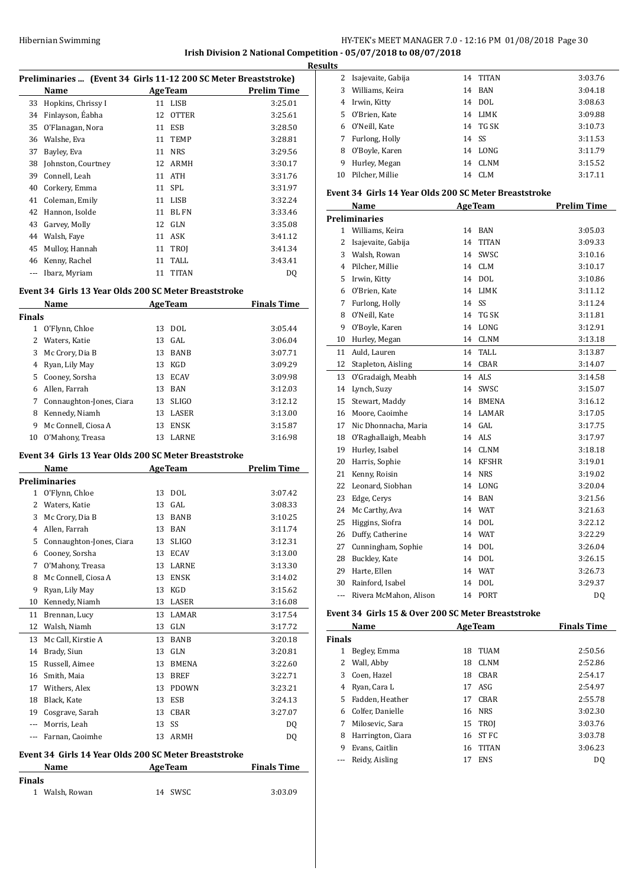**Irish Division 2 National Competition - 05/07/2018 to 08/07/2018**

**Results**

## Preliminaries ... (Event 34 Girls 11-12 200 SC Meter Breaststroke)

| | Name | Age | Team | Prelim Time |
|---|---|---|---|---|
| 33 | Hopkins, Chrissy I | 11 | LISB | 3:25.01 |
| 34 | Finlayson, Éabha | 12 | OTTER | 3:25.61 |
| 35 | O'Flanagan, Nora | 11 | ESB | 3:28.50 |
| 36 | Walshe, Eva | 11 | TEMP | 3:28.81 |
| 37 | Bayley, Eva | 11 | NRS | 3:29.56 |
| 38 | Johnston, Courtney | 12 | ARMH | 3:30.17 |
| 39 | Connell, Leah | 11 | ATH | 3:31.76 |
| 40 | Corkery, Emma | 11 | SPL | 3:31.97 |
| 41 | Coleman, Emily | 11 | LISB | 3:32.24 |
| 42 | Hannon, Isolde | 11 | BLFN | 3:33.46 |
| 43 | Garvey, Molly | 12 | GLN | 3:35.08 |
| 44 | Walsh, Faye | 11 | ASK | 3:41.12 |
| 45 | Mulloy, Hannah | 11 | TROJ | 3:41.34 |
| 46 | Kenny, Rachel | 11 | TALL | 3:43.41 |
| --- | Ibarz, Myriam | 11 | TITAN | DQ |

## Event 34 Girls 13 Year Olds 200 SC Meter Breaststroke

| | Name | Age | Team | Finals Time |
|---|---|---|---|---|
| **Finals** | | | | |
| 1 | O'Flynn, Chloe | 13 | DOL | 3:05.44 |
| 2 | Waters, Katie | 13 | GAL | 3:06.04 |
| 3 | Mc Crory, Dia B | 13 | BANB | 3:07.71 |
| 4 | Ryan, Lily May | 13 | KGD | 3:09.29 |
| 5 | Cooney, Sorsha | 13 | ECAV | 3:09.98 |
| 6 | Allen, Farrah | 13 | BAN | 3:12.03 |
| 7 | Connaughton-Jones, Ciara | 13 | SLIGO | 3:12.12 |
| 8 | Kennedy, Niamh | 13 | LASER | 3:13.00 |
| 9 | Mc Connell, Ciosa A | 13 | ENSK | 3:15.87 |
| 10 | O'Mahony, Treasa | 13 | LARNE | 3:16.98 |

## Event 34 Girls 13 Year Olds 200 SC Meter Breaststroke

| | Name | Age | Team | Prelim Time |
|---|---|---|---|---|
| **Preliminaries** | | | | |
| 1 | O'Flynn, Chloe | 13 | DOL | 3:07.42 |
| 2 | Waters, Katie | 13 | GAL | 3:08.33 |
| 3 | Mc Crory, Dia B | 13 | BANB | 3:10.25 |
| 4 | Allen, Farrah | 13 | BAN | 3:11.74 |
| 5 | Connaughton-Jones, Ciara | 13 | SLIGO | 3:12.31 |
| 6 | Cooney, Sorsha | 13 | ECAV | 3:13.00 |
| 7 | O'Mahony, Treasa | 13 | LARNE | 3:13.30 |
| 8 | Mc Connell, Ciosa A | 13 | ENSK | 3:14.02 |
| 9 | Ryan, Lily May | 13 | KGD | 3:15.62 |
| 10 | Kennedy, Niamh | 13 | LASER | 3:16.08 |
| 11 | Brennan, Lucy | 13 | LAMAR | 3:17.54 |
| 12 | Walsh, Niamh | 13 | GLN | 3:17.72 |
| 13 | Mc Call, Kirstie A | 13 | BANB | 3:20.18 |
| 14 | Brady, Siun | 13 | GLN | 3:20.81 |
| 15 | Russell, Aimee | 13 | BMENA | 3:22.60 |
| 16 | Smith, Maia | 13 | BREF | 3:22.71 |
| 17 | Withers, Alex | 13 | PDOWN | 3:23.21 |
| 18 | Black, Kate | 13 | ESB | 3:24.13 |
| 19 | Cosgrave, Sarah | 13 | CBAR | 3:27.07 |
| --- | Morris, Leah | 13 | SS | DQ |
| --- | Farnan, Caoimhe | 13 | ARMH | DQ |

## Event 34 Girls 14 Year Olds 200 SC Meter Breaststroke

| | Name | Age | Team | Finals Time |
|---|---|---|---|---|
| **Finals** | | | | |
| 1 | Walsh, Rowan | 14 | SWSC | 3:03.09 |
| 2 | Isajevaite, Gabija | 14 | TITAN | 3:03.76 |
| 3 | Williams, Keira | 14 | BAN | 3:04.18 |
| 4 | Irwin, Kitty | 14 | DOL | 3:08.63 |
| 5 | O'Brien, Kate | 14 | LIMK | 3:09.88 |
| 6 | O'Neill, Kate | 14 | TGSK | 3:10.73 |
| 7 | Furlong, Holly | 14 | SS | 3:11.53 |
| 8 | O'Boyle, Karen | 14 | LONG | 3:11.79 |
| 9 | Hurley, Megan | 14 | CLNM | 3:15.52 |
| 10 | Pilcher, Millie | 14 | CLM | 3:17.11 |

## Event 34 Girls 14 Year Olds 200 SC Meter Breaststroke

| | Name | Age | Team | Prelim Time |
|---|---|---|---|---|
| **Preliminaries** | | | | |
| 1 | Williams, Keira | 14 | BAN | 3:05.03 |
| 2 | Isajevaite, Gabija | 14 | TITAN | 3:09.33 |
| 3 | Walsh, Rowan | 14 | SWSC | 3:10.16 |
| 4 | Pilcher, Millie | 14 | CLM | 3:10.17 |
| 5 | Irwin, Kitty | 14 | DOL | 3:10.86 |
| 6 | O'Brien, Kate | 14 | LIMK | 3:11.12 |
| 7 | Furlong, Holly | 14 | SS | 3:11.24 |
| 8 | O'Neill, Kate | 14 | TGSK | 3:11.81 |
| 9 | O'Boyle, Karen | 14 | LONG | 3:12.91 |
| 10 | Hurley, Megan | 14 | CLNM | 3:13.18 |
| 11 | Auld, Lauren | 14 | TALL | 3:13.87 |
| 12 | Stapleton, Aisling | 14 | CBAR | 3:14.07 |
| 13 | O'Gradaigh, Meabh | 14 | ALS | 3:14.58 |
| 14 | Lynch, Suzy | 14 | SWSC | 3:15.07 |
| 15 | Stewart, Maddy | 14 | BMENA | 3:16.12 |
| 16 | Moore, Caoimhe | 14 | LAMAR | 3:17.05 |
| 17 | Nic Dhonnacha, Maria | 14 | GAL | 3:17.75 |
| 18 | O'Raghallaigh, Meabh | 14 | ALS | 3:17.97 |
| 19 | Hurley, Isabel | 14 | CLNM | 3:18.18 |
| 20 | Harris, Sophie | 14 | KFSHR | 3:19.01 |
| 21 | Kenny, Roisin | 14 | NRS | 3:19.02 |
| 22 | Leonard, Siobhan | 14 | LONG | 3:20.04 |
| 23 | Edge, Cerys | 14 | BAN | 3:21.56 |
| 24 | Mc Carthy, Ava | 14 | WAT | 3:21.63 |
| 25 | Higgins, Siofra | 14 | DOL | 3:22.12 |
| 26 | Duffy, Catherine | 14 | WAT | 3:22.29 |
| 27 | Cunningham, Sophie | 14 | DOL | 3:26.04 |
| 28 | Buckley, Kate | 14 | DOL | 3:26.15 |
| 29 | Harte, Ellen | 14 | WAT | 3:26.73 |
| 30 | Rainford, Isabel | 14 | DOL | 3:29.37 |
| --- | Rivera McMahon, Alison | 14 | PORT | DQ |

## Event 34 Girls 15 & Over 200 SC Meter Breaststroke

| | Name | Age | Team | Finals Time |
|---|---|---|---|---|
| **Finals** | | | | |
| 1 | Begley, Emma | 18 | TUAM | 2:50.56 |
| 2 | Wall, Abby | 18 | CLNM | 2:52.86 |
| 3 | Coen, Hazel | 18 | CBAR | 2:54.17 |
| 4 | Ryan, Cara L | 17 | ASG | 2:54.97 |
| 5 | Fadden, Heather | 17 | CBAR | 2:55.78 |
| 6 | Colfer, Danielle | 16 | NRS | 3:02.30 |
| 7 | Milosevic, Sara | 15 | TROJ | 3:03.76 |
| 8 | Harrington, Ciara | 16 | STFC | 3:03.78 |
| 9 | Evans, Caitlin | 16 | TITAN | 3:06.23 |
| --- | Reidy, Aisling | 17 | ENS | DQ |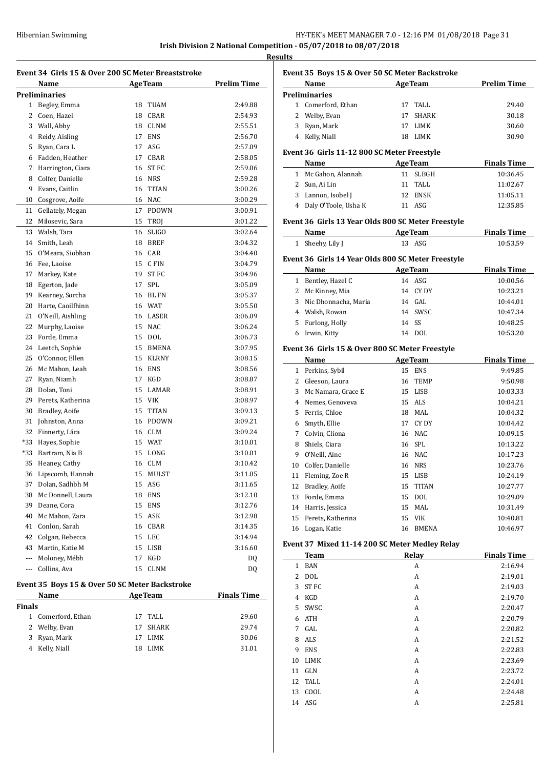Irish Division 2 National Competition - 05/07/2018 to 08/07/2018

**Results**

### Event 34 Girls 15 & Over 200 SC Meter Breaststroke

| | Name | Age | Team | Prelim Time |
|---|---|---|---|---|
| **Preliminaries** | | | | |
| 1 | Begley, Emma | 18 | TUAM | 2:49.88 |
| 2 | Coen, Hazel | 18 | CBAR | 2:54.93 |
| 3 | Wall, Abby | 18 | CLNM | 2:55.51 |
| 4 | Reidy, Aisling | 17 | ENS | 2:56.70 |
| 5 | Ryan, Cara L | 17 | ASG | 2:57.09 |
| 6 | Fadden, Heather | 17 | CBAR | 2:58.05 |
| 7 | Harrington, Ciara | 16 | ST FC | 2:59.06 |
| 8 | Colfer, Danielle | 16 | NRS | 2:59.28 |
| 9 | Evans, Caitlin | 16 | TITAN | 3:00.26 |
| 10 | Cosgrove, Aoife | 16 | NAC | 3:00.29 |
| 11 | Gellately, Megan | 17 | PDOWN | 3:00.91 |
| 12 | Milosevic, Sara | 15 | TROJ | 3:01.22 |
| 13 | Walsh, Tara | 16 | SLIGO | 3:02.64 |
| 14 | Smith, Leah | 18 | BREF | 3:04.32 |
| 15 | O'Meara, Siobhan | 16 | CAR | 3:04.40 |
| 16 | Fee, Laoise | 15 | C FIN | 3:04.79 |
| 17 | Markey, Kate | 19 | ST FC | 3:04.96 |
| 18 | Egerton, Jade | 17 | SPL | 3:05.09 |
| 19 | Kearney, Sorcha | 16 | BL FN | 3:05.37 |
| 20 | Harte, Caoilfhinn | 16 | WAT | 3:05.50 |
| 21 | O'Neill, Aishling | 16 | LASER | 3:06.09 |
| 22 | Murphy, Laoise | 15 | NAC | 3:06.24 |
| 23 | Forde, Emma | 15 | DOL | 3:06.73 |
| 24 | Leetch, Sophie | 15 | BMENA | 3:07.95 |
| 25 | O'Connor, Ellen | 15 | KLRNY | 3:08.15 |
| 26 | Mc Mahon, Leah | 16 | ENS | 3:08.56 |
| 27 | Ryan, Niamh | 17 | KGD | 3:08.87 |
| 28 | Dolan, Toni | 15 | LAMAR | 3:08.91 |
| 29 | Perets, Katherina | 15 | VIK | 3:08.97 |
| 30 | Bradley, Aoife | 15 | TITAN | 3:09.13 |
| 31 | Johnston, Anna | 16 | PDOWN | 3:09.21 |
| 32 | Finnerty, Lára | 16 | CLM | 3:09.24 |
| *33 | Hayes, Sophie | 15 | WAT | 3:10.01 |
| *33 | Bartram, Nia B | 15 | LONG | 3:10.01 |
| 35 | Heaney, Cathy | 16 | CLM | 3:10.42 |
| 36 | Lipscomb, Hannah | 15 | MULST | 3:11.05 |
| 37 | Dolan, Sadhbh M | 15 | ASG | 3:11.65 |
| 38 | Mc Donnell, Laura | 18 | ENS | 3:12.10 |
| 39 | Deane, Cora | 15 | ENS | 3:12.76 |
| 40 | Mc Mahon, Zara | 15 | ASK | 3:12.98 |
| 41 | Conlon, Sarah | 16 | CBAR | 3:14.35 |
| 42 | Colgan, Rebecca | 15 | LEC | 3:14.94 |
| 43 | Martin, Katie M | 15 | LISB | 3:16.60 |
| --- | Moloney, Mébh | 17 | KGD | DQ |
| --- | Collins, Ava | 15 | CLNM | DQ |

### Event 35 Boys 15 & Over 50 SC Meter Backstroke

| | Name | Age | Team | Finals Time |
|---|---|---|---|---|
| **Finals** | | | | |
| 1 | Comerford, Ethan | 17 | TALL | 29.60 |
| 2 | Welby, Evan | 17 | SHARK | 29.74 |
| 3 | Ryan, Mark | 17 | LIMK | 30.06 |
| 4 | Kelly, Niall | 18 | LIMK | 31.01 |

### Event 35 Boys 15 & Over 50 SC Meter Backstroke

| | Name | Age | Team | Prelim Time |
|---|---|---|---|---|
| **Preliminaries** | | | | |
| 1 | Comerford, Ethan | 17 | TALL | 29.40 |
| 2 | Welby, Evan | 17 | SHARK | 30.18 |
| 3 | Ryan, Mark | 17 | LIMK | 30.60 |
| 4 | Kelly, Niall | 18 | LIMK | 30.90 |

### Event 36 Girls 11-12 800 SC Meter Freestyle

| | Name | Age | Team | Finals Time |
|---|---|---|---|---|
| 1 | Mc Gahon, Alannah | 11 | SLBGH | 10:36.45 |
| 2 | Sun, Ai Lin | 11 | TALL | 11:02.67 |
| 3 | Lannon, Isobel J | 12 | ENSK | 11:05.11 |
| 4 | Daly O'Toole, Usha K | 11 | ASG | 12:35.85 |

### Event 36 Girls 13 Year Olds 800 SC Meter Freestyle

| | Name | Age | Team | Finals Time |
|---|---|---|---|---|
| 1 | Sheehy, Lily J | 13 | ASG | 10:53.59 |

### Event 36 Girls 14 Year Olds 800 SC Meter Freestyle

| | Name | Age | Team | Finals Time |
|---|---|---|---|---|
| 1 | Bentley, Hazel C | 14 | ASG | 10:00.56 |
| 2 | Mc Kinney, Mia | 14 | CY DY | 10:23.21 |
| 3 | Nic Dhonnacha, Maria | 14 | GAL | 10:44.01 |
| 4 | Walsh, Rowan | 14 | SWSC | 10:47.34 |
| 5 | Furlong, Holly | 14 | SS | 10:48.25 |
| 6 | Irwin, Kitty | 14 | DOL | 10:53.20 |

### Event 36 Girls 15 & Over 800 SC Meter Freestyle

| | Name | Age | Team | Finals Time |
|---|---|---|---|---|
| 1 | Perkins, Sybil | 15 | ENS | 9:49.85 |
| 2 | Gleeson, Laura | 16 | TEMP | 9:50.98 |
| 3 | Mc Namara, Grace E | 15 | LISB | 10:03.33 |
| 4 | Nemes, Genoveva | 15 | ALS | 10:04.21 |
| 5 | Ferris, Chloe | 18 | MAL | 10:04.32 |
| 6 | Smyth, Ellie | 17 | CY DY | 10:04.42 |
| 7 | Colvin, Clíona | 16 | NAC | 10:09.15 |
| 8 | Shiels, Ciara | 16 | SPL | 10:13.22 |
| 9 | O'Neill, Aine | 16 | NAC | 10:17.23 |
| 10 | Colfer, Danielle | 16 | NRS | 10:23.76 |
| 11 | Fleming, Zoe R | 15 | LISB | 10:24.19 |
| 12 | Bradley, Aoife | 15 | TITAN | 10:27.77 |
| 13 | Forde, Emma | 15 | DOL | 10:29.09 |
| 14 | Harris, Jessica | 15 | MAL | 10:31.49 |
| 15 | Perets, Katherina | 15 | VIK | 10:40.81 |
| 16 | Logan, Katie | 16 | BMENA | 10:46.97 |

### Event 37 Mixed 11-14 200 SC Meter Medley Relay

| | Team | Relay | Finals Time |
|---|---|---|---|
| 1 | BAN | A | 2:16.94 |
| 2 | DOL | A | 2:19.01 |
| 3 | ST FC | A | 2:19.03 |
| 4 | KGD | A | 2:19.70 |
| 5 | SWSC | A | 2:20.47 |
| 6 | ATH | A | 2:20.79 |
| 7 | GAL | A | 2:20.82 |
| 8 | ALS | A | 2:21.52 |
| 9 | ENS | A | 2:22.83 |
| 10 | LIMK | A | 2:23.69 |
| 11 | GLN | A | 2:23.72 |
| 12 | TALL | A | 2:24.01 |
| 13 | COOL | A | 2:24.48 |
| 14 | ASG | A | 2:25.81 |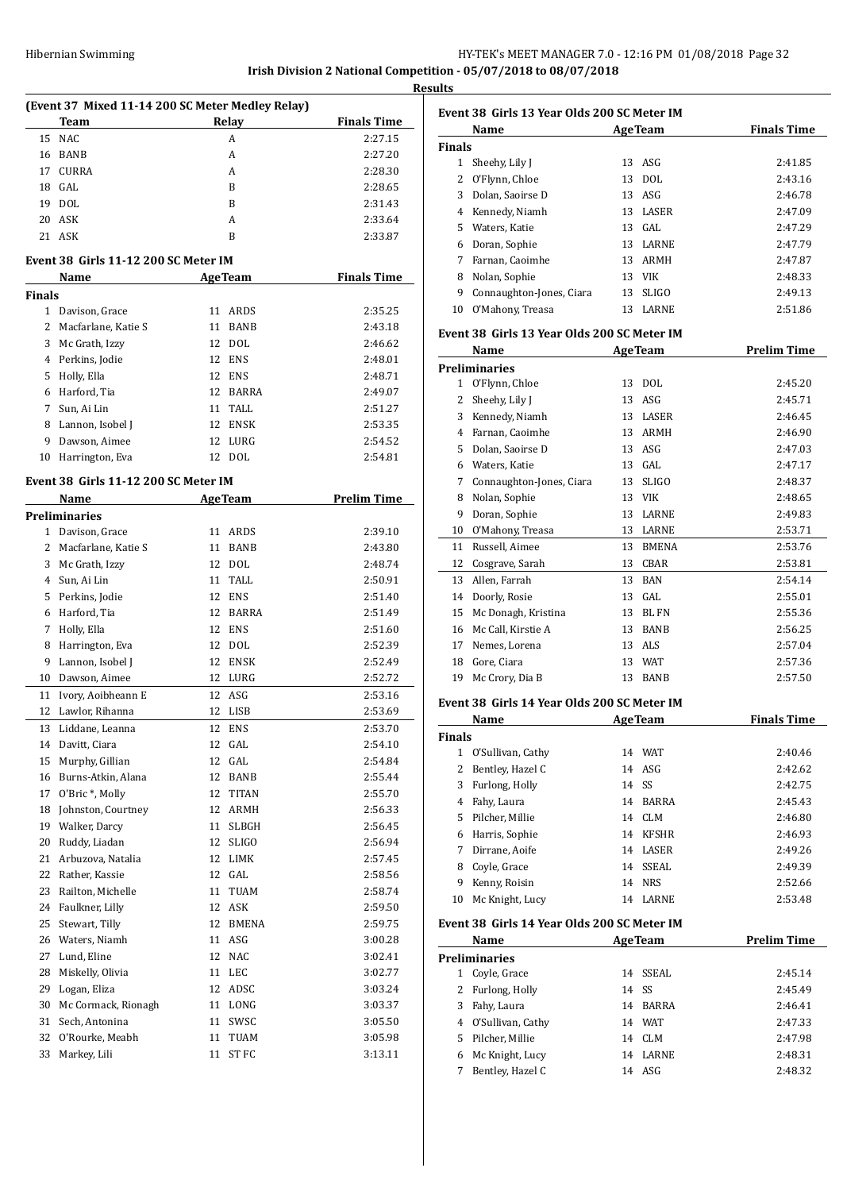**Irish Division 2 National Competition - 05/07/2018 to 08/07/2018**

**Results**

### (Event 37 Mixed 11-14 200 SC Meter Medley Relay)

| | Team | Relay | Finals Time |
|---|---|---|---|
| 15 | NAC | A | 2:27.15 |
| 16 | BANB | A | 2:27.20 |
| 17 | CURRA | A | 2:28.30 |
| 18 | GAL | B | 2:28.65 |
| 19 | DOL | B | 2:31.43 |
| 20 | ASK | A | 2:33.64 |
| 21 | ASK | B | 2:33.87 |

### Event 38 Girls 11-12 200 SC Meter IM

| | Name | Age | Team | Finals Time |
|---|---|---|---|---|
| **Finals** | | | | |
| 1 | Davison, Grace | 11 | ARDS | 2:35.25 |
| 2 | Macfarlane, Katie S | 11 | BANB | 2:43.18 |
| 3 | Mc Grath, Izzy | 12 | DOL | 2:46.62 |
| 4 | Perkins, Jodie | 12 | ENS | 2:48.01 |
| 5 | Holly, Ella | 12 | ENS | 2:48.71 |
| 6 | Harford, Tia | 12 | BARRA | 2:49.07 |
| 7 | Sun, Ai Lin | 11 | TALL | 2:51.27 |
| 8 | Lannon, Isobel J | 12 | ENSK | 2:53.35 |
| 9 | Dawson, Aimee | 12 | LURG | 2:54.52 |
| 10 | Harrington, Eva | 12 | DOL | 2:54.81 |

### Event 38 Girls 11-12 200 SC Meter IM

| | Name | Age | Team | Prelim Time |
|---|---|---|---|---|
| **Preliminaries** | | | | |
| 1 | Davison, Grace | 11 | ARDS | 2:39.10 |
| 2 | Macfarlane, Katie S | 11 | BANB | 2:43.80 |
| 3 | Mc Grath, Izzy | 12 | DOL | 2:48.74 |
| 4 | Sun, Ai Lin | 11 | TALL | 2:50.91 |
| 5 | Perkins, Jodie | 12 | ENS | 2:51.40 |
| 6 | Harford, Tia | 12 | BARRA | 2:51.49 |
| 7 | Holly, Ella | 12 | ENS | 2:51.60 |
| 8 | Harrington, Eva | 12 | DOL | 2:52.39 |
| 9 | Lannon, Isobel J | 12 | ENSK | 2:52.49 |
| 10 | Dawson, Aimee | 12 | LURG | 2:52.72 |
| 11 | Ivory, Aoibheann E | 12 | ASG | 2:53.16 |
| 12 | Lawlor, Rihanna | 12 | LISB | 2:53.69 |
| 13 | Liddane, Leanna | 12 | ENS | 2:53.70 |
| 14 | Davitt, Ciara | 12 | GAL | 2:54.10 |
| 15 | Murphy, Gillian | 12 | GAL | 2:54.84 |
| 16 | Burns-Atkin, Alana | 12 | BANB | 2:55.44 |
| 17 | O'Bric *, Molly | 12 | TITAN | 2:55.70 |
| 18 | Johnston, Courtney | 12 | ARMH | 2:56.33 |
| 19 | Walker, Darcy | 11 | SLBGH | 2:56.45 |
| 20 | Ruddy, Liadan | 12 | SLIGO | 2:56.94 |
| 21 | Arbuzova, Natalia | 12 | LIMK | 2:57.45 |
| 22 | Rather, Kassie | 12 | GAL | 2:58.56 |
| 23 | Railton, Michelle | 11 | TUAM | 2:58.74 |
| 24 | Faulkner, Lilly | 12 | ASK | 2:59.50 |
| 25 | Stewart, Tilly | 12 | BMENA | 2:59.75 |
| 26 | Waters, Niamh | 11 | ASG | 3:00.28 |
| 27 | Lund, Eline | 12 | NAC | 3:02.41 |
| 28 | Miskelly, Olivia | 11 | LEC | 3:02.77 |
| 29 | Logan, Eliza | 12 | ADSC | 3:03.24 |
| 30 | Mc Cormack, Rionagh | 11 | LONG | 3:03.37 |
| 31 | Sech, Antonina | 11 | SWSC | 3:05.50 |
| 32 | O'Rourke, Meabh | 11 | TUAM | 3:05.98 |
| 33 | Markey, Lili | 11 | ST FC | 3:13.11 |

### Event 38 Girls 13 Year Olds 200 SC Meter IM

| | Name | Age | Team | Finals Time |
|---|---|---|---|---|
| **Finals** | | | | |
| 1 | Sheehy, Lily J | 13 | ASG | 2:41.85 |
| 2 | O'Flynn, Chloe | 13 | DOL | 2:43.16 |
| 3 | Dolan, Saoirse D | 13 | ASG | 2:46.78 |
| 4 | Kennedy, Niamh | 13 | LASER | 2:47.09 |
| 5 | Waters, Katie | 13 | GAL | 2:47.29 |
| 6 | Doran, Sophie | 13 | LARNE | 2:47.79 |
| 7 | Farnan, Caoimhe | 13 | ARMH | 2:47.87 |
| 8 | Nolan, Sophie | 13 | VIK | 2:48.33 |
| 9 | Connaughton-Jones, Ciara | 13 | SLIGO | 2:49.13 |
| 10 | O'Mahony, Treasa | 13 | LARNE | 2:51.86 |

### Event 38 Girls 13 Year Olds 200 SC Meter IM

| | Name | Age | Team | Prelim Time |
|---|---|---|---|---|
| **Preliminaries** | | | | |
| 1 | O'Flynn, Chloe | 13 | DOL | 2:45.20 |
| 2 | Sheehy, Lily J | 13 | ASG | 2:45.71 |
| 3 | Kennedy, Niamh | 13 | LASER | 2:46.45 |
| 4 | Farnan, Caoimhe | 13 | ARMH | 2:46.90 |
| 5 | Dolan, Saoirse D | 13 | ASG | 2:47.03 |
| 6 | Waters, Katie | 13 | GAL | 2:47.17 |
| 7 | Connaughton-Jones, Ciara | 13 | SLIGO | 2:48.37 |
| 8 | Nolan, Sophie | 13 | VIK | 2:48.65 |
| 9 | Doran, Sophie | 13 | LARNE | 2:49.83 |
| 10 | O'Mahony, Treasa | 13 | LARNE | 2:53.71 |
| 11 | Russell, Aimee | 13 | BMENA | 2:53.76 |
| 12 | Cosgrave, Sarah | 13 | CBAR | 2:53.81 |
| 13 | Allen, Farrah | 13 | BAN | 2:54.14 |
| 14 | Doorly, Rosie | 13 | GAL | 2:55.01 |
| 15 | Mc Donagh, Kristina | 13 | BL FN | 2:55.36 |
| 16 | Mc Call, Kirstie A | 13 | BANB | 2:56.25 |
| 17 | Nemes, Lorena | 13 | ALS | 2:57.04 |
| 18 | Gore, Ciara | 13 | WAT | 2:57.36 |
| 19 | Mc Crory, Dia B | 13 | BANB | 2:57.50 |

### Event 38 Girls 14 Year Olds 200 SC Meter IM

| | Name | Age | Team | Finals Time |
|---|---|---|---|---|
| **Finals** | | | | |
| 1 | O'Sullivan, Cathy | 14 | WAT | 2:40.46 |
| 2 | Bentley, Hazel C | 14 | ASG | 2:42.62 |
| 3 | Furlong, Holly | 14 | SS | 2:42.75 |
| 4 | Fahy, Laura | 14 | BARRA | 2:45.43 |
| 5 | Pilcher, Millie | 14 | CLM | 2:46.80 |
| 6 | Harris, Sophie | 14 | KFSHR | 2:46.93 |
| 7 | Dirrane, Aoife | 14 | LASER | 2:49.26 |
| 8 | Coyle, Grace | 14 | SSEAL | 2:49.39 |
| 9 | Kenny, Roisin | 14 | NRS | 2:52.66 |
| 10 | Mc Knight, Lucy | 14 | LARNE | 2:53.48 |

### Event 38 Girls 14 Year Olds 200 SC Meter IM

| | Name | Age | Team | Prelim Time |
|---|---|---|---|---|
| **Preliminaries** | | | | |
| 1 | Coyle, Grace | 14 | SSEAL | 2:45.14 |
| 2 | Furlong, Holly | 14 | SS | 2:45.49 |
| 3 | Fahy, Laura | 14 | BARRA | 2:46.41 |
| 4 | O'Sullivan, Cathy | 14 | WAT | 2:47.33 |
| 5 | Pilcher, Millie | 14 | CLM | 2:47.98 |
| 6 | Mc Knight, Lucy | 14 | LARNE | 2:48.31 |
| 7 | Bentley, Hazel C | 14 | ASG | 2:48.32 |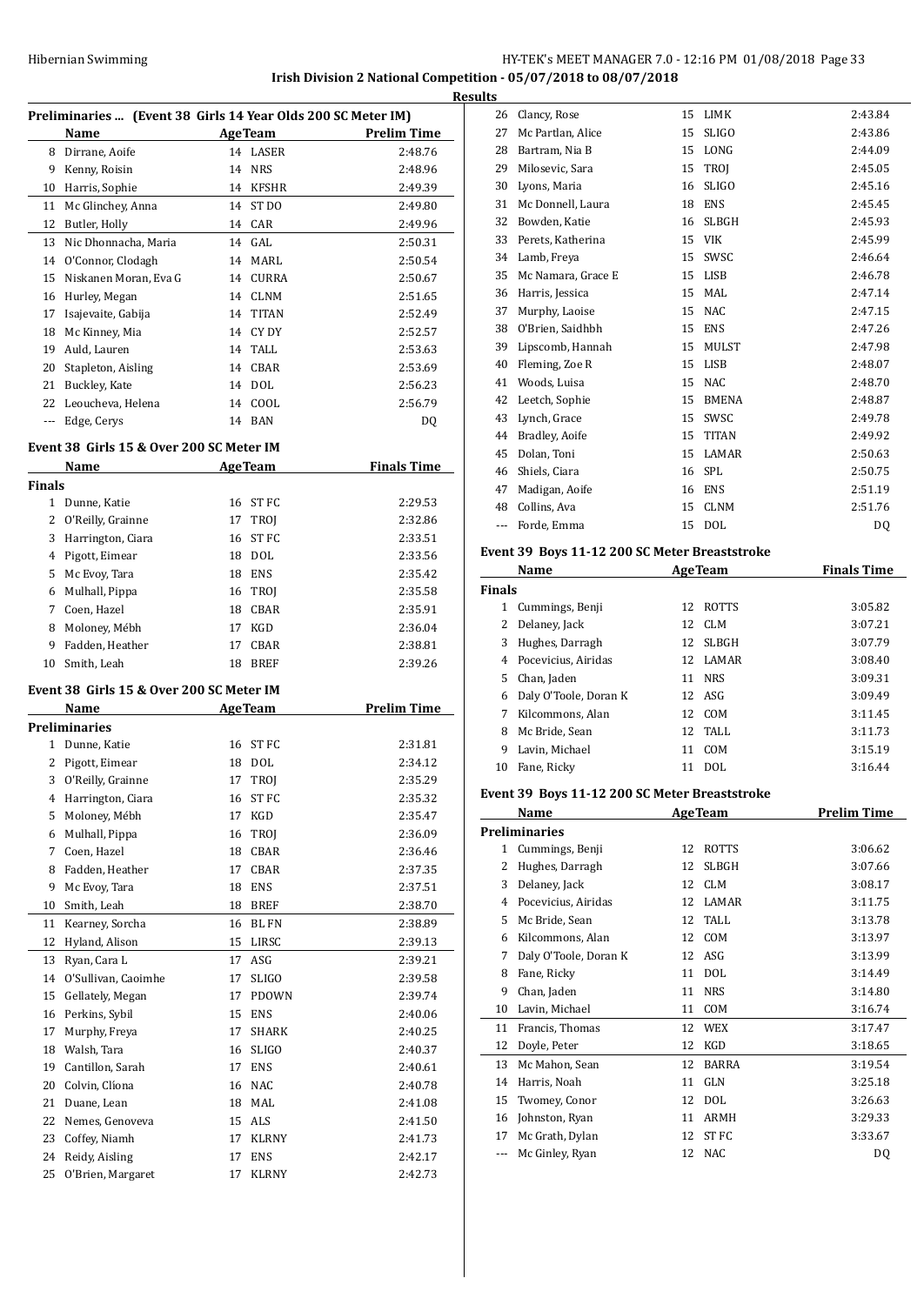**Irish Division 2 National Competition - 05/07/2018 to 08/07/2018**

**Results**

### Preliminaries ... (Event 38 Girls 14 Year Olds 200 SC Meter IM)

| | Name | Age | Team | Prelim Time |
|---|---|---|---|---|
| 8 | Dirrane, Aoife | 14 | LASER | 2:48.76 |
| 9 | Kenny, Roisin | 14 | NRS | 2:48.96 |
| 10 | Harris, Sophie | 14 | KFSHR | 2:49.39 |
| 11 | Mc Glinchey, Anna | 14 | ST DO | 2:49.80 |
| 12 | Butler, Holly | 14 | CAR | 2:49.96 |
| 13 | Nic Dhonnacha, Maria | 14 | GAL | 2:50.31 |
| 14 | O'Connor, Clodagh | 14 | MARL | 2:50.54 |
| 15 | Niskanen Moran, Eva G | 14 | CURRA | 2:50.67 |
| 16 | Hurley, Megan | 14 | CLNM | 2:51.65 |
| 17 | Isajevaite, Gabija | 14 | TITAN | 2:52.49 |
| 18 | Mc Kinney, Mia | 14 | CY DY | 2:52.57 |
| 19 | Auld, Lauren | 14 | TALL | 2:53.63 |
| 20 | Stapleton, Aisling | 14 | CBAR | 2:53.69 |
| 21 | Buckley, Kate | 14 | DOL | 2:56.23 |
| 22 | Leoucheva, Helena | 14 | COOL | 2:56.79 |
| --- | Edge, Cerys | 14 | BAN | DQ |

### Event 38 Girls 15 & Over 200 SC Meter IM

| | Name | Age | Team | Finals Time |
|---|---|---|---|---|
| **Finals** | | | | |
| 1 | Dunne, Katie | 16 | ST FC | 2:29.53 |
| 2 | O'Reilly, Grainne | 17 | TROJ | 2:32.86 |
| 3 | Harrington, Ciara | 16 | ST FC | 2:33.51 |
| 4 | Pigott, Eimear | 18 | DOL | 2:33.56 |
| 5 | Mc Evoy, Tara | 18 | ENS | 2:35.42 |
| 6 | Mulhall, Pippa | 16 | TROJ | 2:35.58 |
| 7 | Coen, Hazel | 18 | CBAR | 2:35.91 |
| 8 | Moloney, Mébh | 17 | KGD | 2:36.04 |
| 9 | Fadden, Heather | 17 | CBAR | 2:38.81 |
| 10 | Smith, Leah | 18 | BREF | 2:39.26 |

### Event 38 Girls 15 & Over 200 SC Meter IM

| | Name | Age | Team | Prelim Time |
|---|---|---|---|---|
| **Preliminaries** | | | | |
| 1 | Dunne, Katie | 16 | ST FC | 2:31.81 |
| 2 | Pigott, Eimear | 18 | DOL | 2:34.12 |
| 3 | O'Reilly, Grainne | 17 | TROJ | 2:35.29 |
| 4 | Harrington, Ciara | 16 | ST FC | 2:35.32 |
| 5 | Moloney, Mébh | 17 | KGD | 2:35.47 |
| 6 | Mulhall, Pippa | 16 | TROJ | 2:36.09 |
| 7 | Coen, Hazel | 18 | CBAR | 2:36.46 |
| 8 | Fadden, Heather | 17 | CBAR | 2:37.35 |
| 9 | Mc Evoy, Tara | 18 | ENS | 2:37.51 |
| 10 | Smith, Leah | 18 | BREF | 2:38.70 |
| 11 | Kearney, Sorcha | 16 | BL FN | 2:38.89 |
| 12 | Hyland, Alison | 15 | LIRSC | 2:39.13 |
| 13 | Ryan, Cara L | 17 | ASG | 2:39.21 |
| 14 | O'Sullivan, Caoimhe | 17 | SLIGO | 2:39.58 |
| 15 | Gellately, Megan | 17 | PDOWN | 2:39.74 |
| 16 | Perkins, Sybil | 15 | ENS | 2:40.06 |
| 17 | Murphy, Freya | 17 | SHARK | 2:40.25 |
| 18 | Walsh, Tara | 16 | SLIGO | 2:40.37 |
| 19 | Cantillon, Sarah | 17 | ENS | 2:40.61 |
| 20 | Colvin, Clíona | 16 | NAC | 2:40.78 |
| 21 | Duane, Lean | 18 | MAL | 2:41.08 |
| 22 | Nemes, Genoveva | 15 | ALS | 2:41.50 |
| 23 | Coffey, Niamh | 17 | KLRNY | 2:41.73 |
| 24 | Reidy, Aisling | 17 | ENS | 2:42.17 |
| 25 | O'Brien, Margaret | 17 | KLRNY | 2:42.73 |
| 26 | Clancy, Rose | 15 | LIMK | 2:43.84 |
| 27 | Mc Partlan, Alice | 15 | SLIGO | 2:43.86 |
| 28 | Bartram, Nia B | 15 | LONG | 2:44.09 |
| 29 | Milosevic, Sara | 15 | TROJ | 2:45.05 |
| 30 | Lyons, Maria | 16 | SLIGO | 2:45.16 |
| 31 | Mc Donnell, Laura | 18 | ENS | 2:45.45 |
| 32 | Bowden, Katie | 16 | SLBGH | 2:45.93 |
| 33 | Perets, Katherina | 15 | VIK | 2:45.99 |
| 34 | Lamb, Freya | 15 | SWSC | 2:46.64 |
| 35 | Mc Namara, Grace E | 15 | LISB | 2:46.78 |
| 36 | Harris, Jessica | 15 | MAL | 2:47.14 |
| 37 | Murphy, Laoise | 15 | NAC | 2:47.15 |
| 38 | O'Brien, Saidhbh | 15 | ENS | 2:47.26 |
| 39 | Lipscomb, Hannah | 15 | MULST | 2:47.98 |
| 40 | Fleming, Zoe R | 15 | LISB | 2:48.07 |
| 41 | Woods, Luisa | 15 | NAC | 2:48.70 |
| 42 | Leetch, Sophie | 15 | BMENA | 2:48.87 |
| 43 | Lynch, Grace | 15 | SWSC | 2:49.78 |
| 44 | Bradley, Aoife | 15 | TITAN | 2:49.92 |
| 45 | Dolan, Toni | 15 | LAMAR | 2:50.63 |
| 46 | Shiels, Ciara | 16 | SPL | 2:50.75 |
| 47 | Madigan, Aoife | 16 | ENS | 2:51.19 |
| 48 | Collins, Ava | 15 | CLNM | 2:51.76 |
| --- | Forde, Emma | 15 | DOL | DQ |

### Event 39 Boys 11-12 200 SC Meter Breaststroke

| | Name | Age | Team | Finals Time |
|---|---|---|---|---|
| **Finals** | | | | |
| 1 | Cummings, Benji | 12 | ROTTS | 3:05.82 |
| 2 | Delaney, Jack | 12 | CLM | 3:07.21 |
| 3 | Hughes, Darragh | 12 | SLBGH | 3:07.79 |
| 4 | Pocevicius, Airidas | 12 | LAMAR | 3:08.40 |
| 5 | Chan, Jaden | 11 | NRS | 3:09.31 |
| 6 | Daly O'Toole, Doran K | 12 | ASG | 3:09.49 |
| 7 | Kilcommons, Alan | 12 | COM | 3:11.45 |
| 8 | Mc Bride, Sean | 12 | TALL | 3:11.73 |
| 9 | Lavin, Michael | 11 | COM | 3:15.19 |
| 10 | Fane, Ricky | 11 | DOL | 3:16.44 |

### Event 39 Boys 11-12 200 SC Meter Breaststroke

| | Name | Age | Team | Prelim Time |
|---|---|---|---|---|
| **Preliminaries** | | | | |
| 1 | Cummings, Benji | 12 | ROTTS | 3:06.62 |
| 2 | Hughes, Darragh | 12 | SLBGH | 3:07.66 |
| 3 | Delaney, Jack | 12 | CLM | 3:08.17 |
| 4 | Pocevicius, Airidas | 12 | LAMAR | 3:11.75 |
| 5 | Mc Bride, Sean | 12 | TALL | 3:13.78 |
| 6 | Kilcommons, Alan | 12 | COM | 3:13.97 |
| 7 | Daly O'Toole, Doran K | 12 | ASG | 3:13.99 |
| 8 | Fane, Ricky | 11 | DOL | 3:14.49 |
| 9 | Chan, Jaden | 11 | NRS | 3:14.80 |
| 10 | Lavin, Michael | 11 | COM | 3:16.74 |
| 11 | Francis, Thomas | 12 | WEX | 3:17.47 |
| 12 | Doyle, Peter | 12 | KGD | 3:18.65 |
| 13 | Mc Mahon, Sean | 12 | BARRA | 3:19.54 |
| 14 | Harris, Noah | 11 | GLN | 3:25.18 |
| 15 | Twomey, Conor | 12 | DOL | 3:26.63 |
| 16 | Johnston, Ryan | 11 | ARMH | 3:29.33 |
| 17 | Mc Grath, Dylan | 12 | ST FC | 3:33.67 |
| --- | Mc Ginley, Ryan | 12 | NAC | DQ |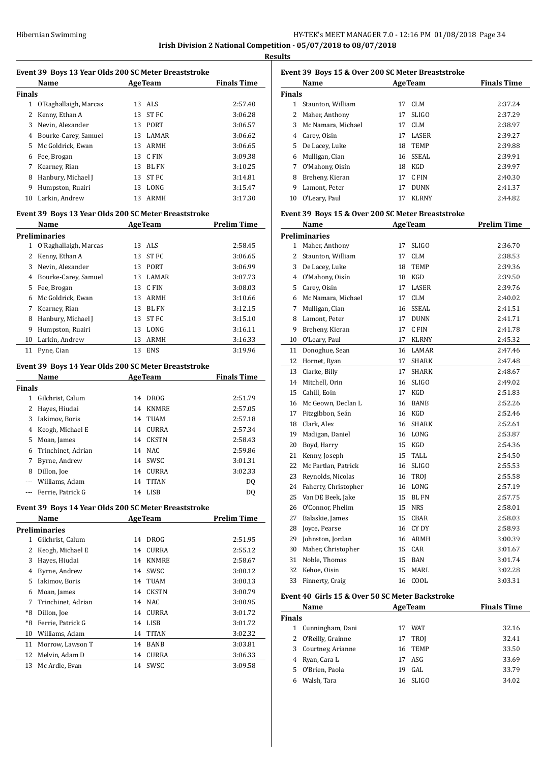**Irish Division 2 National Competition - 05/07/2018 to 08/07/2018**

**Results**

### Event 39 Boys 13 Year Olds 200 SC Meter Breaststroke

| | Name | Age | Team | Finals Time |
|---|---|---|---|---|
| **Finals** | | | | |
| 1 | O'Raghallaigh, Marcas | 13 | ALS | 2:57.40 |
| 2 | Kenny, Ethan A | 13 | ST FC | 3:06.28 |
| 3 | Nevin, Alexander | 13 | PORT | 3:06.57 |
| 4 | Bourke-Carey, Samuel | 13 | LAMAR | 3:06.62 |
| 5 | Mc Goldrick, Ewan | 13 | ARMH | 3:06.65 |
| 6 | Fee, Brogan | 13 | C FIN | 3:09.38 |
| 7 | Kearney, Rian | 13 | BL FN | 3:10.25 |
| 8 | Hanbury, Michael J | 13 | ST FC | 3:14.81 |
| 9 | Humpston, Ruairi | 13 | LONG | 3:15.47 |
| 10 | Larkin, Andrew | 13 | ARMH | 3:17.30 |

### Event 39 Boys 13 Year Olds 200 SC Meter Breaststroke

| | Name | Age | Team | Prelim Time |
|---|---|---|---|---|
| **Preliminaries** | | | | |
| 1 | O'Raghallaigh, Marcas | 13 | ALS | 2:58.45 |
| 2 | Kenny, Ethan A | 13 | ST FC | 3:06.65 |
| 3 | Nevin, Alexander | 13 | PORT | 3:06.99 |
| 4 | Bourke-Carey, Samuel | 13 | LAMAR | 3:07.73 |
| 5 | Fee, Brogan | 13 | C FIN | 3:08.03 |
| 6 | Mc Goldrick, Ewan | 13 | ARMH | 3:10.66 |
| 7 | Kearney, Rian | 13 | BL FN | 3:12.15 |
| 8 | Hanbury, Michael J | 13 | ST FC | 3:15.10 |
| 9 | Humpston, Ruairi | 13 | LONG | 3:16.11 |
| 10 | Larkin, Andrew | 13 | ARMH | 3:16.33 |
| 11 | Pyne, Cian | 13 | ENS | 3:19.96 |

### Event 39 Boys 14 Year Olds 200 SC Meter Breaststroke

| | Name | Age | Team | Finals Time |
|---|---|---|---|---|
| **Finals** | | | | |
| 1 | Gilchrist, Calum | 14 | DROG | 2:51.79 |
| 2 | Hayes, Hiudai | 14 | KNMRE | 2:57.05 |
| 3 | Iakimov, Boris | 14 | TUAM | 2:57.18 |
| 4 | Keogh, Michael E | 14 | CURRA | 2:57.34 |
| 5 | Moan, James | 14 | CKSTN | 2:58.43 |
| 6 | Trinchinet, Adrian | 14 | NAC | 2:59.86 |
| 7 | Byrne, Andrew | 14 | SWSC | 3:01.31 |
| 8 | Dillon, Joe | 14 | CURRA | 3:02.33 |
| --- | Williams, Adam | 14 | TITAN | DQ |
| --- | Ferrie, Patrick G | 14 | LISB | DQ |

### Event 39 Boys 14 Year Olds 200 SC Meter Breaststroke

| | Name | Age | Team | Prelim Time |
|---|---|---|---|---|
| **Preliminaries** | | | | |
| 1 | Gilchrist, Calum | 14 | DROG | 2:51.95 |
| 2 | Keogh, Michael E | 14 | CURRA | 2:55.12 |
| 3 | Hayes, Hiudai | 14 | KNMRE | 2:58.67 |
| 4 | Byrne, Andrew | 14 | SWSC | 3:00.12 |
| 5 | Iakimov, Boris | 14 | TUAM | 3:00.13 |
| 6 | Moan, James | 14 | CKSTN | 3:00.79 |
| 7 | Trinchinet, Adrian | 14 | NAC | 3:00.95 |
| *8 | Dillon, Joe | 14 | CURRA | 3:01.72 |
| *8 | Ferrie, Patrick G | 14 | LISB | 3:01.72 |
| 10 | Williams, Adam | 14 | TITAN | 3:02.32 |
| 11 | Morrow, Lawson T | 14 | BANB | 3:03.81 |
| 12 | Melvin, Adam D | 14 | CURRA | 3:06.33 |
| 13 | Mc Ardle, Evan | 14 | SWSC | 3:09.58 |

### Event 39 Boys 15 & Over 200 SC Meter Breaststroke

| | Name | Age | Team | Finals Time |
|---|---|---|---|---|
| **Finals** | | | | |
| 1 | Staunton, William | 17 | CLM | 2:37.24 |
| 2 | Maher, Anthony | 17 | SLIGO | 2:37.29 |
| 3 | Mc Namara, Michael | 17 | CLM | 2:38.97 |
| 4 | Carey, Oisin | 17 | LASER | 2:39.27 |
| 5 | De Lacey, Luke | 18 | TEMP | 2:39.88 |
| 6 | Mulligan, Cian | 16 | SSEAL | 2:39.91 |
| 7 | O'Mahony, Oisín | 18 | KGD | 2:39.97 |
| 8 | Breheny, Kieran | 17 | C FIN | 2:40.30 |
| 9 | Lamont, Peter | 17 | DUNN | 2:41.37 |
| 10 | O'Leary, Paul | 17 | KLRNY | 2:44.82 |

### Event 39 Boys 15 & Over 200 SC Meter Breaststroke

| | Name | Age | Team | Prelim Time |
|---|---|---|---|---|
| **Preliminaries** | | | | |
| 1 | Maher, Anthony | 17 | SLIGO | 2:36.70 |
| 2 | Staunton, William | 17 | CLM | 2:38.53 |
| 3 | De Lacey, Luke | 18 | TEMP | 2:39.36 |
| 4 | O'Mahony, Oisín | 18 | KGD | 2:39.50 |
| 5 | Carey, Oisin | 17 | LASER | 2:39.76 |
| 6 | Mc Namara, Michael | 17 | CLM | 2:40.02 |
| 7 | Mulligan, Cian | 16 | SSEAL | 2:41.51 |
| 8 | Lamont, Peter | 17 | DUNN | 2:41.71 |
| 9 | Breheny, Kieran | 17 | C FIN | 2:41.78 |
| 10 | O'Leary, Paul | 17 | KLRNY | 2:45.32 |
| 11 | Donoghue, Sean | 16 | LAMAR | 2:47.46 |
| 12 | Hornet, Ryan | 17 | SHARK | 2:47.48 |
| 13 | Clarke, Billy | 17 | SHARK | 2:48.67 |
| 14 | Mitchell, Orin | 16 | SLIGO | 2:49.02 |
| 15 | Cahill, Eoin | 17 | KGD | 2:51.83 |
| 16 | Mc Geown, Declan L | 16 | BANB | 2:52.26 |
| 17 | Fitzgibbon, Seán | 16 | KGD | 2:52.46 |
| 18 | Clark, Alex | 16 | SHARK | 2:52.61 |
| 19 | Madigan, Daniel | 16 | LONG | 2:53.87 |
| 20 | Boyd, Harry | 15 | KGD | 2:54.36 |
| 21 | Kenny, Joseph | 15 | TALL | 2:54.50 |
| 22 | Mc Partlan, Patrick | 16 | SLIGO | 2:55.53 |
| 23 | Reynolds, Nicolas | 16 | TROJ | 2:55.58 |
| 24 | Faherty, Christopher | 16 | LONG | 2:57.19 |
| 25 | Van DE Beek, Jake | 15 | BL FN | 2:57.75 |
| 26 | O'Connor, Phelim | 15 | NRS | 2:58.01 |
| 27 | Balaskie, James | 15 | CBAR | 2:58.03 |
| 28 | Joyce, Pearse | 16 | CY DY | 2:58.93 |
| 29 | Johnston, Jordan | 16 | ARMH | 3:00.39 |
| 30 | Maher, Christopher | 15 | CAR | 3:01.67 |
| 31 | Noble, Thomas | 15 | BAN | 3:01.74 |
| 32 | Kehoe, Oisin | 15 | MARL | 3:02.28 |
| 33 | Finnerty, Craig | 16 | COOL | 3:03.31 |

### Event 40 Girls 15 & Over 50 SC Meter Backstroke

| | Name | Age | Team | Finals Time |
|---|---|---|---|---|
| **Finals** | | | | |
| 1 | Cunningham, Dani | 17 | WAT | 32.16 |
| 2 | O'Reilly, Grainne | 17 | TROJ | 32.41 |
| 3 | Courtney, Arianne | 16 | TEMP | 33.50 |
| 4 | Ryan, Cara L | 17 | ASG | 33.69 |
| 5 | O'Brien, Paola | 19 | GAL | 33.79 |
| 6 | Walsh, Tara | 16 | SLIGO | 34.02 |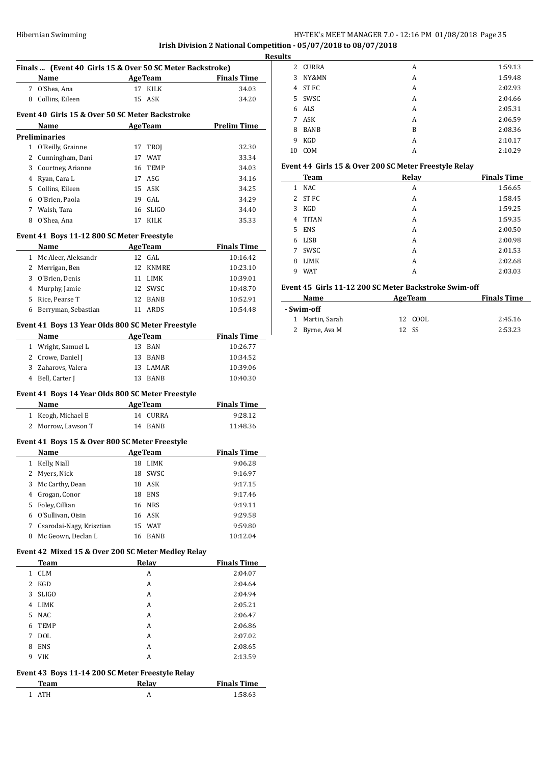**Results**

### Finals ... (Event 40 Girls 15 & Over 50 SC Meter Backstroke)

| | Name | Age | Team | Finals Time |
|---|---|---|---|---|
| 7 | O'Shea, Ana | 17 | KILK | 34.03 |
| 8 | Collins, Eileen | 15 | ASK | 34.20 |

### Event 40 Girls 15 & Over 50 SC Meter Backstroke

| | Name | Age | Team | Prelim Time |
|---|---|---|---|---|
| **Preliminaries** | | | | |
| 1 | O'Reilly, Grainne | 17 | TROJ | 32.30 |
| 2 | Cunningham, Dani | 17 | WAT | 33.34 |
| 3 | Courtney, Arianne | 16 | TEMP | 34.03 |
| 4 | Ryan, Cara L | 17 | ASG | 34.16 |
| 5 | Collins, Eileen | 15 | ASK | 34.25 |
| 6 | O'Brien, Paola | 19 | GAL | 34.29 |
| 7 | Walsh, Tara | 16 | SLIGO | 34.40 |
| 8 | O'Shea, Ana | 17 | KILK | 35.33 |

### Event 41 Boys 11-12 800 SC Meter Freestyle

| | Name | Age | Team | Finals Time |
|---|---|---|---|---|
| 1 | Mc Aleer, Aleksandr | 12 | GAL | 10:16.42 |
| 2 | Merrigan, Ben | 12 | KNMRE | 10:23.10 |
| 3 | O'Brien, Denis | 11 | LIMK | 10:39.01 |
| 4 | Murphy, Jamie | 12 | SWSC | 10:48.70 |
| 5 | Rice, Pearse T | 12 | BANB | 10:52.91 |
| 6 | Berryman, Sebastian | 11 | ARDS | 10:54.48 |

### Event 41 Boys 13 Year Olds 800 SC Meter Freestyle

| | Name | Age | Team | Finals Time |
|---|---|---|---|---|
| 1 | Wright, Samuel L | 13 | BAN | 10:26.77 |
| 2 | Crowe, Daniel J | 13 | BANB | 10:34.52 |
| 3 | Zaharovs, Valera | 13 | LAMAR | 10:39.06 |
| 4 | Bell, Carter J | 13 | BANB | 10:40.30 |

### Event 41 Boys 14 Year Olds 800 SC Meter Freestyle

| | Name | Age | Team | Finals Time |
|---|---|---|---|---|
| 1 | Keogh, Michael E | 14 | CURRA | 9:28.12 |
| 2 | Morrow, Lawson T | 14 | BANB | 11:48.36 |

### Event 41 Boys 15 & Over 800 SC Meter Freestyle

| | Name | Age | Team | Finals Time |
|---|---|---|---|---|
| 1 | Kelly, Niall | 18 | LIMK | 9:06.28 |
| 2 | Myers, Nick | 18 | SWSC | 9:16.97 |
| 3 | Mc Carthy, Dean | 18 | ASK | 9:17.15 |
| 4 | Grogan, Conor | 18 | ENS | 9:17.46 |
| 5 | Foley, Cillian | 16 | NRS | 9:19.11 |
| 6 | O'Sullivan, Oisin | 16 | ASK | 9:29.58 |
| 7 | Csarodai-Nagy, Krisztian | 15 | WAT | 9:59.80 |
| 8 | Mc Geown, Declan L | 16 | BANB | 10:12.04 |

### Event 42 Mixed 15 & Over 200 SC Meter Medley Relay

| | Team | Relay | Finals Time |
|---|---|---|---|
| 1 | CLM | A | 2:04.07 |
| 2 | KGD | A | 2:04.64 |
| 3 | SLIGO | A | 2:04.94 |
| 4 | LIMK | A | 2:05.21 |
| 5 | NAC | A | 2:06.47 |
| 6 | TEMP | A | 2:06.86 |
| 7 | DOL | A | 2:07.02 |
| 8 | ENS | A | 2:08.65 |
| 9 | VIK | A | 2:13.59 |

### Event 43 Boys 11-14 200 SC Meter Freestyle Relay

| | Team | Relay | Finals Time |
|---|---|---|---|
| 1 | ATH | A | 1:58.63 |
| 2 | CURRA | A | 1:59.13 |
| 3 | NY&MN | A | 1:59.48 |
| 4 | ST FC | A | 2:02.93 |
| 5 | SWSC | A | 2:04.66 |
| 6 | ALS | A | 2:05.31 |
| 7 | ASK | A | 2:06.59 |
| 8 | BANB | B | 2:08.36 |
| 9 | KGD | A | 2:10.17 |
| 10 | COM | A | 2:10.29 |

### Event 44 Girls 15 & Over 200 SC Meter Freestyle Relay

| | Team | Relay | Finals Time |
|---|---|---|---|
| 1 | NAC | A | 1:56.65 |
| 2 | ST FC | A | 1:58.45 |
| 3 | KGD | A | 1:59.25 |
| 4 | TITAN | A | 1:59.35 |
| 5 | ENS | A | 2:00.50 |
| 6 | LISB | A | 2:00.98 |
| 7 | SWSC | A | 2:01.53 |
| 8 | LIMK | A | 2:02.68 |
| 9 | WAT | A | 2:03.03 |

### Event 45 Girls 11-12 200 SC Meter Backstroke Swim-off

| | Name | Age | Team | Finals Time |
|---|---|---|---|---|
| **- Swim-off** | | | | |
| 1 | Martin, Sarah | 12 | COOL | 2:45.16 |
| 2 | Byrne, Ava M | 12 | SS | 2:53.23 |